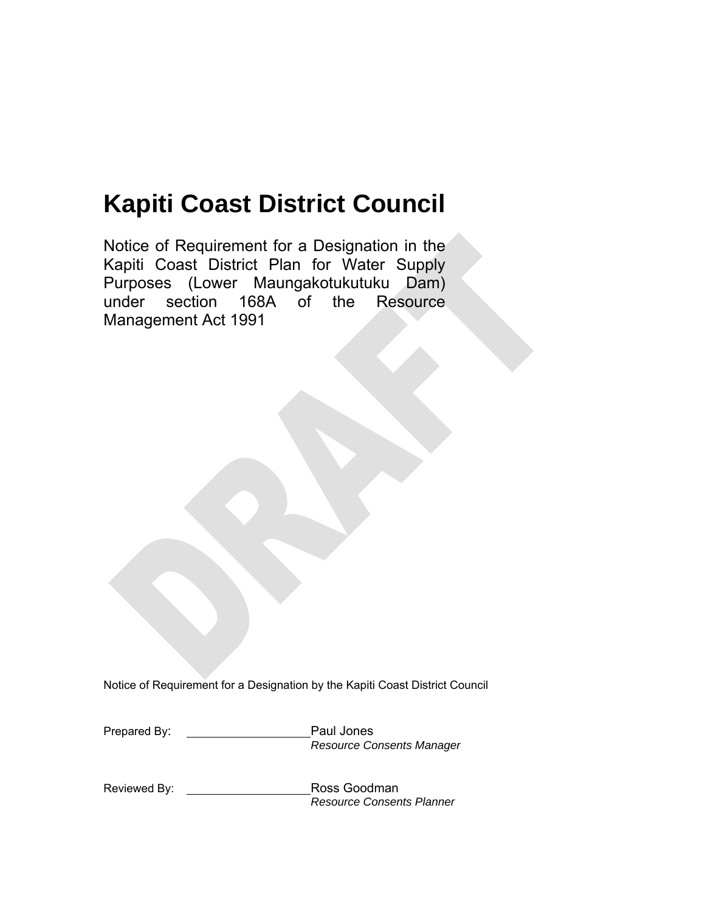# Kapiti Coast District Council

Notice of Requirement for a Designation in the Kapiti Coast District Plan for Water Supply Purposes (Lower Maungakotukutuku Dam) under section 168A of the Resource Management Act 1991

DRAFT

Notice of Requirement for a Designation by the Kapiti Coast District Council

Prepared By: \_\_\_\_\_\_\_\_\_\_\_\_\_\_\_\_\_\_\_\_ Paul Jones
*Resource Consents Manager*

Reviewed By: \_\_\_\_\_\_\_\_\_\_\_\_\_\_\_\_\_\_\_\_ Ross Goodman
*Resource Consents Planner*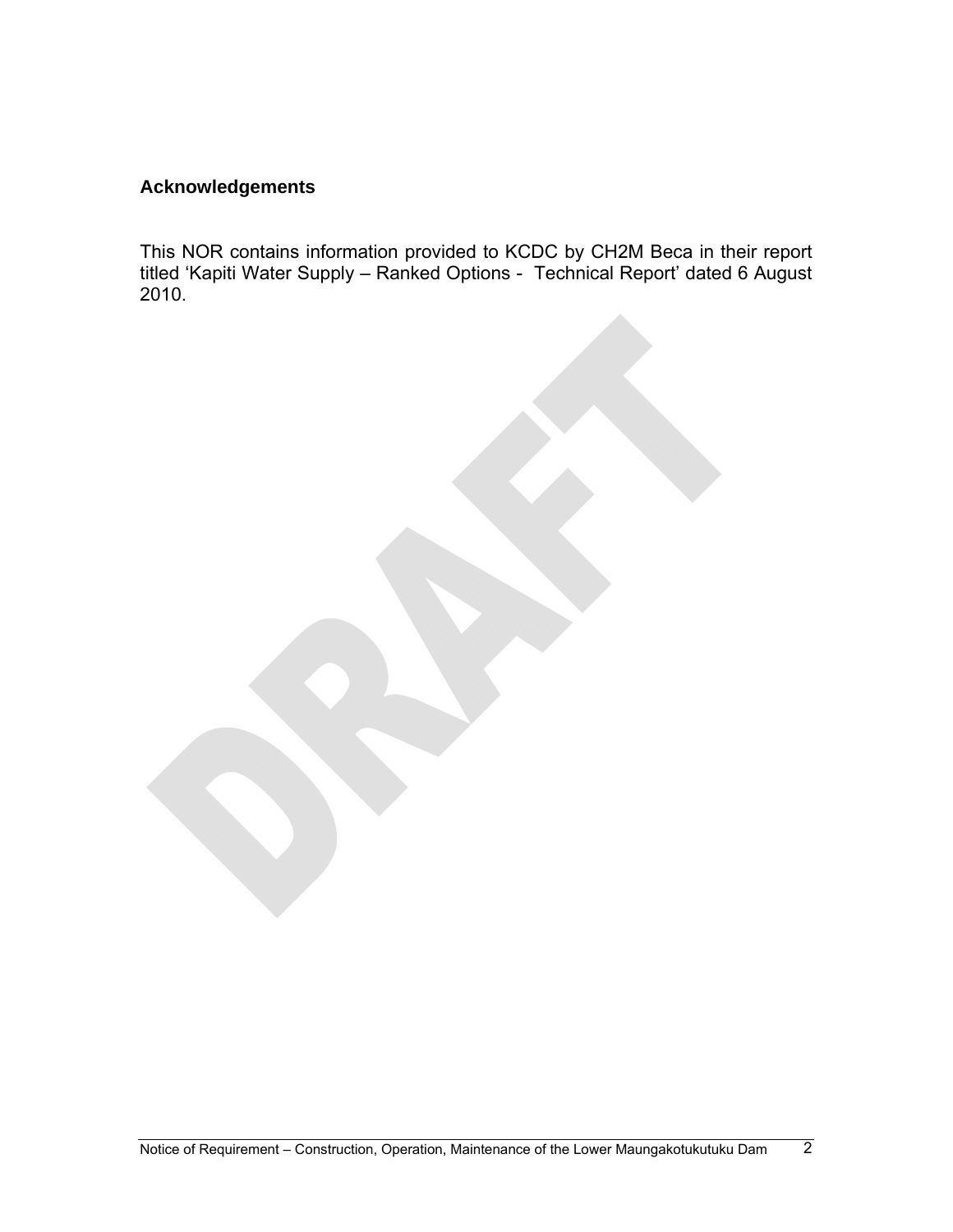## Acknowledgements

This NOR contains information provided to KCDC by CH2M Beca in their report titled 'Kapiti Water Supply – Ranked Options - Technical Report' dated 6 August 2010.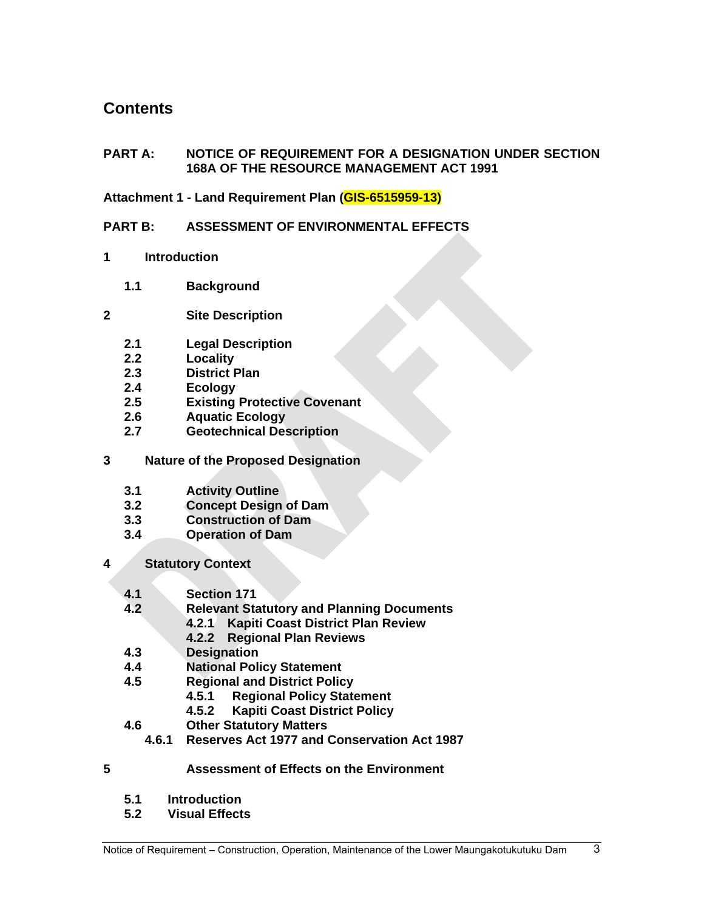# Contents

**PART A: NOTICE OF REQUIREMENT FOR A DESIGNATION UNDER SECTION 168A OF THE RESOURCE MANAGEMENT ACT 1991**

**Attachment 1 - Land Requirement Plan (GIS-6515959-13)**

**PART B: ASSESSMENT OF ENVIRONMENTAL EFFECTS**

**1 Introduction**

- **1.1 Background**

**2 Site Description**

- **2.1 Legal Description**
- **2.2 Locality**
- **2.3 District Plan**
- **2.4 Ecology**
- **2.5 Existing Protective Covenant**
- **2.6 Aquatic Ecology**
- **2.7 Geotechnical Description**

**3 Nature of the Proposed Designation**

- **3.1 Activity Outline**
- **3.2 Concept Design of Dam**
- **3.3 Construction of Dam**
- **3.4 Operation of Dam**

**4 Statutory Context**

- **4.1 Section 171**
- **4.2 Relevant Statutory and Planning Documents**
  - **4.2.1 Kapiti Coast District Plan Review**
  - **4.2.2 Regional Plan Reviews**
- **4.3 Designation**
- **4.4 National Policy Statement**
- **4.5 Regional and District Policy**
  - **4.5.1 Regional Policy Statement**
  - **4.5.2 Kapiti Coast District Policy**
- **4.6 Other Statutory Matters**
  - **4.6.1 Reserves Act 1977 and Conservation Act 1987**

**5 Assessment of Effects on the Environment**

- **5.1 Introduction**
- **5.2 Visual Effects**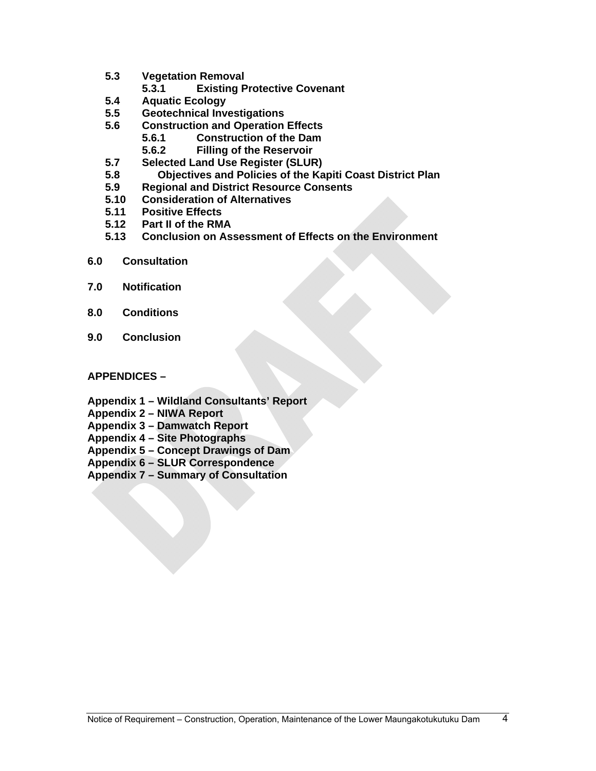**5.3 Vegetation Removal**

**5.3.1 Existing Protective Covenant**

**5.4 Aquatic Ecology**

**5.5 Geotechnical Investigations**

**5.6 Construction and Operation Effects**

**5.6.1 Construction of the Dam**

**5.6.2 Filling of the Reservoir**

**5.7 Selected Land Use Register (SLUR)**

**5.8 Objectives and Policies of the Kapiti Coast District Plan**

**5.9 Regional and District Resource Consents**

**5.10 Consideration of Alternatives**

**5.11 Positive Effects**

**5.12 Part II of the RMA**

**5.13 Conclusion on Assessment of Effects on the Environment**

**6.0 Consultation**

**7.0 Notification**

**8.0 Conditions**

**9.0 Conclusion**

**APPENDICES –**

**Appendix 1 – Wildland Consultants' Report**
**Appendix 2 – NIWA Report**
**Appendix 3 – Damwatch Report**
**Appendix 4 – Site Photographs**
**Appendix 5 – Concept Drawings of Dam**
**Appendix 6 – SLUR Correspondence**
**Appendix 7 – Summary of Consultation**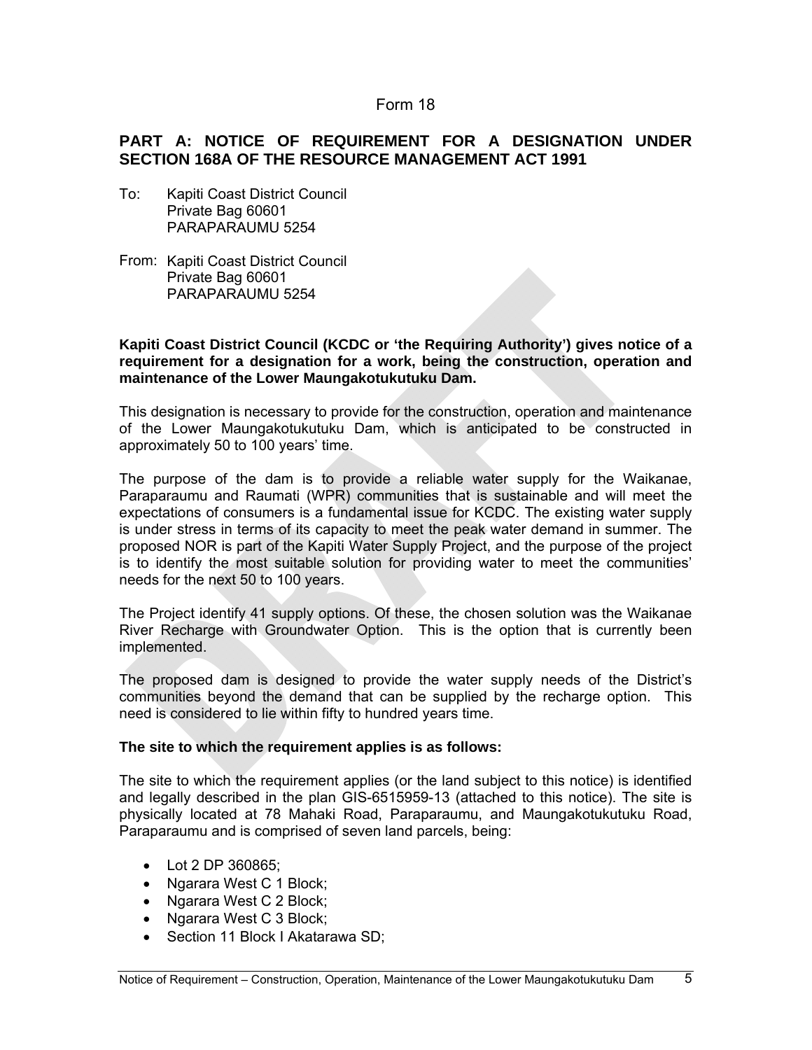Form 18

## PART A: NOTICE OF REQUIREMENT FOR A DESIGNATION UNDER SECTION 168A OF THE RESOURCE MANAGEMENT ACT 1991

To: Kapiti Coast District Council
Private Bag 60601
PARAPARAUMU 5254

From: Kapiti Coast District Council
Private Bag 60601
PARAPARAUMU 5254

**Kapiti Coast District Council (KCDC or 'the Requiring Authority') gives notice of a requirement for a designation for a work, being the construction, operation and maintenance of the Lower Maungakotukutuku Dam.**

This designation is necessary to provide for the construction, operation and maintenance of the Lower Maungakotukutuku Dam, which is anticipated to be constructed in approximately 50 to 100 years' time.

The purpose of the dam is to provide a reliable water supply for the Waikanae, Paraparaumu and Raumati (WPR) communities that is sustainable and will meet the expectations of consumers is a fundamental issue for KCDC. The existing water supply is under stress in terms of its capacity to meet the peak water demand in summer. The proposed NOR is part of the Kapiti Water Supply Project, and the purpose of the project is to identify the most suitable solution for providing water to meet the communities' needs for the next 50 to 100 years.

The Project identify 41 supply options. Of these, the chosen solution was the Waikanae River Recharge with Groundwater Option. This is the option that is currently been implemented.

The proposed dam is designed to provide the water supply needs of the District's communities beyond the demand that can be supplied by the recharge option. This need is considered to lie within fifty to hundred years time.

**The site to which the requirement applies is as follows:**

The site to which the requirement applies (or the land subject to this notice) is identified and legally described in the plan GIS-6515959-13 (attached to this notice). The site is physically located at 78 Mahaki Road, Paraparaumu, and Maungakotukutuku Road, Paraparaumu and is comprised of seven land parcels, being:

- Lot 2 DP 360865;
- Ngarara West C 1 Block;
- Ngarara West C 2 Block;
- Ngarara West C 3 Block;
- Section 11 Block I Akatarawa SD;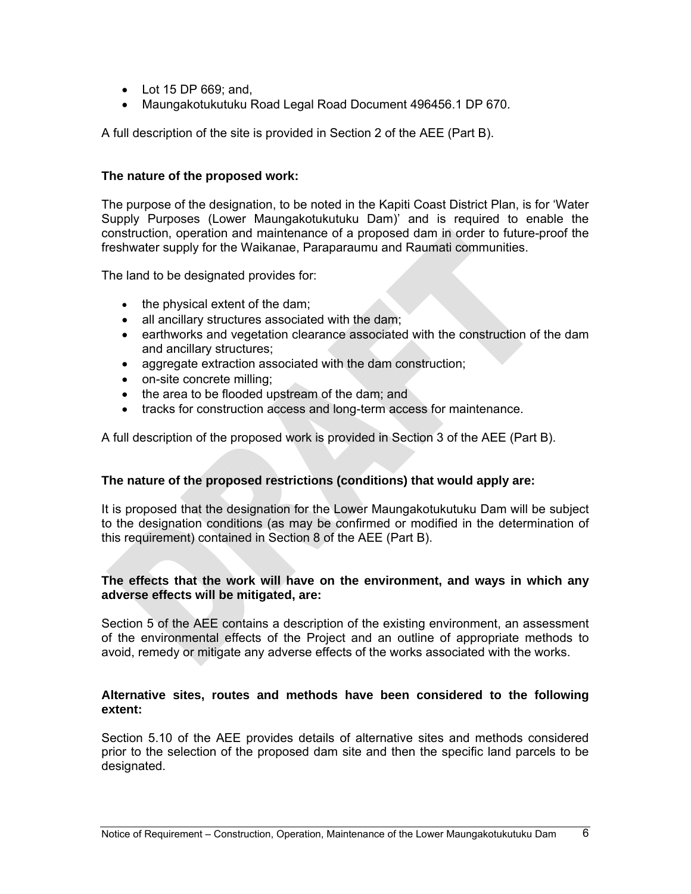- Lot 15 DP 669; and,
- Maungakotukutuku Road Legal Road Document 496456.1 DP 670.

A full description of the site is provided in Section 2 of the AEE (Part B).

**The nature of the proposed work:**

The purpose of the designation, to be noted in the Kapiti Coast District Plan, is for 'Water Supply Purposes (Lower Maungakotukutuku Dam)' and is required to enable the construction, operation and maintenance of a proposed dam in order to future-proof the freshwater supply for the Waikanae, Paraparaumu and Raumati communities.

The land to be designated provides for:

- the physical extent of the dam;
- all ancillary structures associated with the dam;
- earthworks and vegetation clearance associated with the construction of the dam and ancillary structures;
- aggregate extraction associated with the dam construction;
- on-site concrete milling;
- the area to be flooded upstream of the dam; and
- tracks for construction access and long-term access for maintenance.

A full description of the proposed work is provided in Section 3 of the AEE (Part B).

**The nature of the proposed restrictions (conditions) that would apply are:**

It is proposed that the designation for the Lower Maungakotukutuku Dam will be subject to the designation conditions (as may be confirmed or modified in the determination of this requirement) contained in Section 8 of the AEE (Part B).

**The effects that the work will have on the environment, and ways in which any adverse effects will be mitigated, are:**

Section 5 of the AEE contains a description of the existing environment, an assessment of the environmental effects of the Project and an outline of appropriate methods to avoid, remedy or mitigate any adverse effects of the works associated with the works.

**Alternative sites, routes and methods have been considered to the following extent:**

Section 5.10 of the AEE provides details of alternative sites and methods considered prior to the selection of the proposed dam site and then the specific land parcels to be designated.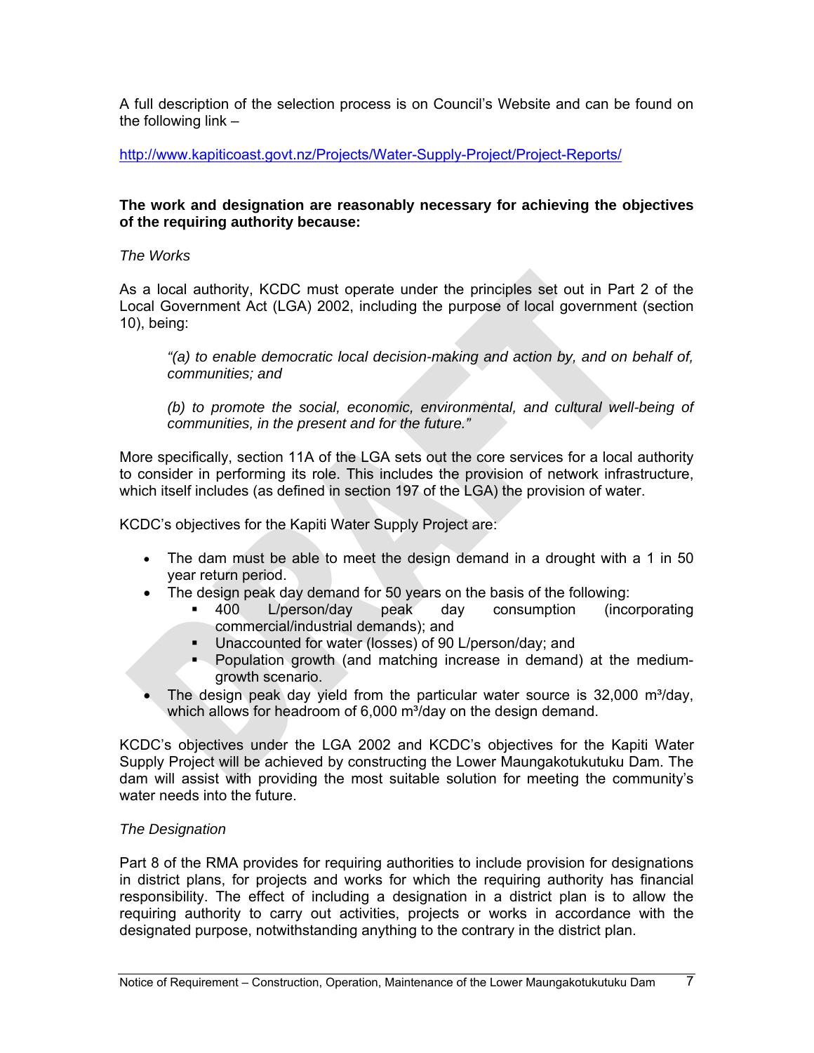A full description of the selection process is on Council's Website and can be found on the following link –

http://www.kapiticoast.govt.nz/Projects/Water-Supply-Project/Project-Reports/

**The work and designation are reasonably necessary for achieving the objectives of the requiring authority because:**

*The Works*

As a local authority, KCDC must operate under the principles set out in Part 2 of the Local Government Act (LGA) 2002, including the purpose of local government (section 10), being:

> *"(a) to enable democratic local decision-making and action by, and on behalf of, communities; and*
>
> *(b) to promote the social, economic, environmental, and cultural well-being of communities, in the present and for the future."*

More specifically, section 11A of the LGA sets out the core services for a local authority to consider in performing its role. This includes the provision of network infrastructure, which itself includes (as defined in section 197 of the LGA) the provision of water.

KCDC's objectives for the Kapiti Water Supply Project are:

- The dam must be able to meet the design demand in a drought with a 1 in 50 year return period.
- The design peak day demand for 50 years on the basis of the following:
  - 400 L/person/day peak day consumption (incorporating commercial/industrial demands); and
  - Unaccounted for water (losses) of 90 L/person/day; and
  - Population growth (and matching increase in demand) at the medium-growth scenario.
- The design peak day yield from the particular water source is 32,000 m³/day, which allows for headroom of 6,000 m³/day on the design demand.

KCDC's objectives under the LGA 2002 and KCDC's objectives for the Kapiti Water Supply Project will be achieved by constructing the Lower Maungakotukutuku Dam. The dam will assist with providing the most suitable solution for meeting the community's water needs into the future.

*The Designation*

Part 8 of the RMA provides for requiring authorities to include provision for designations in district plans, for projects and works for which the requiring authority has financial responsibility. The effect of including a designation in a district plan is to allow the requiring authority to carry out activities, projects or works in accordance with the designated purpose, notwithstanding anything to the contrary in the district plan.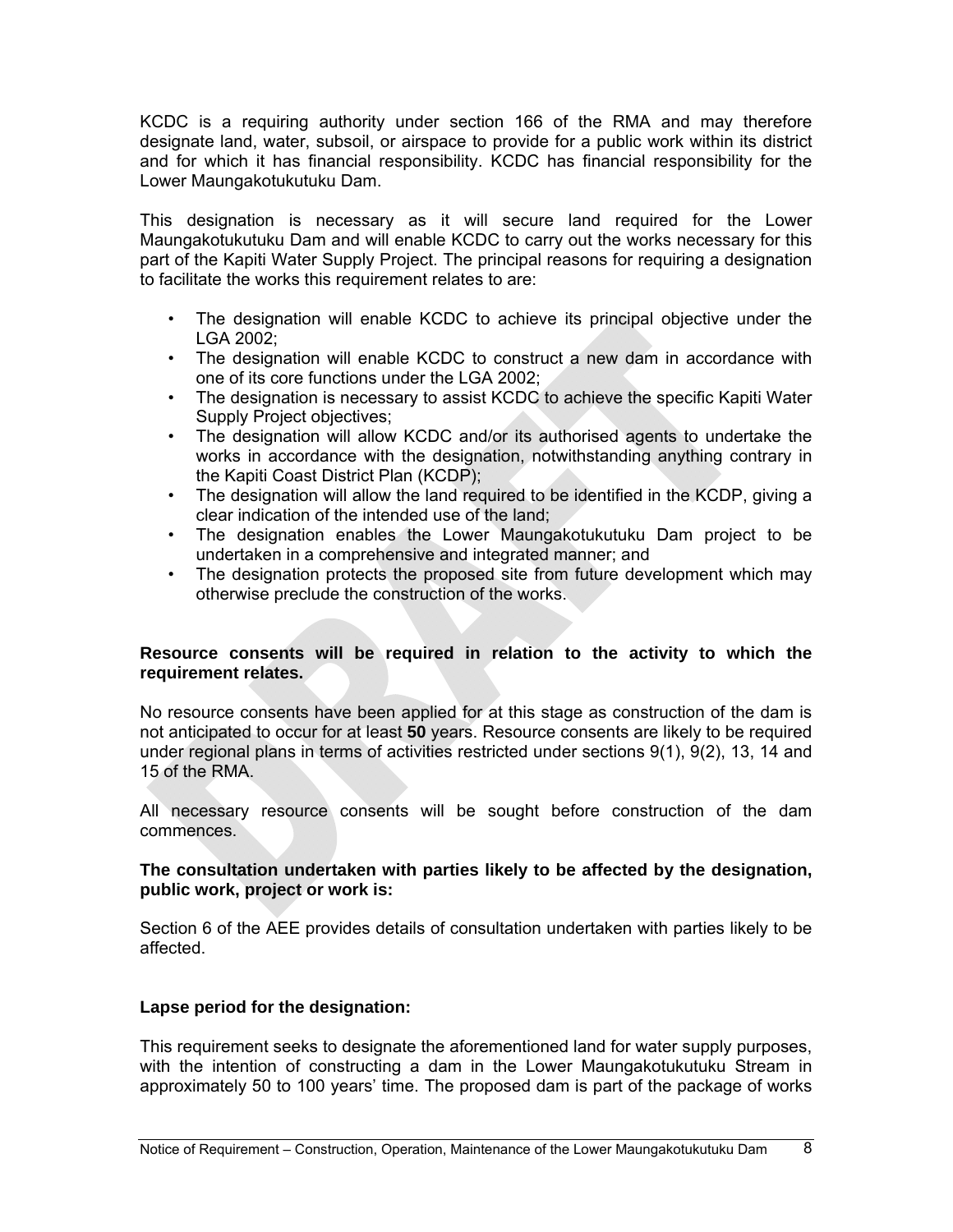KCDC is a requiring authority under section 166 of the RMA and may therefore designate land, water, subsoil, or airspace to provide for a public work within its district and for which it has financial responsibility. KCDC has financial responsibility for the Lower Maungakotukutuku Dam.

This designation is necessary as it will secure land required for the Lower Maungakotukutuku Dam and will enable KCDC to carry out the works necessary for this part of the Kapiti Water Supply Project. The principal reasons for requiring a designation to facilitate the works this requirement relates to are:

- The designation will enable KCDC to achieve its principal objective under the LGA 2002;
- The designation will enable KCDC to construct a new dam in accordance with one of its core functions under the LGA 2002;
- The designation is necessary to assist KCDC to achieve the specific Kapiti Water Supply Project objectives;
- The designation will allow KCDC and/or its authorised agents to undertake the works in accordance with the designation, notwithstanding anything contrary in the Kapiti Coast District Plan (KCDP);
- The designation will allow the land required to be identified in the KCDP, giving a clear indication of the intended use of the land;
- The designation enables the Lower Maungakotukutuku Dam project to be undertaken in a comprehensive and integrated manner; and
- The designation protects the proposed site from future development which may otherwise preclude the construction of the works.

**Resource consents will be required in relation to the activity to which the requirement relates.**

No resource consents have been applied for at this stage as construction of the dam is not anticipated to occur for at least **50** years. Resource consents are likely to be required under regional plans in terms of activities restricted under sections 9(1), 9(2), 13, 14 and 15 of the RMA.

All necessary resource consents will be sought before construction of the dam commences.

**The consultation undertaken with parties likely to be affected by the designation, public work, project or work is:**

Section 6 of the AEE provides details of consultation undertaken with parties likely to be affected.

**Lapse period for the designation:**

This requirement seeks to designate the aforementioned land for water supply purposes, with the intention of constructing a dam in the Lower Maungakotukutuku Stream in approximately 50 to 100 years' time. The proposed dam is part of the package of works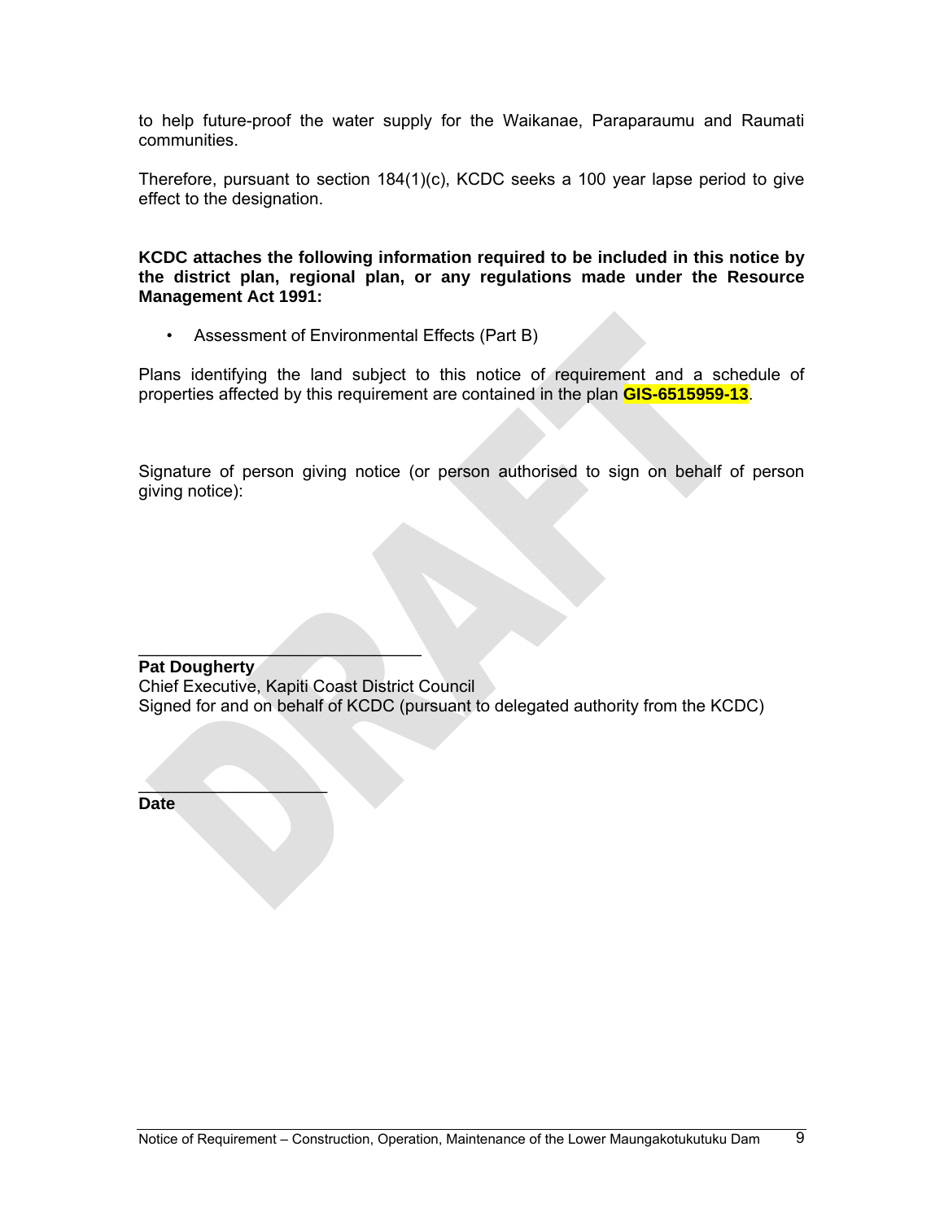to help future-proof the water supply for the Waikanae, Paraparaumu and Raumati communities.

Therefore, pursuant to section 184(1)(c), KCDC seeks a 100 year lapse period to give effect to the designation.

**KCDC attaches the following information required to be included in this notice by the district plan, regional plan, or any regulations made under the Resource Management Act 1991:**

- Assessment of Environmental Effects (Part B)

Plans identifying the land subject to this notice of requirement and a schedule of properties affected by this requirement are contained in the plan **GIS-6515959-13**.

Signature of person giving notice (or person authorised to sign on behalf of person giving notice):

\_\_\_\_\_\_\_\_\_\_\_\_\_\_\_\_\_\_\_\_\_\_\_\_\_\_\_\_\_\_

**Pat Dougherty**
Chief Executive, Kapiti Coast District Council
Signed for and on behalf of KCDC (pursuant to delegated authority from the KCDC)

\_\_\_\_\_\_\_\_\_\_\_\_\_\_\_\_\_\_\_\_

**Date**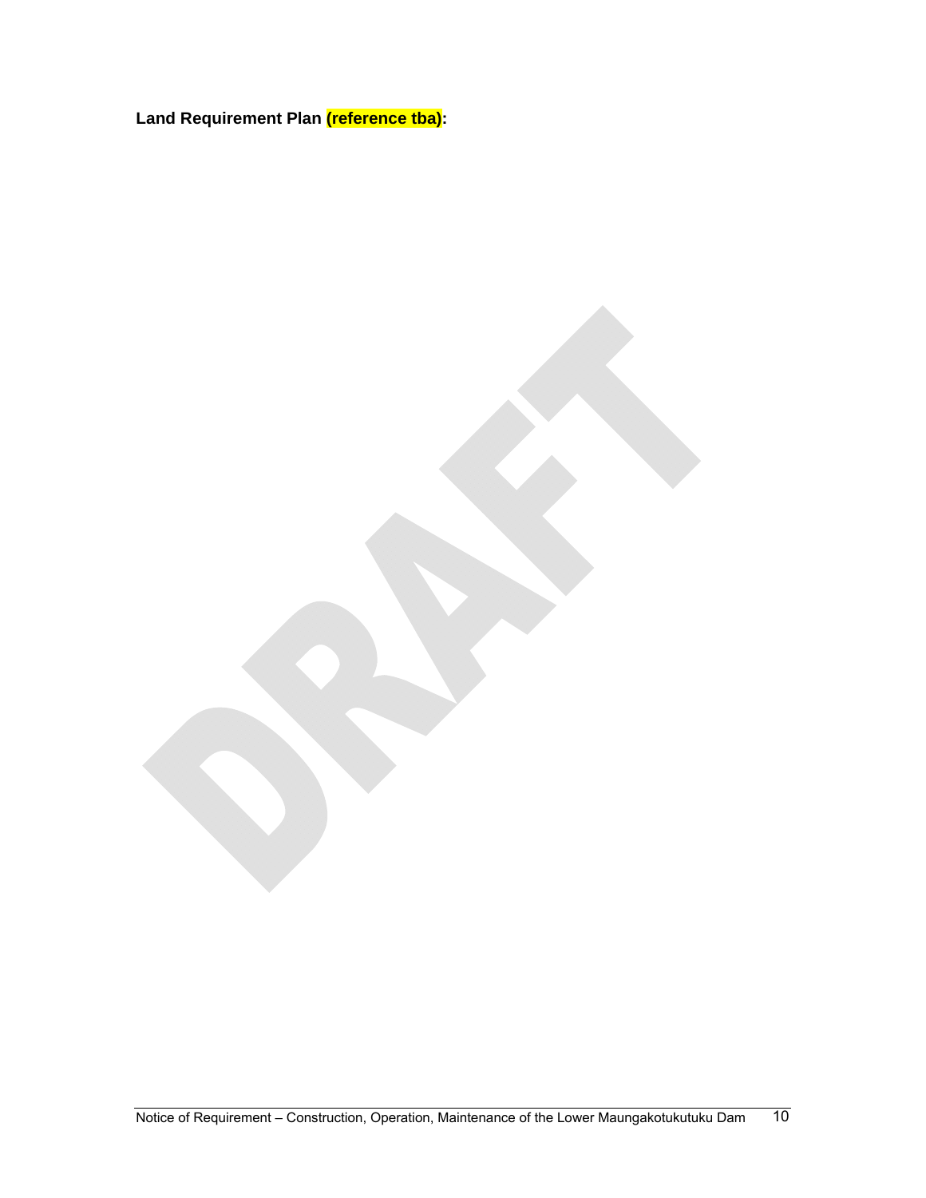**Land Requirement Plan (reference tba):**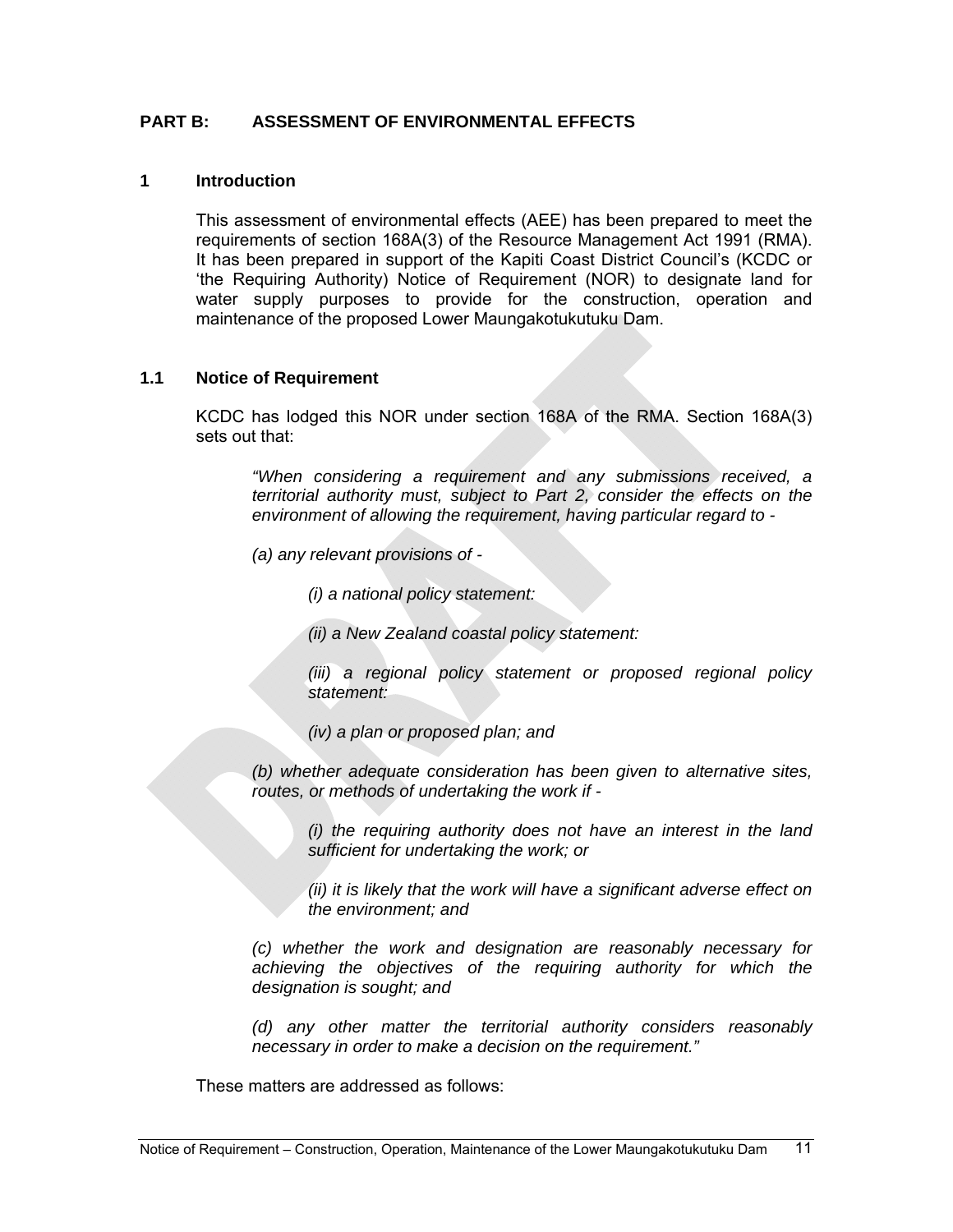# PART B: ASSESSMENT OF ENVIRONMENTAL EFFECTS

## 1 Introduction

This assessment of environmental effects (AEE) has been prepared to meet the requirements of section 168A(3) of the Resource Management Act 1991 (RMA). It has been prepared in support of the Kapiti Coast District Council's (KCDC or 'the Requiring Authority) Notice of Requirement (NOR) to designate land for water supply purposes to provide for the construction, operation and maintenance of the proposed Lower Maungakotukutuku Dam.

### 1.1 Notice of Requirement

KCDC has lodged this NOR under section 168A of the RMA. Section 168A(3) sets out that:

> *"When considering a requirement and any submissions received, a territorial authority must, subject to Part 2, consider the effects on the environment of allowing the requirement, having particular regard to -*
>
> *(a) any relevant provisions of -*
>
> > *(i) a national policy statement:*
> >
> > *(ii) a New Zealand coastal policy statement:*
> >
> > *(iii) a regional policy statement or proposed regional policy statement:*
> >
> > *(iv) a plan or proposed plan; and*
>
> *(b) whether adequate consideration has been given to alternative sites, routes, or methods of undertaking the work if -*
>
> > *(i) the requiring authority does not have an interest in the land sufficient for undertaking the work; or*
> >
> > *(ii) it is likely that the work will have a significant adverse effect on the environment; and*
>
> *(c) whether the work and designation are reasonably necessary for achieving the objectives of the requiring authority for which the designation is sought; and*
>
> *(d) any other matter the territorial authority considers reasonably necessary in order to make a decision on the requirement."*

These matters are addressed as follows: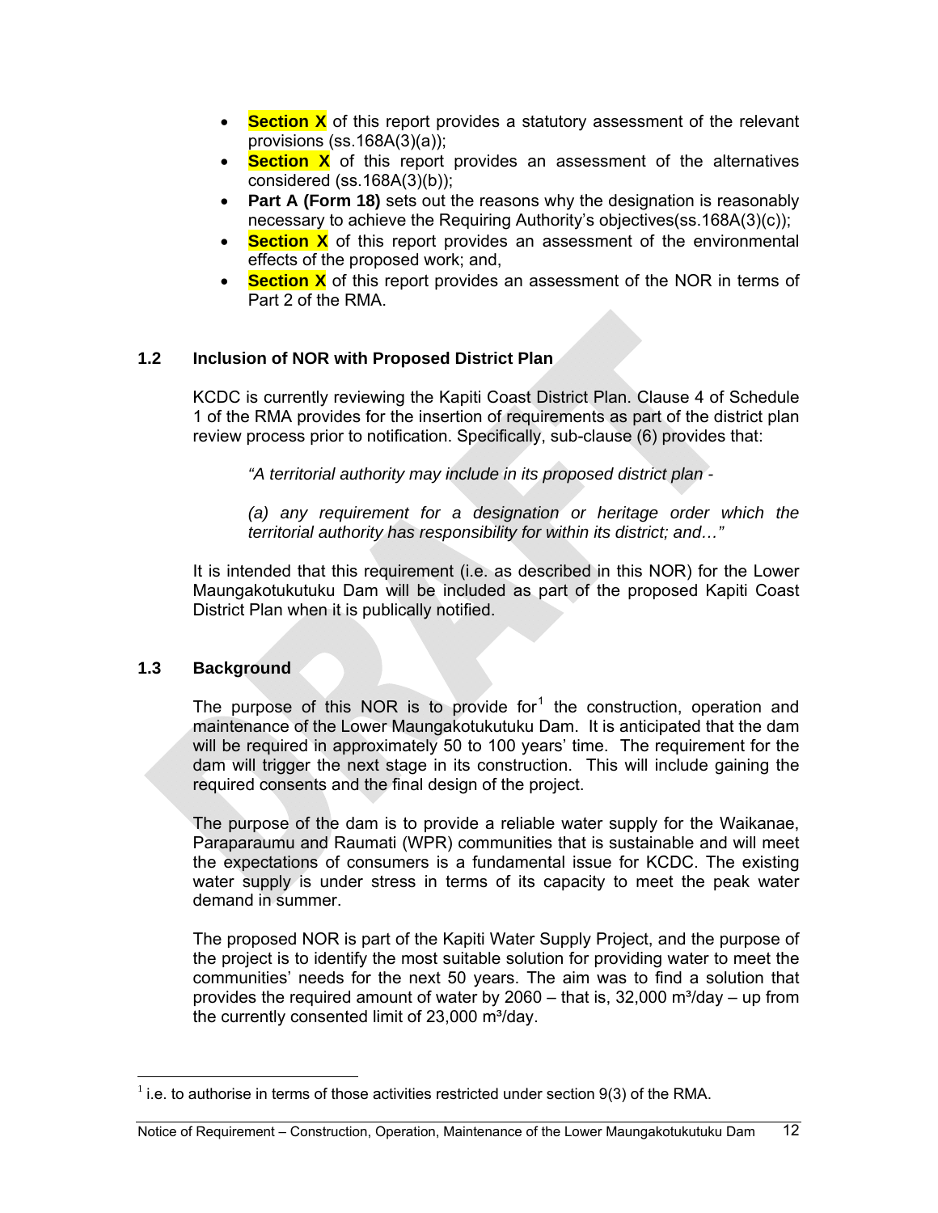- **Section X** of this report provides a statutory assessment of the relevant provisions (ss.168A(3)(a));
- **Section X** of this report provides an assessment of the alternatives considered (ss.168A(3)(b));
- **Part A (Form 18)** sets out the reasons why the designation is reasonably necessary to achieve the Requiring Authority's objectives(ss.168A(3)(c));
- **Section X** of this report provides an assessment of the environmental effects of the proposed work; and,
- **Section X** of this report provides an assessment of the NOR in terms of Part 2 of the RMA.

## 1.2 Inclusion of NOR with Proposed District Plan

KCDC is currently reviewing the Kapiti Coast District Plan. Clause 4 of Schedule 1 of the RMA provides for the insertion of requirements as part of the district plan review process prior to notification. Specifically, sub-clause (6) provides that:

> *"A territorial authority may include in its proposed district plan -*
>
> *(a) any requirement for a designation or heritage order which the territorial authority has responsibility for within its district; and…"*

It is intended that this requirement (i.e. as described in this NOR) for the Lower Maungakotukutuku Dam will be included as part of the proposed Kapiti Coast District Plan when it is publically notified.

## 1.3 Background

The purpose of this NOR is to provide for[1] the construction, operation and maintenance of the Lower Maungakotukutuku Dam. It is anticipated that the dam will be required in approximately 50 to 100 years' time. The requirement for the dam will trigger the next stage in its construction. This will include gaining the required consents and the final design of the project.

The purpose of the dam is to provide a reliable water supply for the Waikanae, Paraparaumu and Raumati (WPR) communities that is sustainable and will meet the expectations of consumers is a fundamental issue for KCDC. The existing water supply is under stress in terms of its capacity to meet the peak water demand in summer.

The proposed NOR is part of the Kapiti Water Supply Project, and the purpose of the project is to identify the most suitable solution for providing water to meet the communities' needs for the next 50 years. The aim was to find a solution that provides the required amount of water by 2060 – that is, 32,000 m³/day – up from the currently consented limit of 23,000 m³/day.

---

[1] i.e. to authorise in terms of those activities restricted under section 9(3) of the RMA.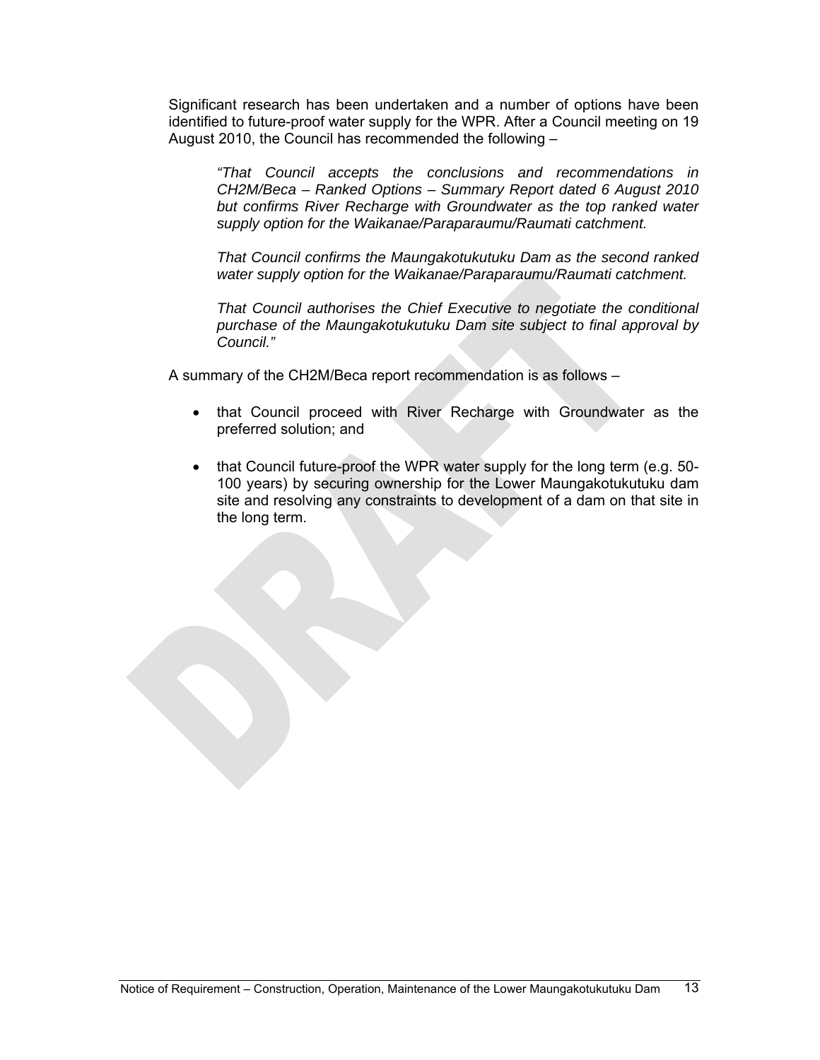Significant research has been undertaken and a number of options have been identified to future-proof water supply for the WPR. After a Council meeting on 19 August 2010, the Council has recommended the following –

> *"That Council accepts the conclusions and recommendations in CH2M/Beca – Ranked Options – Summary Report dated 6 August 2010 but confirms River Recharge with Groundwater as the top ranked water supply option for the Waikanae/Paraparaumu/Raumati catchment.*
>
> *That Council confirms the Maungakotukutuku Dam as the second ranked water supply option for the Waikanae/Paraparaumu/Raumati catchment.*
>
> *That Council authorises the Chief Executive to negotiate the conditional purchase of the Maungakotukutuku Dam site subject to final approval by Council."*

A summary of the CH2M/Beca report recommendation is as follows –

- that Council proceed with River Recharge with Groundwater as the preferred solution; and
- that Council future-proof the WPR water supply for the long term (e.g. 50-100 years) by securing ownership for the Lower Maungakotukutuku dam site and resolving any constraints to development of a dam on that site in the long term.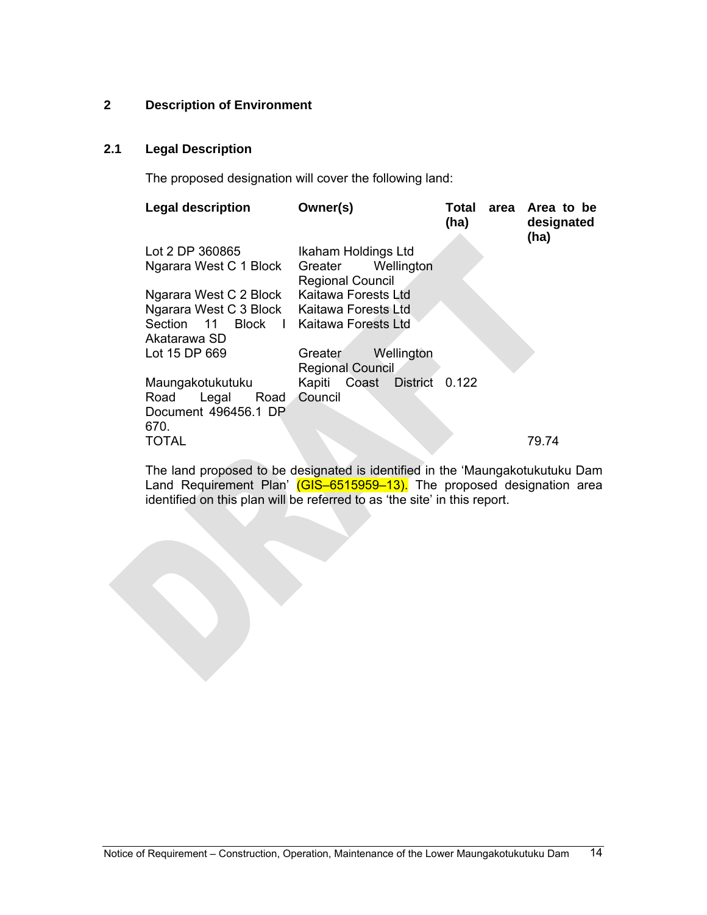## 2 Description of Environment

### 2.1 Legal Description

The proposed designation will cover the following land:

| Legal description | Owner(s) | Total area (ha) | Area to be designated (ha) |
|---|---|---|---|
| Lot 2 DP 360865 | Ikaham Holdings Ltd | | |
| Ngarara West C 1 Block | Greater Wellington Regional Council | | |
| Ngarara West C 2 Block | Kaitawa Forests Ltd | | |
| Ngarara West C 3 Block | Kaitawa Forests Ltd | | |
| Section 11 Block I Akatarawa SD | Kaitawa Forests Ltd | | |
| Lot 15 DP 669 | Greater Wellington Regional Council | | |
| Maungakotukutuku Road Legal Road Document 496456.1 DP 670. | Kapiti Coast District Council | 0.122 | |
| TOTAL | | | 79.74 |

The land proposed to be designated is identified in the 'Maungakotukutuku Dam Land Requirement Plan' (GIS–6515959–13). The proposed designation area identified on this plan will be referred to as 'the site' in this report.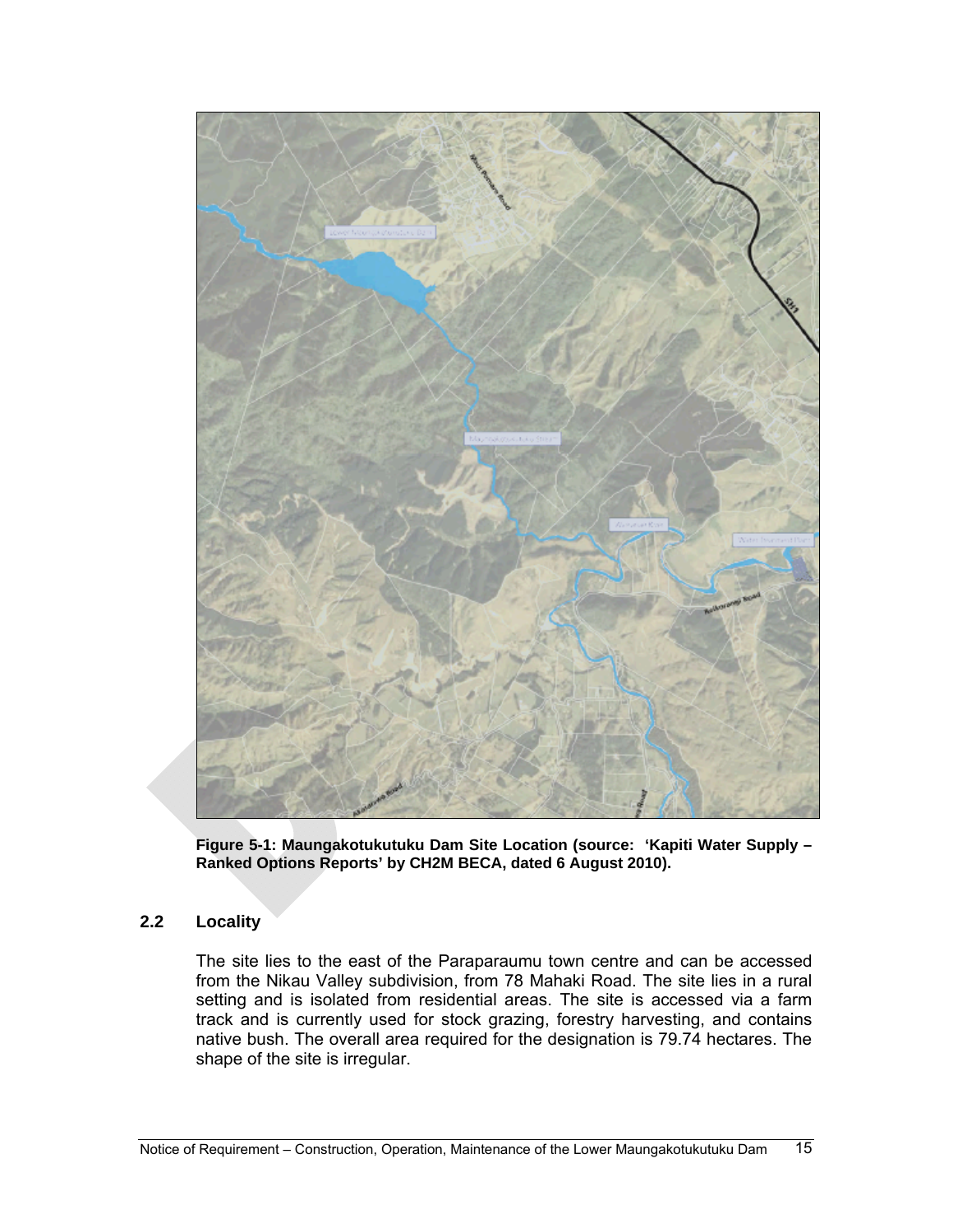**Figure 5-1: Maungakotukutuku Dam Site Location (source: 'Kapiti Water Supply – Ranked Options Reports' by CH2M BECA, dated 6 August 2010).**

## 2.2 Locality

The site lies to the east of the Paraparaumu town centre and can be accessed from the Nikau Valley subdivision, from 78 Mahaki Road. The site lies in a rural setting and is isolated from residential areas. The site is accessed via a farm track and is currently used for stock grazing, forestry harvesting, and contains native bush. The overall area required for the designation is 79.74 hectares. The shape of the site is irregular.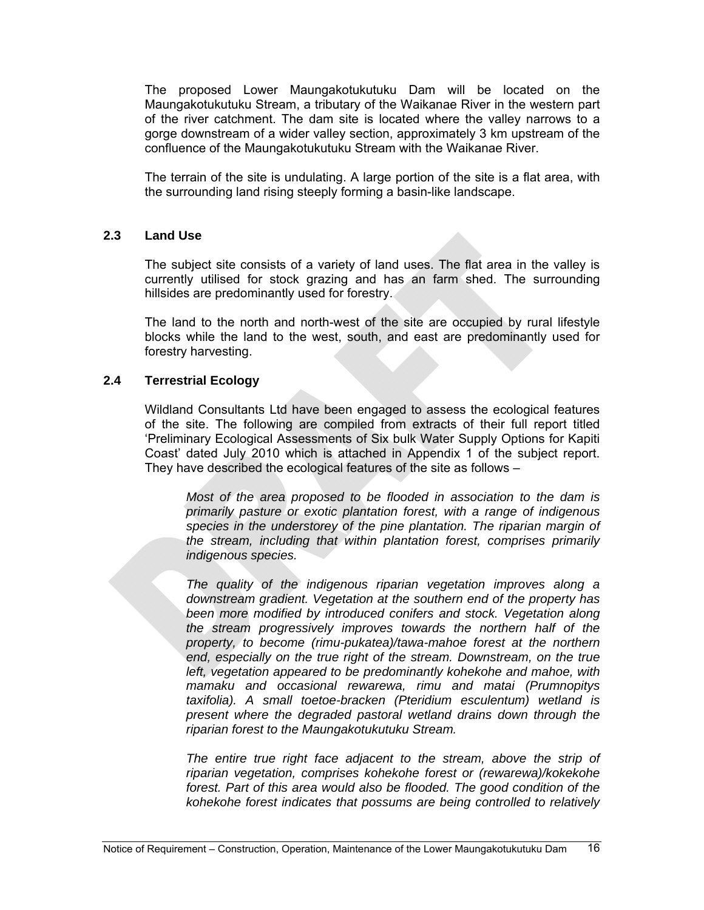The proposed Lower Maungakotukutuku Dam will be located on the Maungakotukutuku Stream, a tributary of the Waikanae River in the western part of the river catchment. The dam site is located where the valley narrows to a gorge downstream of a wider valley section, approximately 3 km upstream of the confluence of the Maungakotukutuku Stream with the Waikanae River.

The terrain of the site is undulating. A large portion of the site is a flat area, with the surrounding land rising steeply forming a basin-like landscape.

## 2.3 Land Use

The subject site consists of a variety of land uses. The flat area in the valley is currently utilised for stock grazing and has an farm shed. The surrounding hillsides are predominantly used for forestry.

The land to the north and north-west of the site are occupied by rural lifestyle blocks while the land to the west, south, and east are predominantly used for forestry harvesting.

## 2.4 Terrestrial Ecology

Wildland Consultants Ltd have been engaged to assess the ecological features of the site. The following are compiled from extracts of their full report titled 'Preliminary Ecological Assessments of Six bulk Water Supply Options for Kapiti Coast' dated July 2010 which is attached in Appendix 1 of the subject report. They have described the ecological features of the site as follows –

> *Most of the area proposed to be flooded in association to the dam is primarily pasture or exotic plantation forest, with a range of indigenous species in the understorey of the pine plantation. The riparian margin of the stream, including that within plantation forest, comprises primarily indigenous species.*
>
> *The quality of the indigenous riparian vegetation improves along a downstream gradient. Vegetation at the southern end of the property has been more modified by introduced conifers and stock. Vegetation along the stream progressively improves towards the northern half of the property, to become (rimu-pukatea)/tawa-mahoe forest at the northern end, especially on the true right of the stream. Downstream, on the true left, vegetation appeared to be predominantly kohekohe and mahoe, with mamaku and occasional rewarewa, rimu and matai (Prumnopitys taxifolia). A small toetoe-bracken (Pteridium esculentum) wetland is present where the degraded pastoral wetland drains down through the riparian forest to the Maungakotukutuku Stream.*
>
> *The entire true right face adjacent to the stream, above the strip of riparian vegetation, comprises kohekohe forest or (rewarewa)/kokekohe forest. Part of this area would also be flooded. The good condition of the kohekohe forest indicates that possums are being controlled to relatively*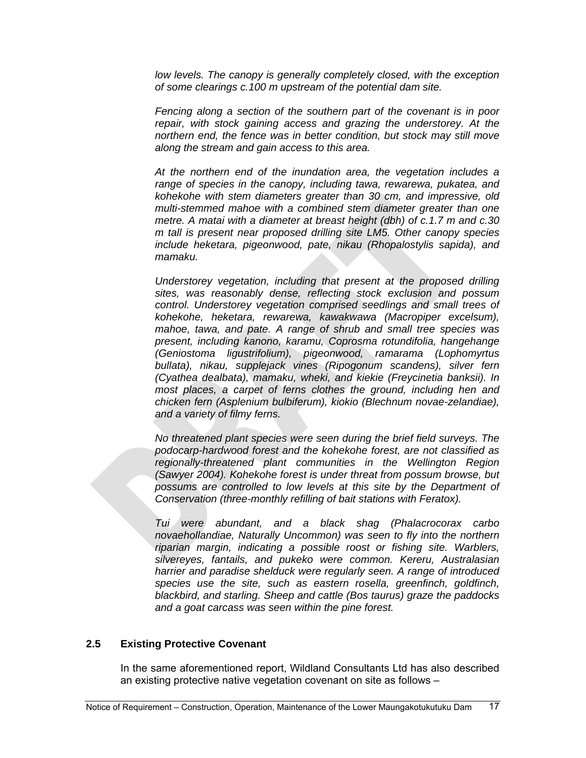*low levels. The canopy is generally completely closed, with the exception of some clearings c.100 m upstream of the potential dam site.*

*Fencing along a section of the southern part of the covenant is in poor repair, with stock gaining access and grazing the understorey. At the northern end, the fence was in better condition, but stock may still move along the stream and gain access to this area.*

*At the northern end of the inundation area, the vegetation includes a range of species in the canopy, including tawa, rewarewa, pukatea, and kohekohe with stem diameters greater than 30 cm, and impressive, old multi-stemmed mahoe with a combined stem diameter greater than one metre. A matai with a diameter at breast height (dbh) of c.1.7 m and c.30 m tall is present near proposed drilling site LM5. Other canopy species include heketara, pigeonwood, pate, nikau (Rhopalostylis sapida), and mamaku.*

*Understorey vegetation, including that present at the proposed drilling sites, was reasonably dense, reflecting stock exclusion and possum control. Understorey vegetation comprised seedlings and small trees of kohekohe, heketara, rewarewa, kawakwawa (Macropiper excelsum), mahoe, tawa, and pate. A range of shrub and small tree species was present, including kanono, karamu, Coprosma rotundifolia, hangehange (Geniostoma ligustrifolium), pigeonwood, ramarama (Lophomyrtus bullata), nikau, supplejack vines (Ripogonum scandens), silver fern (Cyathea dealbata), mamaku, wheki, and kiekie (Freycinetia banksii). In most places, a carpet of ferns clothes the ground, including hen and chicken fern (Asplenium bulbiferum), kiokio (Blechnum novae-zelandiae), and a variety of filmy ferns.*

*No threatened plant species were seen during the brief field surveys. The podocarp-hardwood forest and the kohekohe forest, are not classified as regionally-threatened plant communities in the Wellington Region (Sawyer 2004). Kohekohe forest is under threat from possum browse, but possums are controlled to low levels at this site by the Department of Conservation (three-monthly refilling of bait stations with Feratox).*

*Tui were abundant, and a black shag (Phalacrocorax carbo novaehollandiae, Naturally Uncommon) was seen to fly into the northern riparian margin, indicating a possible roost or fishing site. Warblers, silvereyes, fantails, and pukeko were common. Kereru, Australasian harrier and paradise shelduck were regularly seen. A range of introduced species use the site, such as eastern rosella, greenfinch, goldfinch, blackbird, and starling. Sheep and cattle (Bos taurus) graze the paddocks and a goat carcass was seen within the pine forest.*

## 2.5 Existing Protective Covenant

In the same aforementioned report, Wildland Consultants Ltd has also described an existing protective native vegetation covenant on site as follows –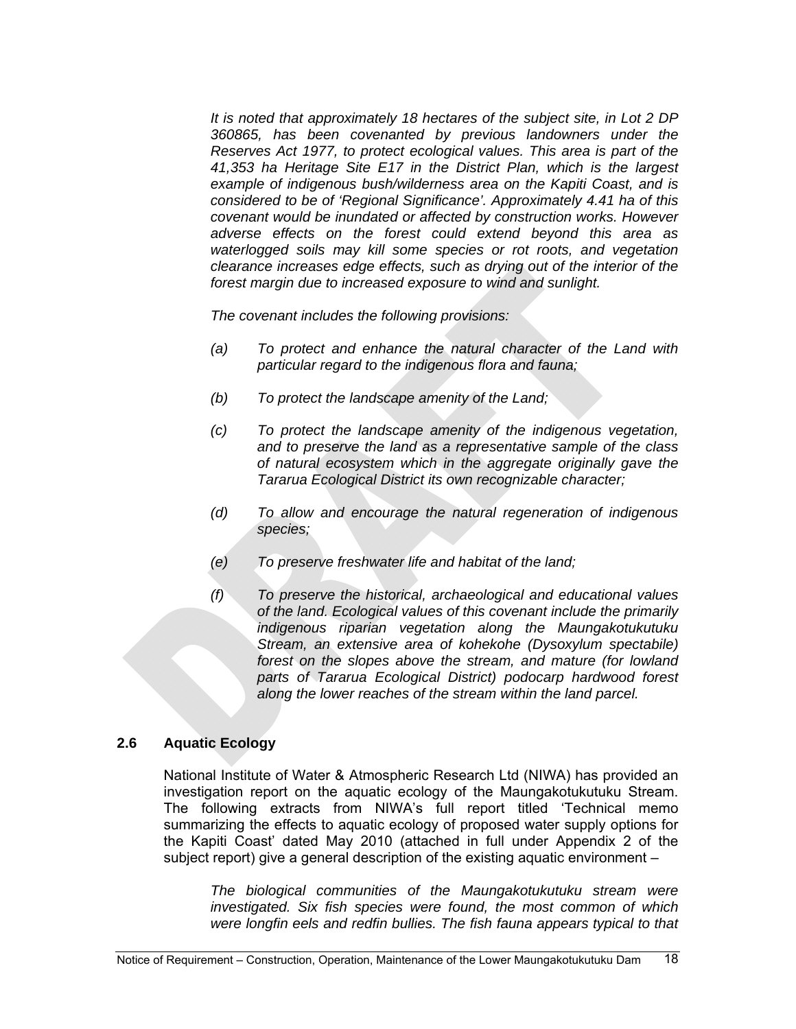*It is noted that approximately 18 hectares of the subject site, in Lot 2 DP 360865, has been covenanted by previous landowners under the Reserves Act 1977, to protect ecological values. This area is part of the 41,353 ha Heritage Site E17 in the District Plan, which is the largest example of indigenous bush/wilderness area on the Kapiti Coast, and is considered to be of 'Regional Significance'. Approximately 4.41 ha of this covenant would be inundated or affected by construction works. However adverse effects on the forest could extend beyond this area as waterlogged soils may kill some species or rot roots, and vegetation clearance increases edge effects, such as drying out of the interior of the forest margin due to increased exposure to wind and sunlight.*

*The covenant includes the following provisions:*

*(a) To protect and enhance the natural character of the Land with particular regard to the indigenous flora and fauna;*

*(b) To protect the landscape amenity of the Land;*

*(c) To protect the landscape amenity of the indigenous vegetation, and to preserve the land as a representative sample of the class of natural ecosystem which in the aggregate originally gave the Tararua Ecological District its own recognizable character;*

*(d) To allow and encourage the natural regeneration of indigenous species;*

*(e) To preserve freshwater life and habitat of the land;*

*(f) To preserve the historical, archaeological and educational values of the land. Ecological values of this covenant include the primarily indigenous riparian vegetation along the Maungakotukutuku Stream, an extensive area of kohekohe (Dysoxylum spectabile) forest on the slopes above the stream, and mature (for lowland parts of Tararua Ecological District) podocarp hardwood forest along the lower reaches of the stream within the land parcel.*

## 2.6 Aquatic Ecology

National Institute of Water & Atmospheric Research Ltd (NIWA) has provided an investigation report on the aquatic ecology of the Maungakotukutuku Stream. The following extracts from NIWA's full report titled 'Technical memo summarizing the effects to aquatic ecology of proposed water supply options for the Kapiti Coast' dated May 2010 (attached in full under Appendix 2 of the subject report) give a general description of the existing aquatic environment –

*The biological communities of the Maungakotukutuku stream were investigated. Six fish species were found, the most common of which were longfin eels and redfin bullies. The fish fauna appears typical to that*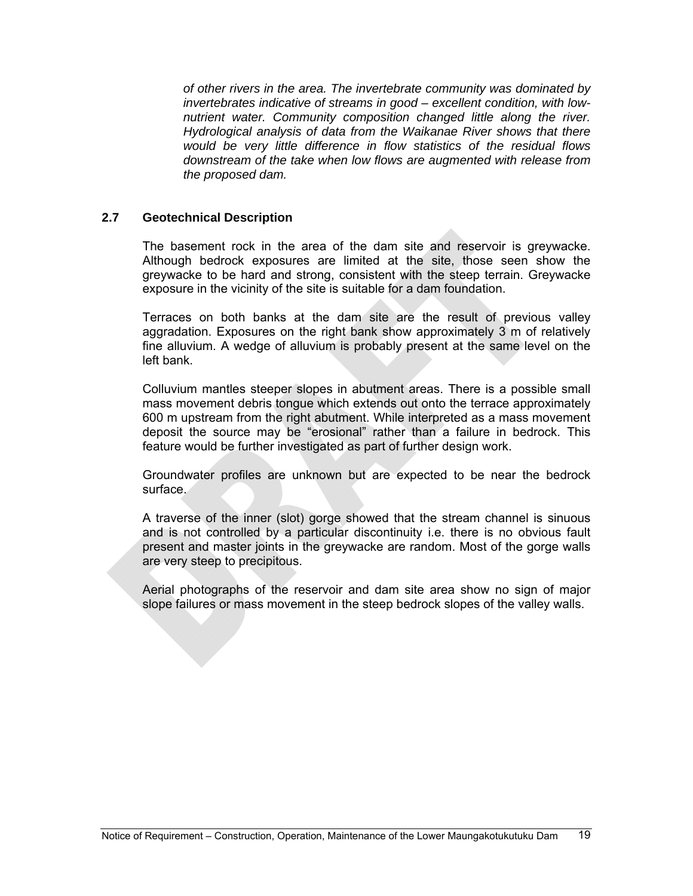*of other rivers in the area. The invertebrate community was dominated by invertebrates indicative of streams in good – excellent condition, with low-nutrient water. Community composition changed little along the river. Hydrological analysis of data from the Waikanae River shows that there would be very little difference in flow statistics of the residual flows downstream of the take when low flows are augmented with release from the proposed dam.*

## 2.7 Geotechnical Description

The basement rock in the area of the dam site and reservoir is greywacke. Although bedrock exposures are limited at the site, those seen show the greywacke to be hard and strong, consistent with the steep terrain. Greywacke exposure in the vicinity of the site is suitable for a dam foundation.

Terraces on both banks at the dam site are the result of previous valley aggradation. Exposures on the right bank show approximately 3 m of relatively fine alluvium. A wedge of alluvium is probably present at the same level on the left bank.

Colluvium mantles steeper slopes in abutment areas. There is a possible small mass movement debris tongue which extends out onto the terrace approximately 600 m upstream from the right abutment. While interpreted as a mass movement deposit the source may be "erosional" rather than a failure in bedrock. This feature would be further investigated as part of further design work.

Groundwater profiles are unknown but are expected to be near the bedrock surface.

A traverse of the inner (slot) gorge showed that the stream channel is sinuous and is not controlled by a particular discontinuity i.e. there is no obvious fault present and master joints in the greywacke are random. Most of the gorge walls are very steep to precipitous.

Aerial photographs of the reservoir and dam site area show no sign of major slope failures or mass movement in the steep bedrock slopes of the valley walls.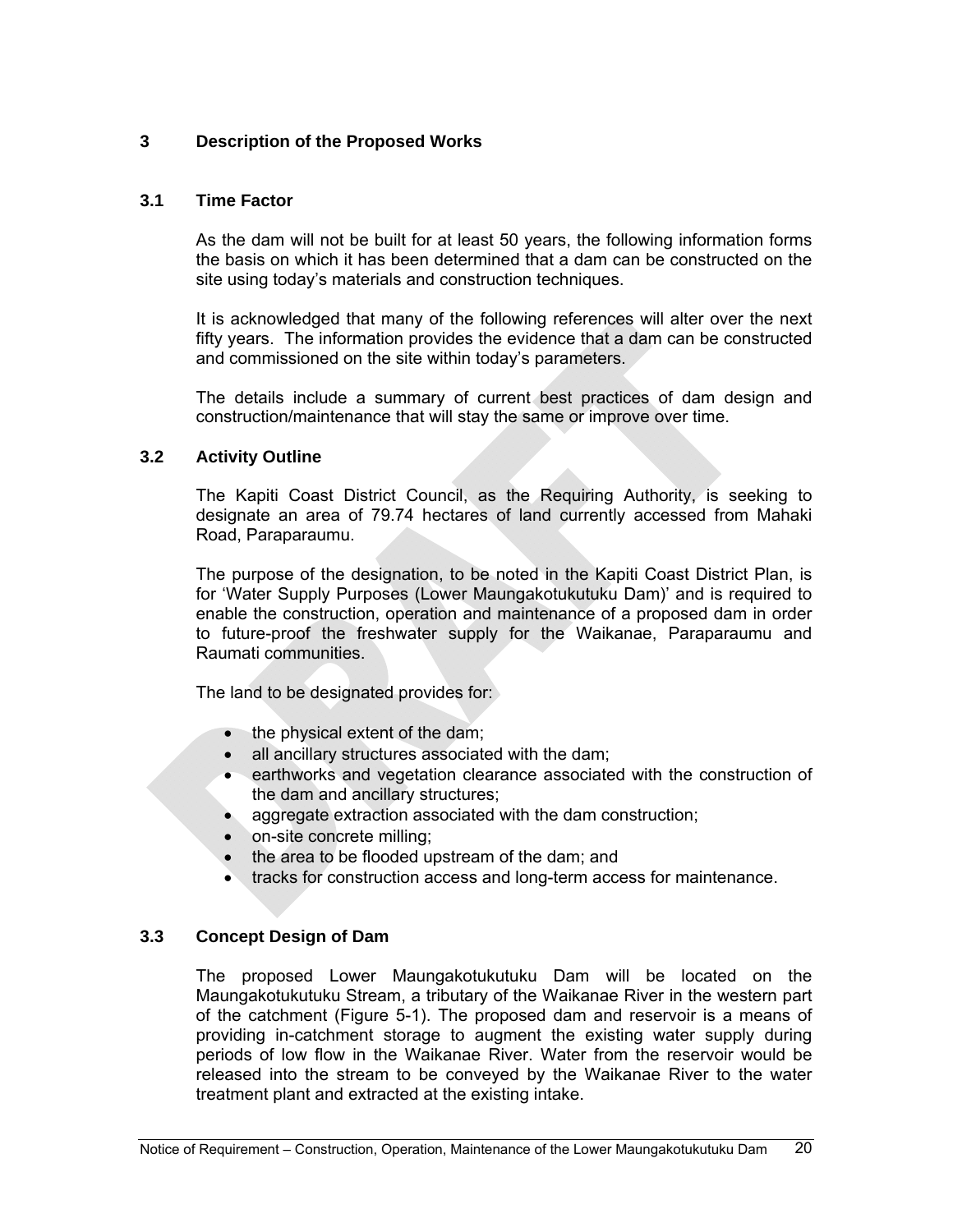# 3 Description of the Proposed Works

## 3.1 Time Factor

As the dam will not be built for at least 50 years, the following information forms the basis on which it has been determined that a dam can be constructed on the site using today's materials and construction techniques.

It is acknowledged that many of the following references will alter over the next fifty years. The information provides the evidence that a dam can be constructed and commissioned on the site within today's parameters.

The details include a summary of current best practices of dam design and construction/maintenance that will stay the same or improve over time.

## 3.2 Activity Outline

The Kapiti Coast District Council, as the Requiring Authority, is seeking to designate an area of 79.74 hectares of land currently accessed from Mahaki Road, Paraparaumu.

The purpose of the designation, to be noted in the Kapiti Coast District Plan, is for 'Water Supply Purposes (Lower Maungakotukutuku Dam)' and is required to enable the construction, operation and maintenance of a proposed dam in order to future-proof the freshwater supply for the Waikanae, Paraparaumu and Raumati communities.

The land to be designated provides for:

- the physical extent of the dam;
- all ancillary structures associated with the dam;
- earthworks and vegetation clearance associated with the construction of the dam and ancillary structures;
- aggregate extraction associated with the dam construction;
- on-site concrete milling;
- the area to be flooded upstream of the dam; and
- tracks for construction access and long-term access for maintenance.

## 3.3 Concept Design of Dam

The proposed Lower Maungakotukutuku Dam will be located on the Maungakotukutuku Stream, a tributary of the Waikanae River in the western part of the catchment (Figure 5-1). The proposed dam and reservoir is a means of providing in-catchment storage to augment the existing water supply during periods of low flow in the Waikanae River. Water from the reservoir would be released into the stream to be conveyed by the Waikanae River to the water treatment plant and extracted at the existing intake.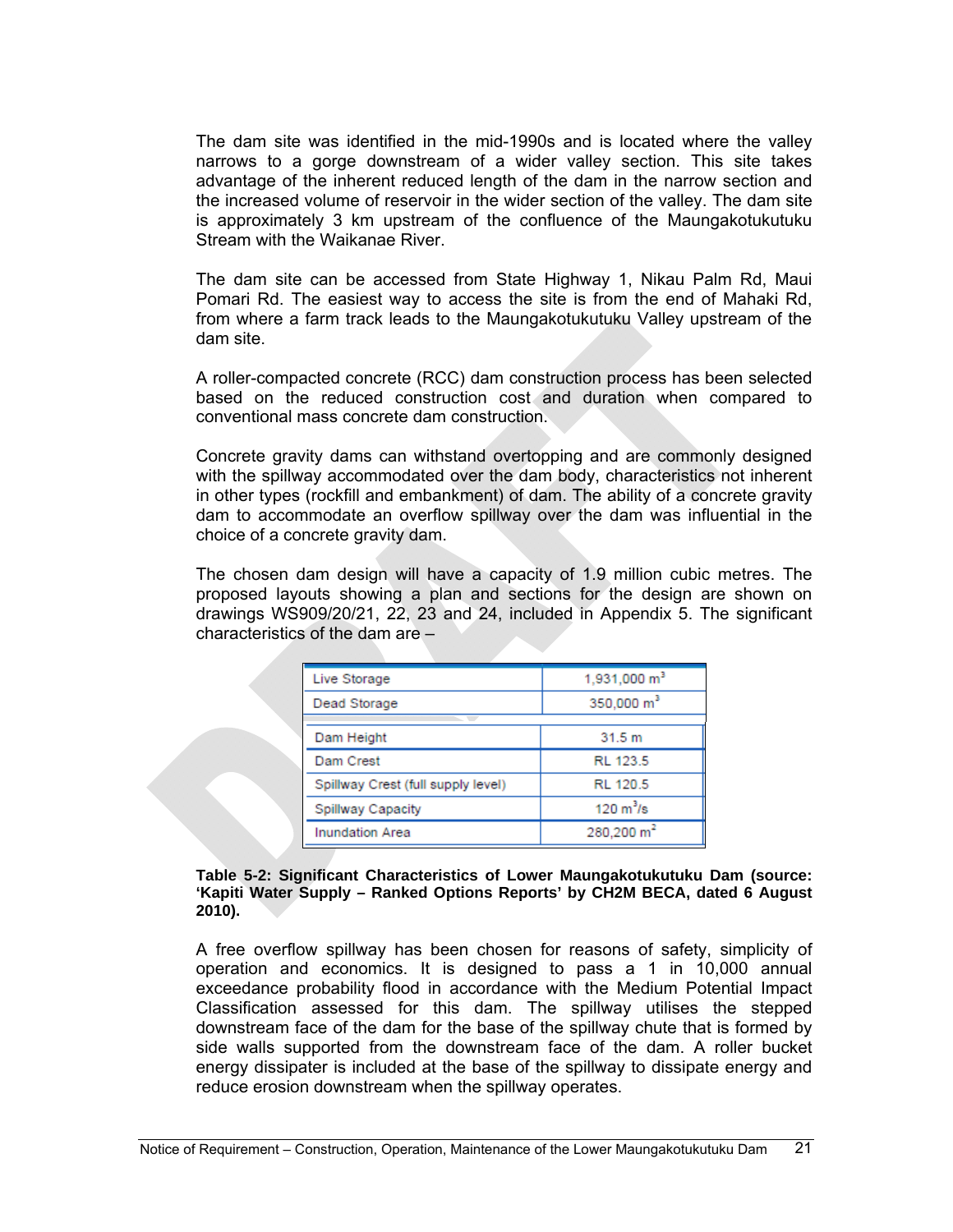The dam site was identified in the mid-1990s and is located where the valley narrows to a gorge downstream of a wider valley section. This site takes advantage of the inherent reduced length of the dam in the narrow section and the increased volume of reservoir in the wider section of the valley. The dam site is approximately 3 km upstream of the confluence of the Maungakotukutuku Stream with the Waikanae River.

The dam site can be accessed from State Highway 1, Nikau Palm Rd, Maui Pomari Rd. The easiest way to access the site is from the end of Mahaki Rd, from where a farm track leads to the Maungakotukutuku Valley upstream of the dam site.

A roller-compacted concrete (RCC) dam construction process has been selected based on the reduced construction cost and duration when compared to conventional mass concrete dam construction.

Concrete gravity dams can withstand overtopping and are commonly designed with the spillway accommodated over the dam body, characteristics not inherent in other types (rockfill and embankment) of dam. The ability of a concrete gravity dam to accommodate an overflow spillway over the dam was influential in the choice of a concrete gravity dam.

The chosen dam design will have a capacity of 1.9 million cubic metres. The proposed layouts showing a plan and sections for the design are shown on drawings WS909/20/21, 22, 23 and 24, included in Appendix 5. The significant characteristics of the dam are –

| | |
|---|---|
| Live Storage | 1,931,000 $m^3$ |
| Dead Storage | 350,000 $m^3$ |
| Dam Height | 31.5 m |
| Dam Crest | RL 123.5 |
| Spillway Crest (full supply level) | RL 120.5 |
| Spillway Capacity | 120 $m^3/s$ |
| Inundation Area | 280,200 $m^2$ |

**Table 5-2: Significant Characteristics of Lower Maungakotukutuku Dam (source: 'Kapiti Water Supply – Ranked Options Reports' by CH2M BECA, dated 6 August 2010).**

A free overflow spillway has been chosen for reasons of safety, simplicity of operation and economics. It is designed to pass a 1 in 10,000 annual exceedance probability flood in accordance with the Medium Potential Impact Classification assessed for this dam. The spillway utilises the stepped downstream face of the dam for the base of the spillway chute that is formed by side walls supported from the downstream face of the dam. A roller bucket energy dissipater is included at the base of the spillway to dissipate energy and reduce erosion downstream when the spillway operates.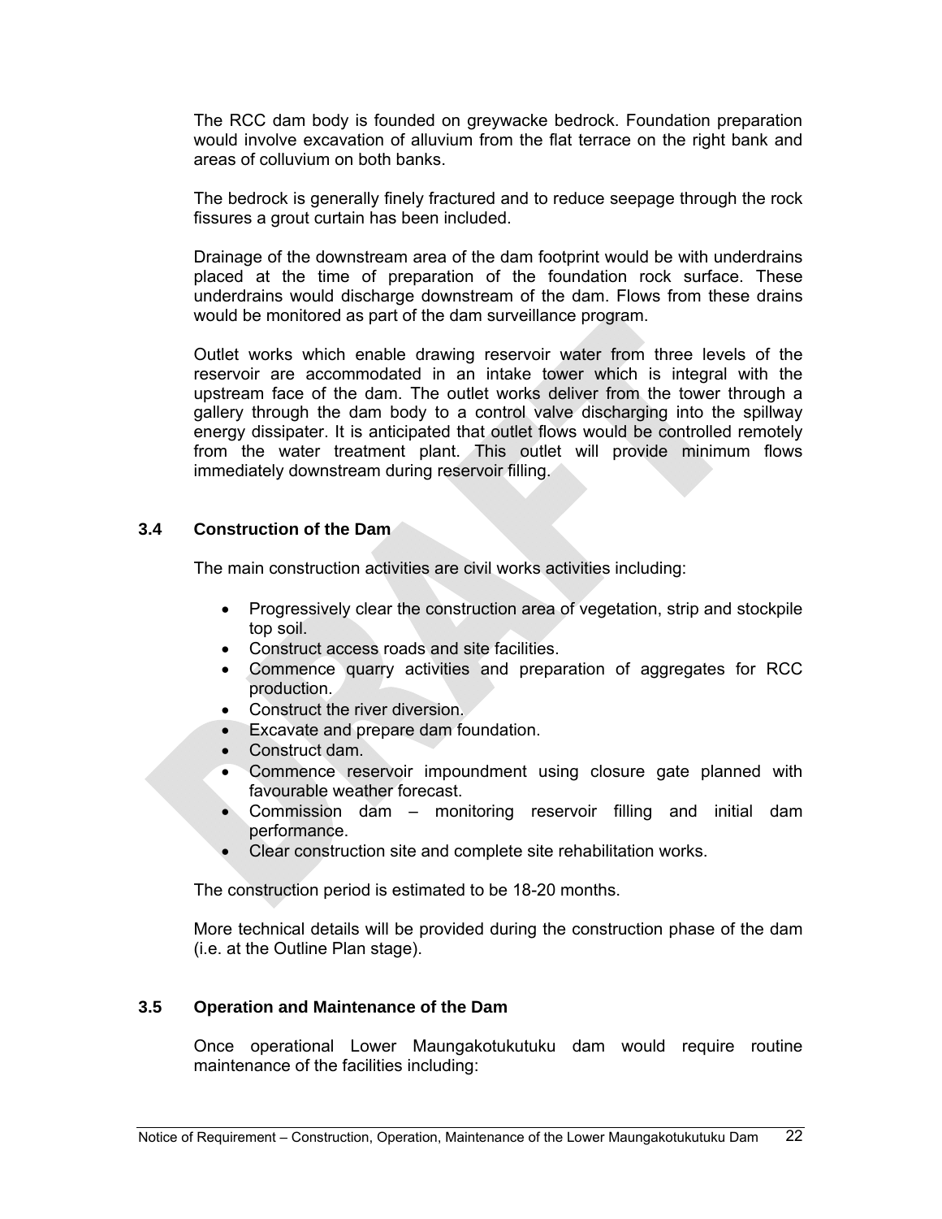The RCC dam body is founded on greywacke bedrock. Foundation preparation would involve excavation of alluvium from the flat terrace on the right bank and areas of colluvium on both banks.

The bedrock is generally finely fractured and to reduce seepage through the rock fissures a grout curtain has been included.

Drainage of the downstream area of the dam footprint would be with underdrains placed at the time of preparation of the foundation rock surface. These underdrains would discharge downstream of the dam. Flows from these drains would be monitored as part of the dam surveillance program.

Outlet works which enable drawing reservoir water from three levels of the reservoir are accommodated in an intake tower which is integral with the upstream face of the dam. The outlet works deliver from the tower through a gallery through the dam body to a control valve discharging into the spillway energy dissipater. It is anticipated that outlet flows would be controlled remotely from the water treatment plant. This outlet will provide minimum flows immediately downstream during reservoir filling.

### 3.4 Construction of the Dam

The main construction activities are civil works activities including:

- Progressively clear the construction area of vegetation, strip and stockpile top soil.
- Construct access roads and site facilities.
- Commence quarry activities and preparation of aggregates for RCC production.
- Construct the river diversion.
- Excavate and prepare dam foundation.
- Construct dam.
- Commence reservoir impoundment using closure gate planned with favourable weather forecast.
- Commission dam – monitoring reservoir filling and initial dam performance.
- Clear construction site and complete site rehabilitation works.

The construction period is estimated to be 18-20 months.

More technical details will be provided during the construction phase of the dam (i.e. at the Outline Plan stage).

### 3.5 Operation and Maintenance of the Dam

Once operational Lower Maungakotukutuku dam would require routine maintenance of the facilities including: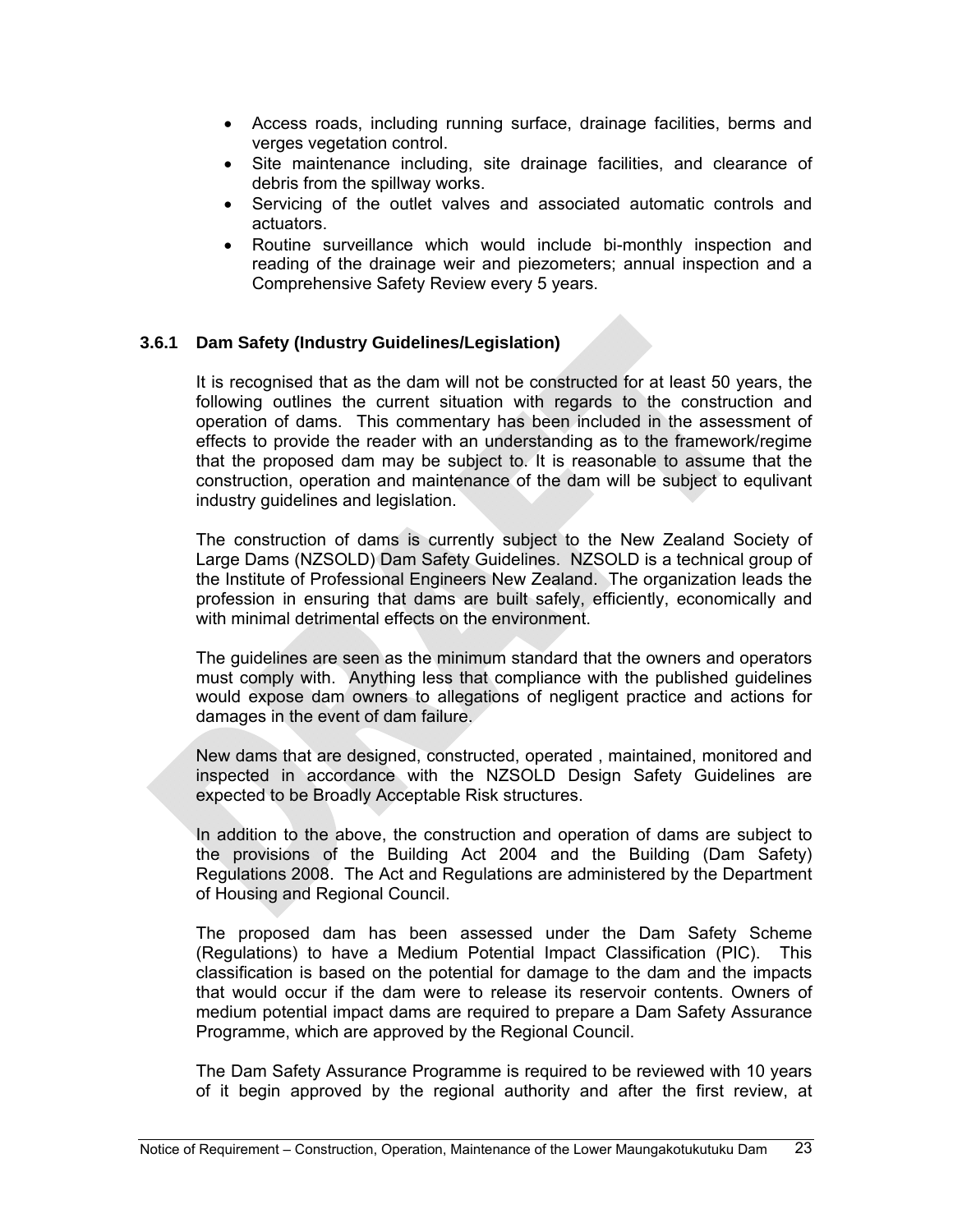- Access roads, including running surface, drainage facilities, berms and verges vegetation control.
- Site maintenance including, site drainage facilities, and clearance of debris from the spillway works.
- Servicing of the outlet valves and associated automatic controls and actuators.
- Routine surveillance which would include bi-monthly inspection and reading of the drainage weir and piezometers; annual inspection and a Comprehensive Safety Review every 5 years.

### 3.6.1 Dam Safety (Industry Guidelines/Legislation)

It is recognised that as the dam will not be constructed for at least 50 years, the following outlines the current situation with regards to the construction and operation of dams. This commentary has been included in the assessment of effects to provide the reader with an understanding as to the framework/regime that the proposed dam may be subject to. It is reasonable to assume that the construction, operation and maintenance of the dam will be subject to equlivant industry guidelines and legislation.

The construction of dams is currently subject to the New Zealand Society of Large Dams (NZSOLD) Dam Safety Guidelines. NZSOLD is a technical group of the Institute of Professional Engineers New Zealand. The organization leads the profession in ensuring that dams are built safely, efficiently, economically and with minimal detrimental effects on the environment.

The guidelines are seen as the minimum standard that the owners and operators must comply with. Anything less that compliance with the published guidelines would expose dam owners to allegations of negligent practice and actions for damages in the event of dam failure.

New dams that are designed, constructed, operated , maintained, monitored and inspected in accordance with the NZSOLD Design Safety Guidelines are expected to be Broadly Acceptable Risk structures.

In addition to the above, the construction and operation of dams are subject to the provisions of the Building Act 2004 and the Building (Dam Safety) Regulations 2008. The Act and Regulations are administered by the Department of Housing and Regional Council.

The proposed dam has been assessed under the Dam Safety Scheme (Regulations) to have a Medium Potential Impact Classification (PIC). This classification is based on the potential for damage to the dam and the impacts that would occur if the dam were to release its reservoir contents. Owners of medium potential impact dams are required to prepare a Dam Safety Assurance Programme, which are approved by the Regional Council.

The Dam Safety Assurance Programme is required to be reviewed with 10 years of it begin approved by the regional authority and after the first review, at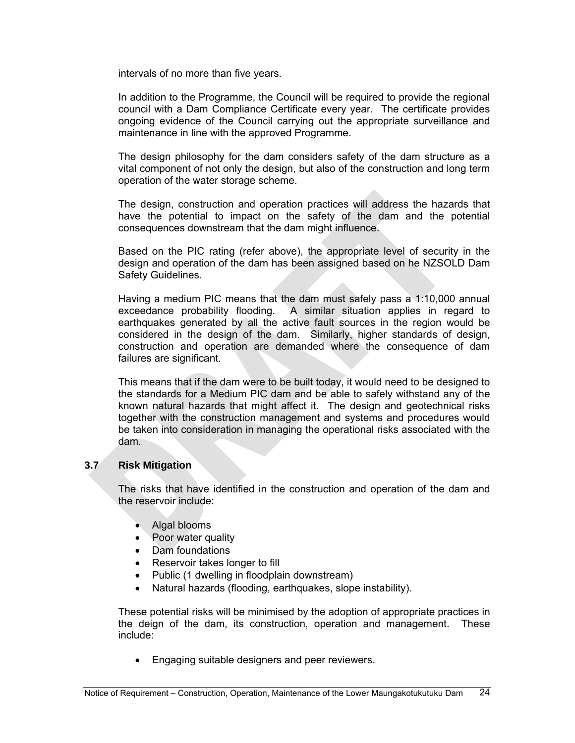intervals of no more than five years.

In addition to the Programme, the Council will be required to provide the regional council with a Dam Compliance Certificate every year. The certificate provides ongoing evidence of the Council carrying out the appropriate surveillance and maintenance in line with the approved Programme.

The design philosophy for the dam considers safety of the dam structure as a vital component of not only the design, but also of the construction and long term operation of the water storage scheme.

The design, construction and operation practices will address the hazards that have the potential to impact on the safety of the dam and the potential consequences downstream that the dam might influence.

Based on the PIC rating (refer above), the appropriate level of security in the design and operation of the dam has been assigned based on he NZSOLD Dam Safety Guidelines.

Having a medium PIC means that the dam must safely pass a 1:10,000 annual exceedance probability flooding. A similar situation applies in regard to earthquakes generated by all the active fault sources in the region would be considered in the design of the dam. Similarly, higher standards of design, construction and operation are demanded where the consequence of dam failures are significant.

This means that if the dam were to be built today, it would need to be designed to the standards for a Medium PIC dam and be able to safely withstand any of the known natural hazards that might affect it. The design and geotechnical risks together with the construction management and systems and procedures would be taken into consideration in managing the operational risks associated with the dam.

### 3.7 Risk Mitigation

The risks that have identified in the construction and operation of the dam and the reservoir include:

- Algal blooms
- Poor water quality
- Dam foundations
- Reservoir takes longer to fill
- Public (1 dwelling in floodplain downstream)
- Natural hazards (flooding, earthquakes, slope instability).

These potential risks will be minimised by the adoption of appropriate practices in the deign of the dam, its construction, operation and management. These include:

- Engaging suitable designers and peer reviewers.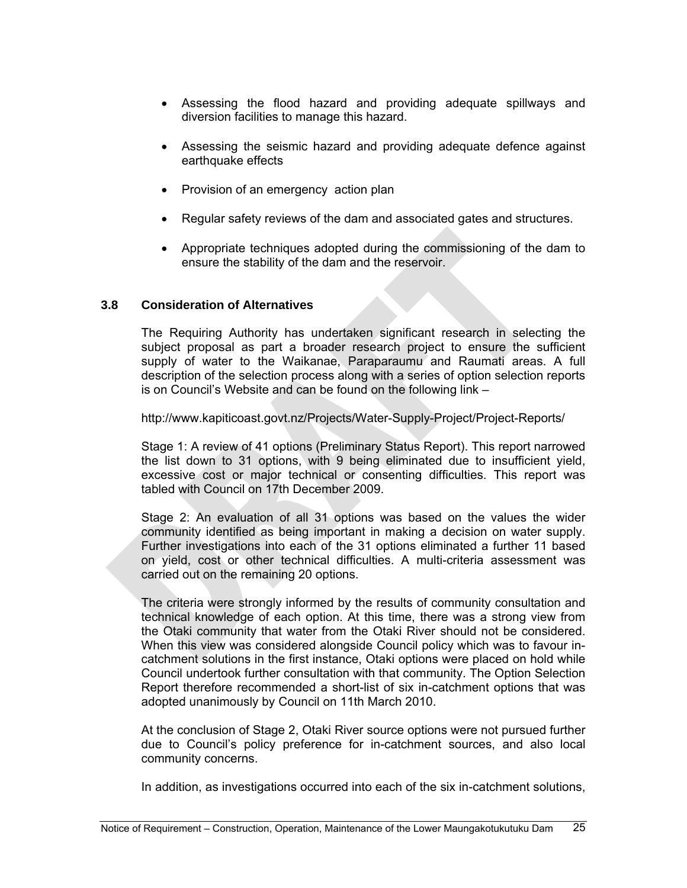- Assessing the flood hazard and providing adequate spillways and diversion facilities to manage this hazard.
- Assessing the seismic hazard and providing adequate defence against earthquake effects
- Provision of an emergency action plan
- Regular safety reviews of the dam and associated gates and structures.
- Appropriate techniques adopted during the commissioning of the dam to ensure the stability of the dam and the reservoir.

### 3.8 Consideration of Alternatives

The Requiring Authority has undertaken significant research in selecting the subject proposal as part a broader research project to ensure the sufficient supply of water to the Waikanae, Paraparaumu and Raumati areas. A full description of the selection process along with a series of option selection reports is on Council's Website and can be found on the following link –

http://www.kapiticoast.govt.nz/Projects/Water-Supply-Project/Project-Reports/

Stage 1: A review of 41 options (Preliminary Status Report). This report narrowed the list down to 31 options, with 9 being eliminated due to insufficient yield, excessive cost or major technical or consenting difficulties. This report was tabled with Council on 17th December 2009.

Stage 2: An evaluation of all 31 options was based on the values the wider community identified as being important in making a decision on water supply. Further investigations into each of the 31 options eliminated a further 11 based on yield, cost or other technical difficulties. A multi-criteria assessment was carried out on the remaining 20 options.

The criteria were strongly informed by the results of community consultation and technical knowledge of each option. At this time, there was a strong view from the Otaki community that water from the Otaki River should not be considered. When this view was considered alongside Council policy which was to favour in-catchment solutions in the first instance, Otaki options were placed on hold while Council undertook further consultation with that community. The Option Selection Report therefore recommended a short-list of six in-catchment options that was adopted unanimously by Council on 11th March 2010.

At the conclusion of Stage 2, Otaki River source options were not pursued further due to Council's policy preference for in-catchment sources, and also local community concerns.

In addition, as investigations occurred into each of the six in-catchment solutions,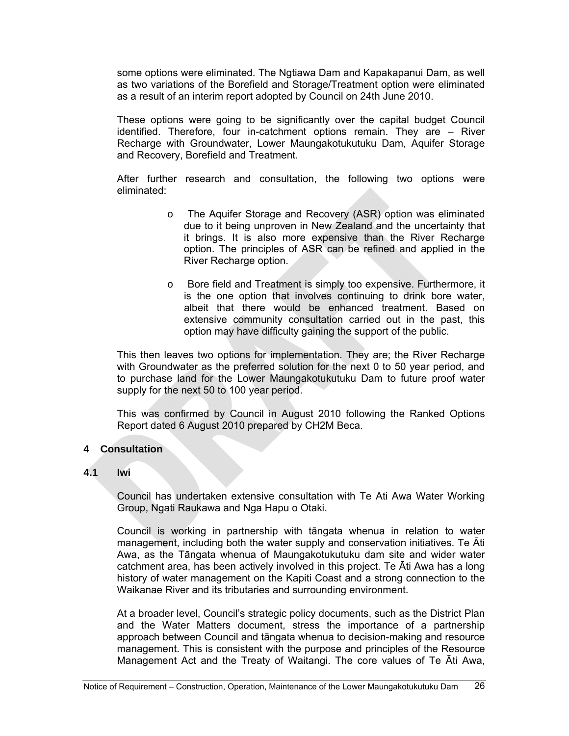some options were eliminated. The Ngtiawa Dam and Kapakapanui Dam, as well as two variations of the Borefield and Storage/Treatment option were eliminated as a result of an interim report adopted by Council on 24th June 2010.

These options were going to be significantly over the capital budget Council identified. Therefore, four in-catchment options remain. They are – River Recharge with Groundwater, Lower Maungakotukutuku Dam, Aquifer Storage and Recovery, Borefield and Treatment.

After further research and consultation, the following two options were eliminated:

- The Aquifer Storage and Recovery (ASR) option was eliminated due to it being unproven in New Zealand and the uncertainty that it brings. It is also more expensive than the River Recharge option. The principles of ASR can be refined and applied in the River Recharge option.
- Bore field and Treatment is simply too expensive. Furthermore, it is the one option that involves continuing to drink bore water, albeit that there would be enhanced treatment. Based on extensive community consultation carried out in the past, this option may have difficulty gaining the support of the public.

This then leaves two options for implementation. They are; the River Recharge with Groundwater as the preferred solution for the next 0 to 50 year period, and to purchase land for the Lower Maungakotukutuku Dam to future proof water supply for the next 50 to 100 year period.

This was confirmed by Council in August 2010 following the Ranked Options Report dated 6 August 2010 prepared by CH2M Beca.

## 4 Consultation

### 4.1 Iwi

Council has undertaken extensive consultation with Te Ati Awa Water Working Group, Ngati Raukawa and Nga Hapu o Otaki.

Council is working in partnership with tāngata whenua in relation to water management, including both the water supply and conservation initiatives. Te Āti Awa, as the Tāngata whenua of Maungakotukutuku dam site and wider water catchment area, has been actively involved in this project. Te Āti Awa has a long history of water management on the Kapiti Coast and a strong connection to the Waikanae River and its tributaries and surrounding environment.

At a broader level, Council's strategic policy documents, such as the District Plan and the Water Matters document, stress the importance of a partnership approach between Council and tāngata whenua to decision-making and resource management. This is consistent with the purpose and principles of the Resource Management Act and the Treaty of Waitangi. The core values of Te Āti Awa,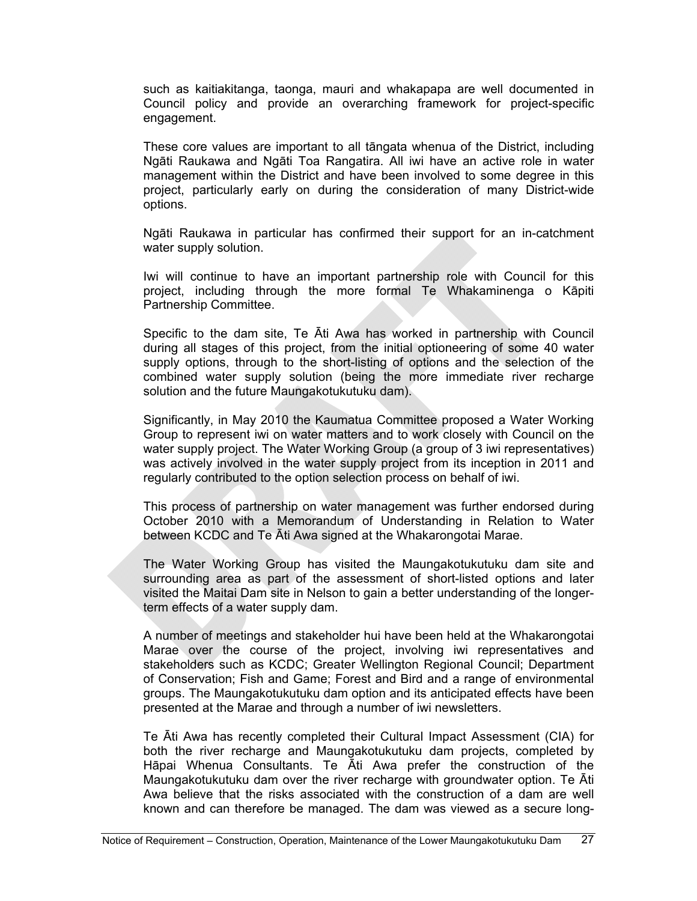such as kaitiakitanga, taonga, mauri and whakapapa are well documented in Council policy and provide an overarching framework for project-specific engagement.

These core values are important to all tāngata whenua of the District, including Ngāti Raukawa and Ngāti Toa Rangatira. All iwi have an active role in water management within the District and have been involved to some degree in this project, particularly early on during the consideration of many District-wide options.

Ngāti Raukawa in particular has confirmed their support for an in-catchment water supply solution.

Iwi will continue to have an important partnership role with Council for this project, including through the more formal Te Whakaminenga o Kāpiti Partnership Committee.

Specific to the dam site, Te Āti Awa has worked in partnership with Council during all stages of this project, from the initial optioneering of some 40 water supply options, through to the short-listing of options and the selection of the combined water supply solution (being the more immediate river recharge solution and the future Maungakotukutuku dam).

Significantly, in May 2010 the Kaumatua Committee proposed a Water Working Group to represent iwi on water matters and to work closely with Council on the water supply project. The Water Working Group (a group of 3 iwi representatives) was actively involved in the water supply project from its inception in 2011 and regularly contributed to the option selection process on behalf of iwi.

This process of partnership on water management was further endorsed during October 2010 with a Memorandum of Understanding in Relation to Water between KCDC and Te Āti Awa signed at the Whakarongotai Marae.

The Water Working Group has visited the Maungakotukutuku dam site and surrounding area as part of the assessment of short-listed options and later visited the Maitai Dam site in Nelson to gain a better understanding of the longer-term effects of a water supply dam.

A number of meetings and stakeholder hui have been held at the Whakarongotai Marae over the course of the project, involving iwi representatives and stakeholders such as KCDC; Greater Wellington Regional Council; Department of Conservation; Fish and Game; Forest and Bird and a range of environmental groups. The Maungakotukutuku dam option and its anticipated effects have been presented at the Marae and through a number of iwi newsletters.

Te Āti Awa has recently completed their Cultural Impact Assessment (CIA) for both the river recharge and Maungakotukutuku dam projects, completed by Hāpai Whenua Consultants. Te Āti Awa prefer the construction of the Maungakotukutuku dam over the river recharge with groundwater option. Te Āti Awa believe that the risks associated with the construction of a dam are well known and can therefore be managed. The dam was viewed as a secure long-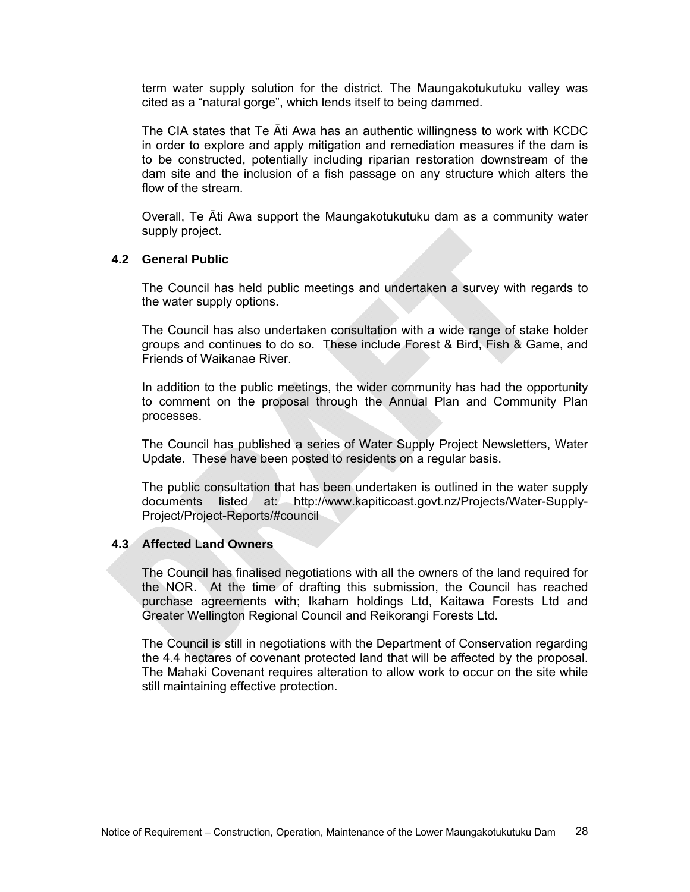term water supply solution for the district. The Maungakotukutuku valley was cited as a "natural gorge", which lends itself to being dammed.

The CIA states that Te Āti Awa has an authentic willingness to work with KCDC in order to explore and apply mitigation and remediation measures if the dam is to be constructed, potentially including riparian restoration downstream of the dam site and the inclusion of a fish passage on any structure which alters the flow of the stream.

Overall, Te Āti Awa support the Maungakotukutuku dam as a community water supply project.

### 4.2 General Public

The Council has held public meetings and undertaken a survey with regards to the water supply options.

The Council has also undertaken consultation with a wide range of stake holder groups and continues to do so. These include Forest & Bird, Fish & Game, and Friends of Waikanae River.

In addition to the public meetings, the wider community has had the opportunity to comment on the proposal through the Annual Plan and Community Plan processes.

The Council has published a series of Water Supply Project Newsletters, Water Update. These have been posted to residents on a regular basis.

The public consultation that has been undertaken is outlined in the water supply documents listed at: http://www.kapiticoast.govt.nz/Projects/Water-Supply-Project/Project-Reports/#council

### 4.3 Affected Land Owners

The Council has finalised negotiations with all the owners of the land required for the NOR. At the time of drafting this submission, the Council has reached purchase agreements with; Ikaham holdings Ltd, Kaitawa Forests Ltd and Greater Wellington Regional Council and Reikorangi Forests Ltd.

The Council is still in negotiations with the Department of Conservation regarding the 4.4 hectares of covenant protected land that will be affected by the proposal. The Mahaki Covenant requires alteration to allow work to occur on the site while still maintaining effective protection.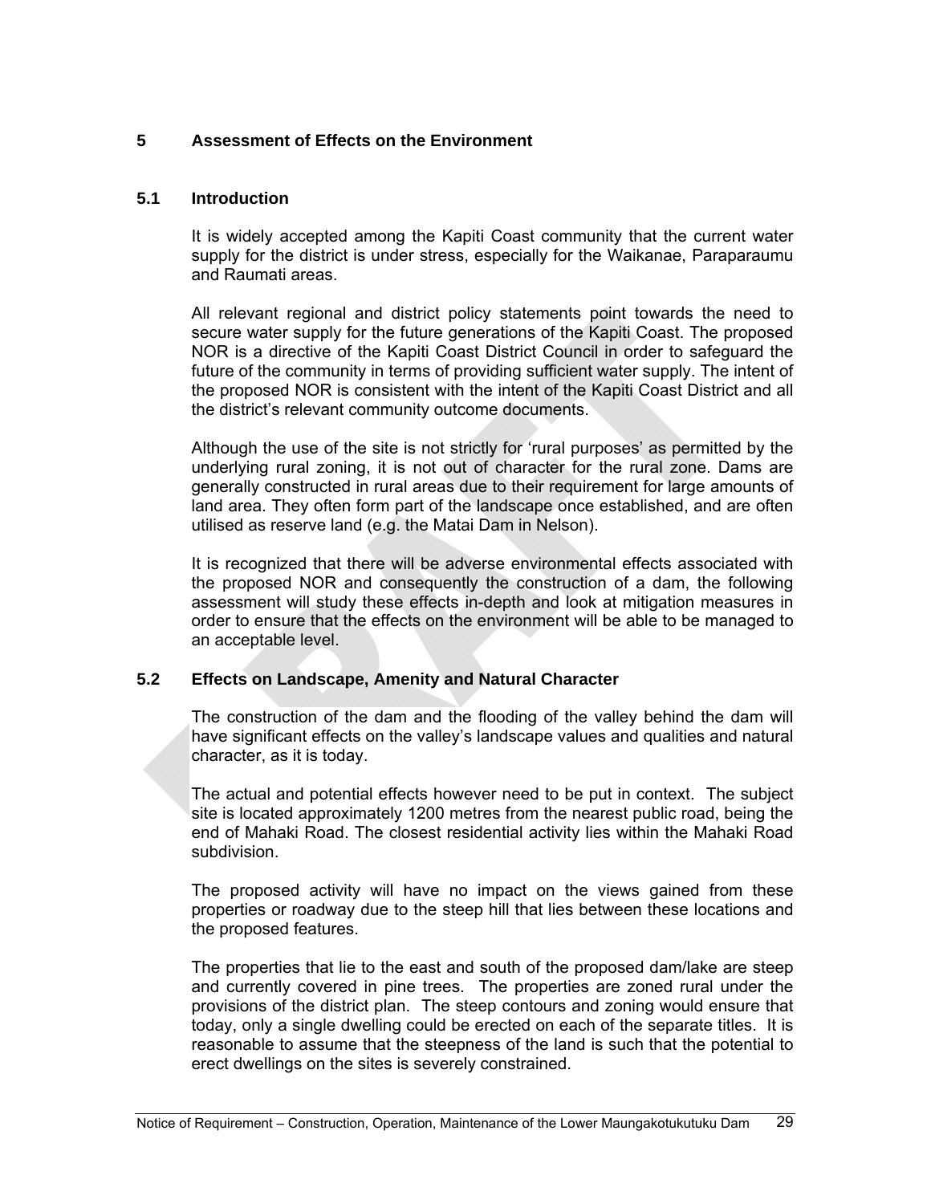# 5 Assessment of Effects on the Environment

## 5.1 Introduction

It is widely accepted among the Kapiti Coast community that the current water supply for the district is under stress, especially for the Waikanae, Paraparaumu and Raumati areas.

All relevant regional and district policy statements point towards the need to secure water supply for the future generations of the Kapiti Coast. The proposed NOR is a directive of the Kapiti Coast District Council in order to safeguard the future of the community in terms of providing sufficient water supply. The intent of the proposed NOR is consistent with the intent of the Kapiti Coast District and all the district's relevant community outcome documents.

Although the use of the site is not strictly for 'rural purposes' as permitted by the underlying rural zoning, it is not out of character for the rural zone. Dams are generally constructed in rural areas due to their requirement for large amounts of land area. They often form part of the landscape once established, and are often utilised as reserve land (e.g. the Matai Dam in Nelson).

It is recognized that there will be adverse environmental effects associated with the proposed NOR and consequently the construction of a dam, the following assessment will study these effects in-depth and look at mitigation measures in order to ensure that the effects on the environment will be able to be managed to an acceptable level.

## 5.2 Effects on Landscape, Amenity and Natural Character

The construction of the dam and the flooding of the valley behind the dam will have significant effects on the valley's landscape values and qualities and natural character, as it is today.

The actual and potential effects however need to be put in context. The subject site is located approximately 1200 metres from the nearest public road, being the end of Mahaki Road. The closest residential activity lies within the Mahaki Road subdivision.

The proposed activity will have no impact on the views gained from these properties or roadway due to the steep hill that lies between these locations and the proposed features.

The properties that lie to the east and south of the proposed dam/lake are steep and currently covered in pine trees. The properties are zoned rural under the provisions of the district plan. The steep contours and zoning would ensure that today, only a single dwelling could be erected on each of the separate titles. It is reasonable to assume that the steepness of the land is such that the potential to erect dwellings on the sites is severely constrained.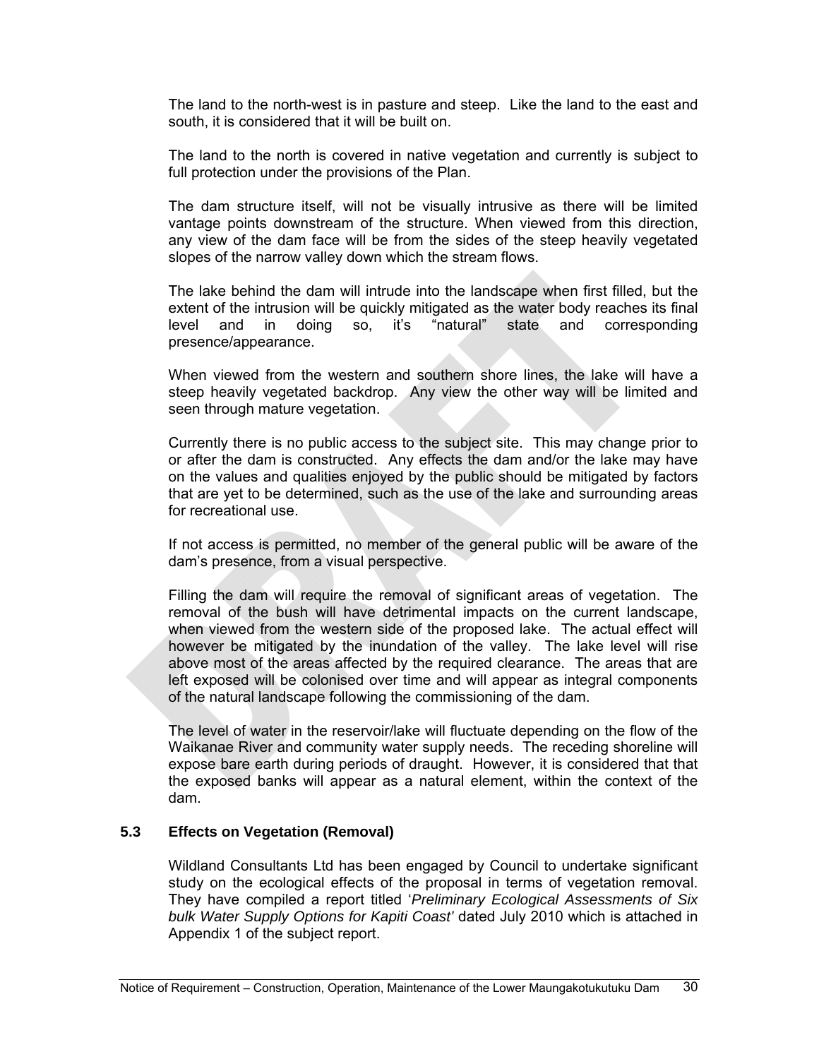The land to the north-west is in pasture and steep. Like the land to the east and south, it is considered that it will be built on.

The land to the north is covered in native vegetation and currently is subject to full protection under the provisions of the Plan.

The dam structure itself, will not be visually intrusive as there will be limited vantage points downstream of the structure. When viewed from this direction, any view of the dam face will be from the sides of the steep heavily vegetated slopes of the narrow valley down which the stream flows.

The lake behind the dam will intrude into the landscape when first filled, but the extent of the intrusion will be quickly mitigated as the water body reaches its final level and in doing so, it's "natural" state and corresponding presence/appearance.

When viewed from the western and southern shore lines, the lake will have a steep heavily vegetated backdrop. Any view the other way will be limited and seen through mature vegetation.

Currently there is no public access to the subject site. This may change prior to or after the dam is constructed. Any effects the dam and/or the lake may have on the values and qualities enjoyed by the public should be mitigated by factors that are yet to be determined, such as the use of the lake and surrounding areas for recreational use.

If not access is permitted, no member of the general public will be aware of the dam's presence, from a visual perspective.

Filling the dam will require the removal of significant areas of vegetation. The removal of the bush will have detrimental impacts on the current landscape, when viewed from the western side of the proposed lake. The actual effect will however be mitigated by the inundation of the valley. The lake level will rise above most of the areas affected by the required clearance. The areas that are left exposed will be colonised over time and will appear as integral components of the natural landscape following the commissioning of the dam.

The level of water in the reservoir/lake will fluctuate depending on the flow of the Waikanae River and community water supply needs. The receding shoreline will expose bare earth during periods of draught. However, it is considered that that the exposed banks will appear as a natural element, within the context of the dam.

### 5.3 Effects on Vegetation (Removal)

Wildland Consultants Ltd has been engaged by Council to undertake significant study on the ecological effects of the proposal in terms of vegetation removal. They have compiled a report titled '*Preliminary Ecological Assessments of Six bulk Water Supply Options for Kapiti Coast*' dated July 2010 which is attached in Appendix 1 of the subject report.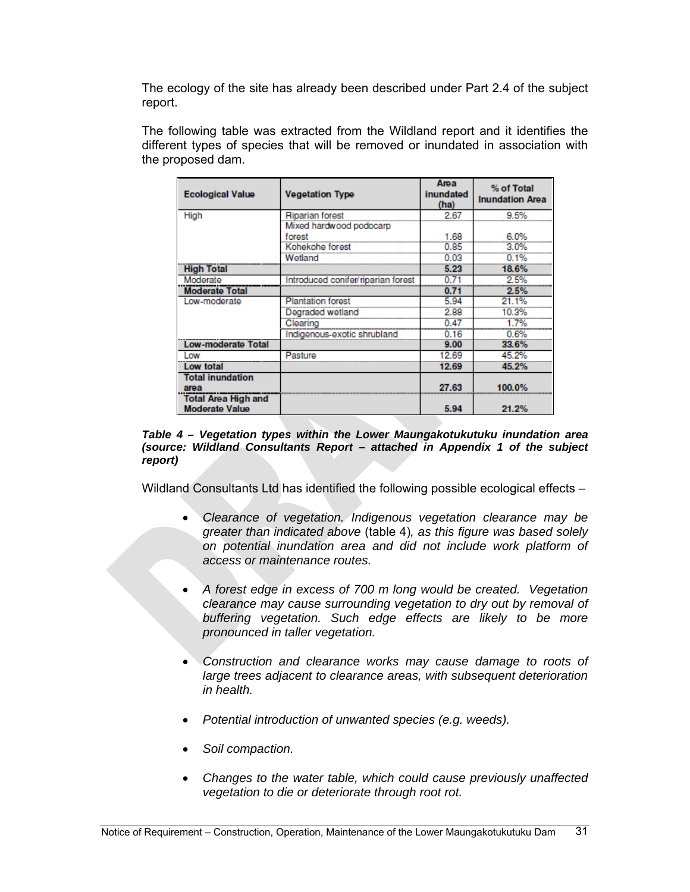The ecology of the site has already been described under Part 2.4 of the subject report.

The following table was extracted from the Wildland report and it identifies the different types of species that will be removed or inundated in association with the proposed dam.

| Ecological Value | Vegetation Type | Area inundated (ha) | % of Total Inundation Area |
|---|---|---|---|
| High | Riparian forest | 2.67 | 9.5% |
| | Mixed hardwood podocarp forest | 1.68 | 6.0% |
| | Kohekohe forest | 0.85 | 3.0% |
| | Wetland | 0.03 | 0.1% |
| **High Total** | | **5.23** | **18.6%** |
| Moderate | Introduced conifer/riparian forest | 0.71 | 2.5% |
| **Moderate Total** | | **0.71** | **2.5%** |
| Low-moderate | Plantation forest | 5.94 | 21.1% |
| | Degraded wetland | 2.88 | 10.3% |
| | Clearing | 0.47 | 1.7% |
| | Indigenous-exotic shrubland | 0.16 | 0.6% |
| **Low-moderate Total** | | **9.00** | **33.6%** |
| Low | Pasture | 12.69 | 45.2% |
| **Low total** | | **12.69** | **45.2%** |
| **Total inundation area** | | **27.63** | **100.0%** |
| **Total Area High and Moderate Value** | | **5.94** | **21.2%** |

***Table 4 – Vegetation types within the Lower Maungakotukutuku inundation area (source: Wildland Consultants Report – attached in Appendix 1 of the subject report)***

Wildland Consultants Ltd has identified the following possible ecological effects –

- *Clearance of vegetation. Indigenous vegetation clearance may be greater than indicated above* (table 4)*, as this figure was based solely on potential inundation area and did not include work platform of access or maintenance routes.*

- *A forest edge in excess of 700 m long would be created. Vegetation clearance may cause surrounding vegetation to dry out by removal of buffering vegetation. Such edge effects are likely to be more pronounced in taller vegetation.*

- *Construction and clearance works may cause damage to roots of large trees adjacent to clearance areas, with subsequent deterioration in health.*

- *Potential introduction of unwanted species (e.g. weeds).*

- *Soil compaction.*

- *Changes to the water table, which could cause previously unaffected vegetation to die or deteriorate through root rot.*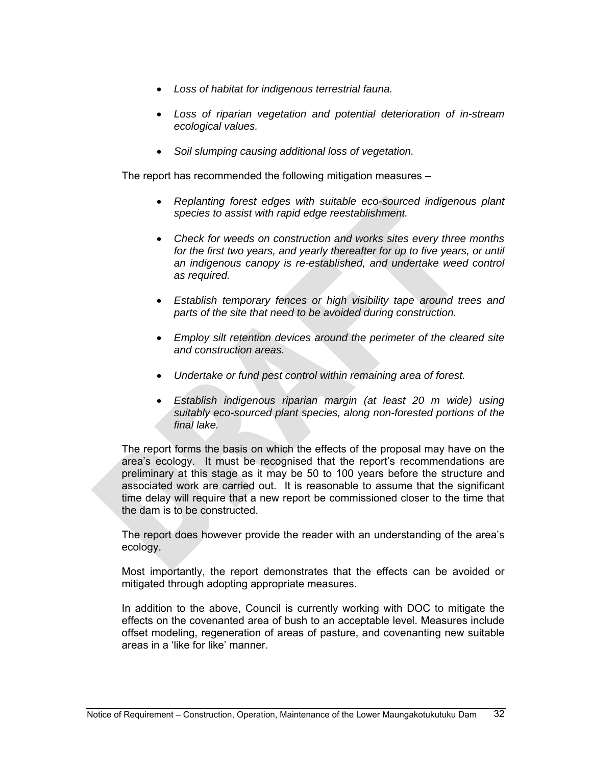- *Loss of habitat for indigenous terrestrial fauna.*

- *Loss of riparian vegetation and potential deterioration of in-stream ecological values.*

- *Soil slumping causing additional loss of vegetation.*

The report has recommended the following mitigation measures –

- *Replanting forest edges with suitable eco-sourced indigenous plant species to assist with rapid edge reestablishment.*

- *Check for weeds on construction and works sites every three months for the first two years, and yearly thereafter for up to five years, or until an indigenous canopy is re-established, and undertake weed control as required.*

- *Establish temporary fences or high visibility tape around trees and parts of the site that need to be avoided during construction.*

- *Employ silt retention devices around the perimeter of the cleared site and construction areas.*

- *Undertake or fund pest control within remaining area of forest.*

- *Establish indigenous riparian margin (at least 20 m wide) using suitably eco-sourced plant species, along non-forested portions of the final lake.*

The report forms the basis on which the effects of the proposal may have on the area's ecology. It must be recognised that the report's recommendations are preliminary at this stage as it may be 50 to 100 years before the structure and associated work are carried out. It is reasonable to assume that the significant time delay will require that a new report be commissioned closer to the time that the dam is to be constructed.

The report does however provide the reader with an understanding of the area's ecology.

Most importantly, the report demonstrates that the effects can be avoided or mitigated through adopting appropriate measures.

In addition to the above, Council is currently working with DOC to mitigate the effects on the covenanted area of bush to an acceptable level. Measures include offset modeling, regeneration of areas of pasture, and covenanting new suitable areas in a 'like for like' manner.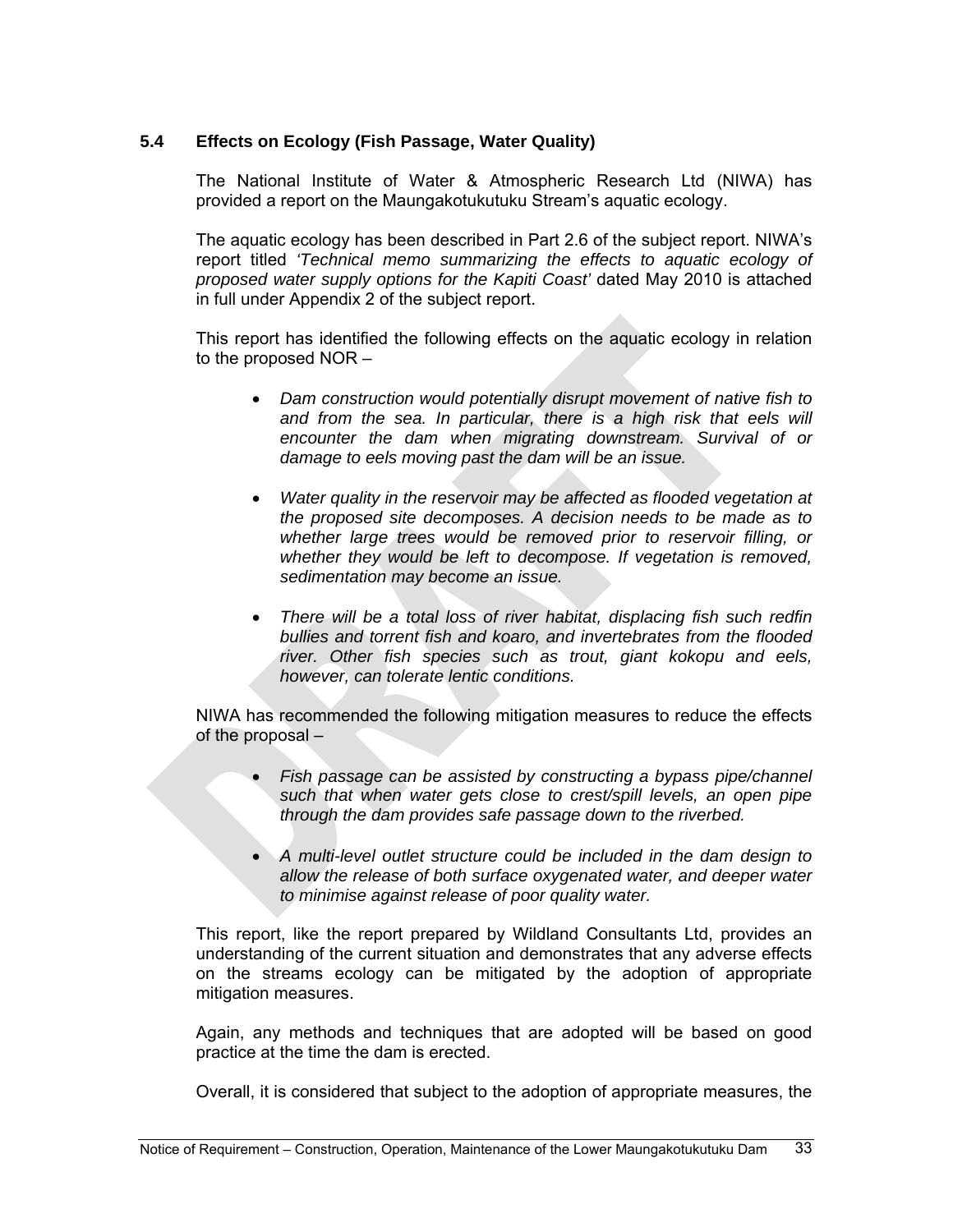### 5.4 Effects on Ecology (Fish Passage, Water Quality)

The National Institute of Water & Atmospheric Research Ltd (NIWA) has provided a report on the Maungakotukutuku Stream's aquatic ecology.

The aquatic ecology has been described in Part 2.6 of the subject report. NIWA's report titled *'Technical memo summarizing the effects to aquatic ecology of proposed water supply options for the Kapiti Coast'* dated May 2010 is attached in full under Appendix 2 of the subject report.

This report has identified the following effects on the aquatic ecology in relation to the proposed NOR –

- *Dam construction would potentially disrupt movement of native fish to and from the sea. In particular, there is a high risk that eels will encounter the dam when migrating downstream. Survival of or damage to eels moving past the dam will be an issue.*
- *Water quality in the reservoir may be affected as flooded vegetation at the proposed site decomposes. A decision needs to be made as to whether large trees would be removed prior to reservoir filling, or whether they would be left to decompose. If vegetation is removed, sedimentation may become an issue.*
- *There will be a total loss of river habitat, displacing fish such redfin bullies and torrent fish and koaro, and invertebrates from the flooded river. Other fish species such as trout, giant kokopu and eels, however, can tolerate lentic conditions.*

NIWA has recommended the following mitigation measures to reduce the effects of the proposal –

- *Fish passage can be assisted by constructing a bypass pipe/channel such that when water gets close to crest/spill levels, an open pipe through the dam provides safe passage down to the riverbed.*
- *A multi-level outlet structure could be included in the dam design to allow the release of both surface oxygenated water, and deeper water to minimise against release of poor quality water.*

This report, like the report prepared by Wildland Consultants Ltd, provides an understanding of the current situation and demonstrates that any adverse effects on the streams ecology can be mitigated by the adoption of appropriate mitigation measures.

Again, any methods and techniques that are adopted will be based on good practice at the time the dam is erected.

Overall, it is considered that subject to the adoption of appropriate measures, the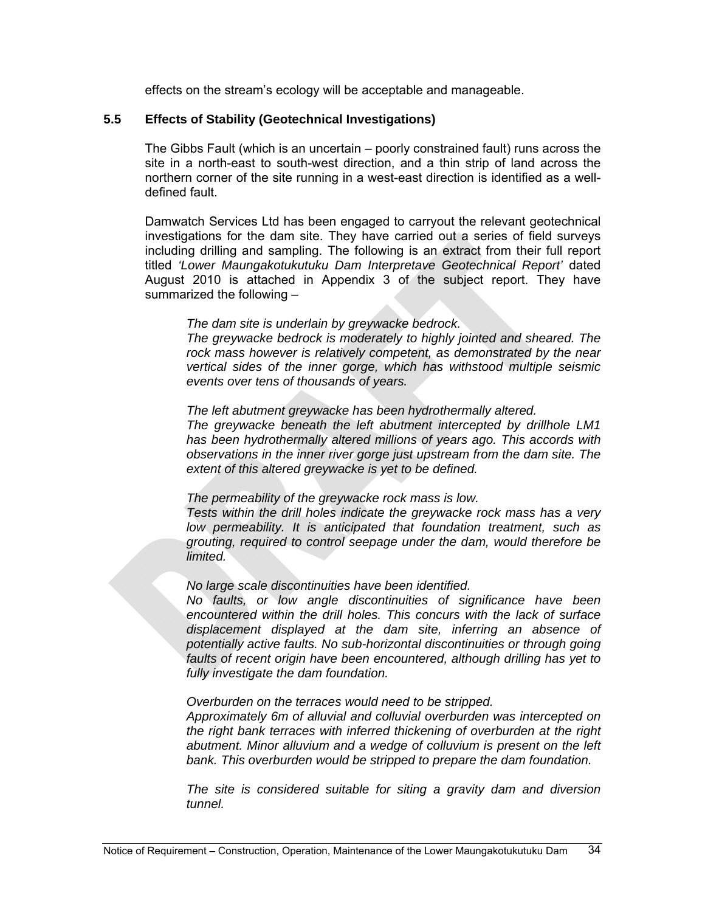effects on the stream's ecology will be acceptable and manageable.

### 5.5 Effects of Stability (Geotechnical Investigations)

The Gibbs Fault (which is an uncertain – poorly constrained fault) runs across the site in a north-east to south-west direction, and a thin strip of land across the northern corner of the site running in a west-east direction is identified as a well-defined fault.

Damwatch Services Ltd has been engaged to carryout the relevant geotechnical investigations for the dam site. They have carried out a series of field surveys including drilling and sampling. The following is an extract from their full report titled *'Lower Maungakotukutuku Dam Interpretave Geotechnical Report'* dated August 2010 is attached in Appendix 3 of the subject report. They have summarized the following –

> *The dam site is underlain by greywacke bedrock.*
> *The greywacke bedrock is moderately to highly jointed and sheared. The rock mass however is relatively competent, as demonstrated by the near vertical sides of the inner gorge, which has withstood multiple seismic events over tens of thousands of years.*
>
> *The left abutment greywacke has been hydrothermally altered.*
> *The greywacke beneath the left abutment intercepted by drillhole LM1 has been hydrothermally altered millions of years ago. This accords with observations in the inner river gorge just upstream from the dam site. The extent of this altered greywacke is yet to be defined.*
>
> *The permeability of the greywacke rock mass is low.*
> *Tests within the drill holes indicate the greywacke rock mass has a very low permeability. It is anticipated that foundation treatment, such as grouting, required to control seepage under the dam, would therefore be limited.*
>
> *No large scale discontinuities have been identified.*
> *No faults, or low angle discontinuities of significance have been encountered within the drill holes. This concurs with the lack of surface displacement displayed at the dam site, inferring an absence of potentially active faults. No sub-horizontal discontinuities or through going faults of recent origin have been encountered, although drilling has yet to fully investigate the dam foundation.*
>
> *Overburden on the terraces would need to be stripped.*
> *Approximately 6m of alluvial and colluvial overburden was intercepted on the right bank terraces with inferred thickening of overburden at the right abutment. Minor alluvium and a wedge of colluvium is present on the left bank. This overburden would be stripped to prepare the dam foundation.*
>
> *The site is considered suitable for siting a gravity dam and diversion tunnel.*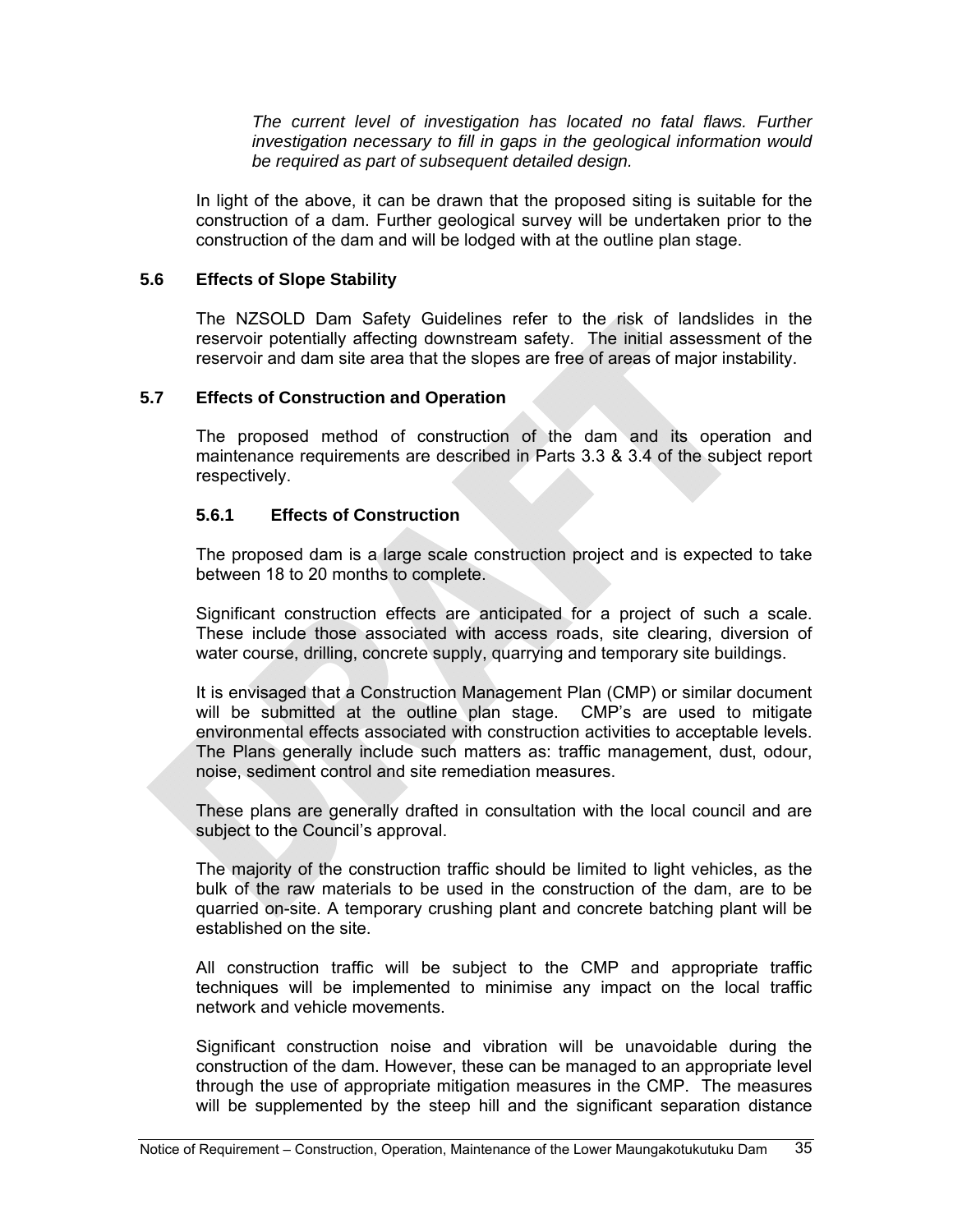*The current level of investigation has located no fatal flaws. Further investigation necessary to fill in gaps in the geological information would be required as part of subsequent detailed design.*

In light of the above, it can be drawn that the proposed siting is suitable for the construction of a dam. Further geological survey will be undertaken prior to the construction of the dam and will be lodged with at the outline plan stage.

### 5.6 Effects of Slope Stability

The NZSOLD Dam Safety Guidelines refer to the risk of landslides in the reservoir potentially affecting downstream safety. The initial assessment of the reservoir and dam site area that the slopes are free of areas of major instability.

### 5.7 Effects of Construction and Operation

The proposed method of construction of the dam and its operation and maintenance requirements are described in Parts 3.3 & 3.4 of the subject report respectively.

#### 5.6.1 Effects of Construction

The proposed dam is a large scale construction project and is expected to take between 18 to 20 months to complete.

Significant construction effects are anticipated for a project of such a scale. These include those associated with access roads, site clearing, diversion of water course, drilling, concrete supply, quarrying and temporary site buildings.

It is envisaged that a Construction Management Plan (CMP) or similar document will be submitted at the outline plan stage. CMP's are used to mitigate environmental effects associated with construction activities to acceptable levels. The Plans generally include such matters as: traffic management, dust, odour, noise, sediment control and site remediation measures.

These plans are generally drafted in consultation with the local council and are subject to the Council's approval.

The majority of the construction traffic should be limited to light vehicles, as the bulk of the raw materials to be used in the construction of the dam, are to be quarried on-site. A temporary crushing plant and concrete batching plant will be established on the site.

All construction traffic will be subject to the CMP and appropriate traffic techniques will be implemented to minimise any impact on the local traffic network and vehicle movements.

Significant construction noise and vibration will be unavoidable during the construction of the dam. However, these can be managed to an appropriate level through the use of appropriate mitigation measures in the CMP. The measures will be supplemented by the steep hill and the significant separation distance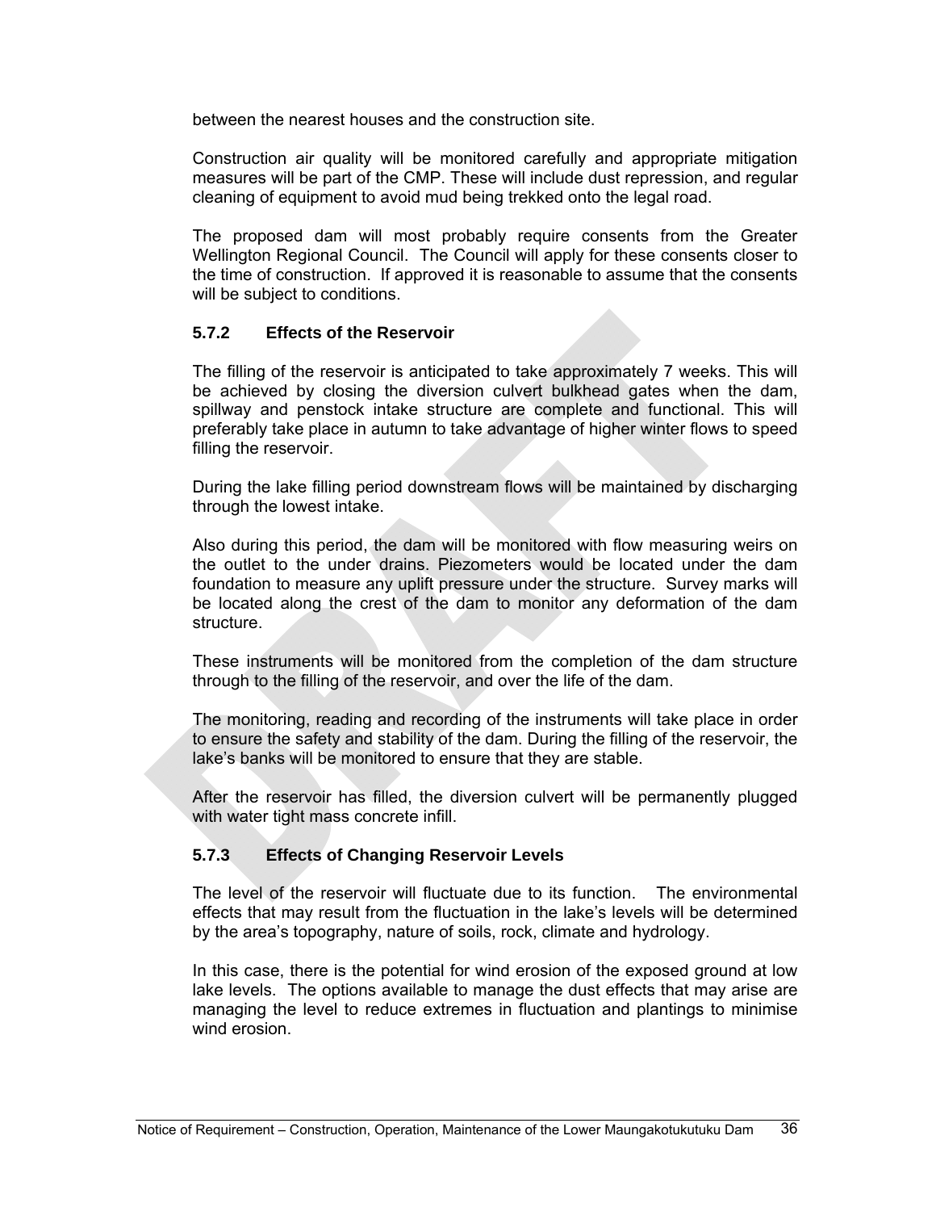between the nearest houses and the construction site.

Construction air quality will be monitored carefully and appropriate mitigation measures will be part of the CMP. These will include dust repression, and regular cleaning of equipment to avoid mud being trekked onto the legal road.

The proposed dam will most probably require consents from the Greater Wellington Regional Council. The Council will apply for these consents closer to the time of construction. If approved it is reasonable to assume that the consents will be subject to conditions.

### 5.7.2 Effects of the Reservoir

The filling of the reservoir is anticipated to take approximately 7 weeks. This will be achieved by closing the diversion culvert bulkhead gates when the dam, spillway and penstock intake structure are complete and functional. This will preferably take place in autumn to take advantage of higher winter flows to speed filling the reservoir.

During the lake filling period downstream flows will be maintained by discharging through the lowest intake.

Also during this period, the dam will be monitored with flow measuring weirs on the outlet to the under drains. Piezometers would be located under the dam foundation to measure any uplift pressure under the structure. Survey marks will be located along the crest of the dam to monitor any deformation of the dam structure.

These instruments will be monitored from the completion of the dam structure through to the filling of the reservoir, and over the life of the dam.

The monitoring, reading and recording of the instruments will take place in order to ensure the safety and stability of the dam. During the filling of the reservoir, the lake's banks will be monitored to ensure that they are stable.

After the reservoir has filled, the diversion culvert will be permanently plugged with water tight mass concrete infill.

### 5.7.3 Effects of Changing Reservoir Levels

The level of the reservoir will fluctuate due to its function. The environmental effects that may result from the fluctuation in the lake's levels will be determined by the area's topography, nature of soils, rock, climate and hydrology.

In this case, there is the potential for wind erosion of the exposed ground at low lake levels. The options available to manage the dust effects that may arise are managing the level to reduce extremes in fluctuation and plantings to minimise wind erosion.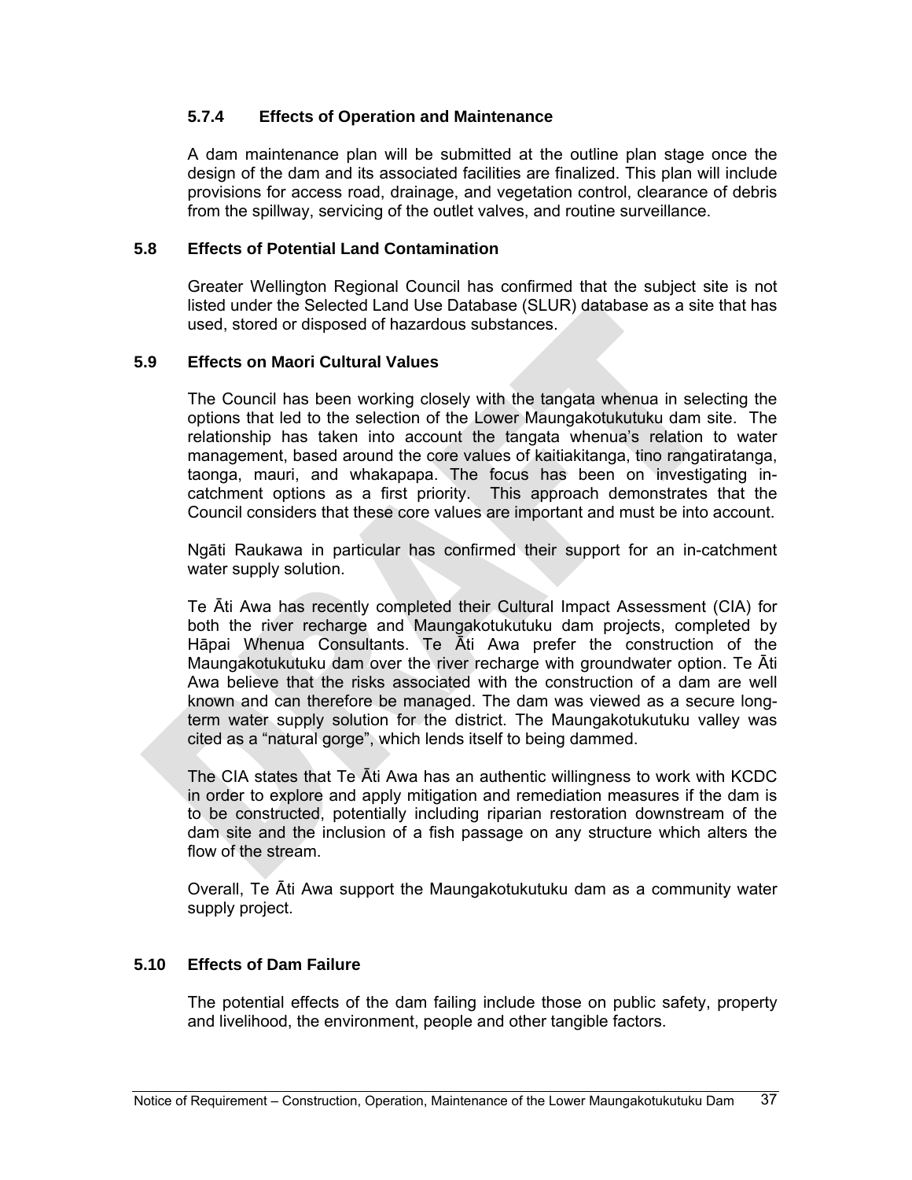#### 5.7.4 Effects of Operation and Maintenance

A dam maintenance plan will be submitted at the outline plan stage once the design of the dam and its associated facilities are finalized. This plan will include provisions for access road, drainage, and vegetation control, clearance of debris from the spillway, servicing of the outlet valves, and routine surveillance.

### 5.8 Effects of Potential Land Contamination

Greater Wellington Regional Council has confirmed that the subject site is not listed under the Selected Land Use Database (SLUR) database as a site that has used, stored or disposed of hazardous substances.

### 5.9 Effects on Maori Cultural Values

The Council has been working closely with the tangata whenua in selecting the options that led to the selection of the Lower Maungakotukutuku dam site. The relationship has taken into account the tangata whenua's relation to water management, based around the core values of kaitiakitanga, tino rangatiratanga, taonga, mauri, and whakapapa. The focus has been on investigating in-catchment options as a first priority. This approach demonstrates that the Council considers that these core values are important and must be into account.

Ngāti Raukawa in particular has confirmed their support for an in-catchment water supply solution.

Te Āti Awa has recently completed their Cultural Impact Assessment (CIA) for both the river recharge and Maungakotukutuku dam projects, completed by Hāpai Whenua Consultants. Te Āti Awa prefer the construction of the Maungakotukutuku dam over the river recharge with groundwater option. Te Āti Awa believe that the risks associated with the construction of a dam are well known and can therefore be managed. The dam was viewed as a secure long-term water supply solution for the district. The Maungakotukutuku valley was cited as a "natural gorge", which lends itself to being dammed.

The CIA states that Te Āti Awa has an authentic willingness to work with KCDC in order to explore and apply mitigation and remediation measures if the dam is to be constructed, potentially including riparian restoration downstream of the dam site and the inclusion of a fish passage on any structure which alters the flow of the stream.

Overall, Te Āti Awa support the Maungakotukutuku dam as a community water supply project.

### 5.10 Effects of Dam Failure

The potential effects of the dam failing include those on public safety, property and livelihood, the environment, people and other tangible factors.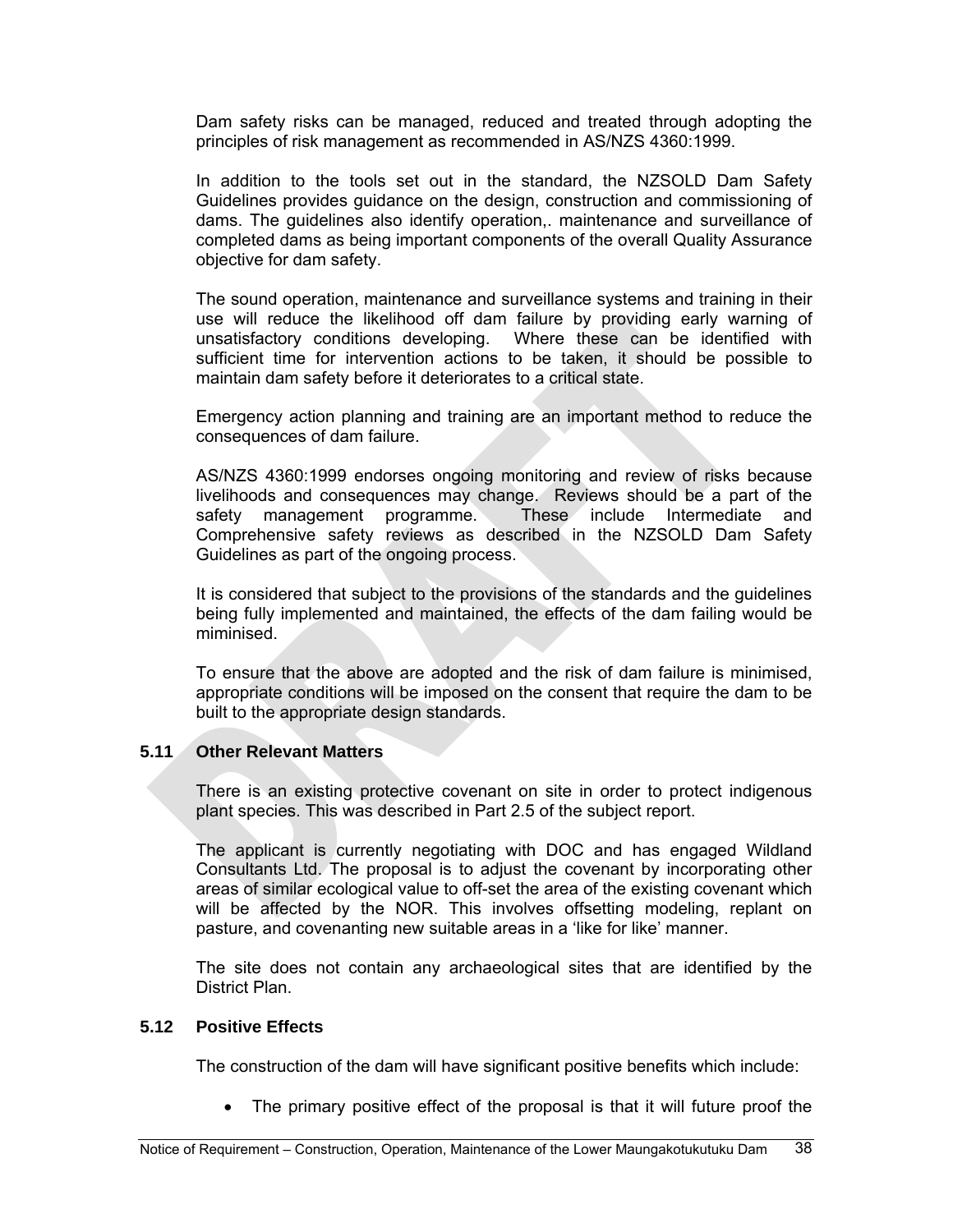Dam safety risks can be managed, reduced and treated through adopting the principles of risk management as recommended in AS/NZS 4360:1999.

In addition to the tools set out in the standard, the NZSOLD Dam Safety Guidelines provides guidance on the design, construction and commissioning of dams. The guidelines also identify operation,. maintenance and surveillance of completed dams as being important components of the overall Quality Assurance objective for dam safety.

The sound operation, maintenance and surveillance systems and training in their use will reduce the likelihood off dam failure by providing early warning of unsatisfactory conditions developing. Where these can be identified with sufficient time for intervention actions to be taken, it should be possible to maintain dam safety before it deteriorates to a critical state.

Emergency action planning and training are an important method to reduce the consequences of dam failure.

AS/NZS 4360:1999 endorses ongoing monitoring and review of risks because livelihoods and consequences may change. Reviews should be a part of the safety management programme. These include Intermediate and Comprehensive safety reviews as described in the NZSOLD Dam Safety Guidelines as part of the ongoing process.

It is considered that subject to the provisions of the standards and the guidelines being fully implemented and maintained, the effects of the dam failing would be miminised.

To ensure that the above are adopted and the risk of dam failure is minimised, appropriate conditions will be imposed on the consent that require the dam to be built to the appropriate design standards.

### 5.11 Other Relevant Matters

There is an existing protective covenant on site in order to protect indigenous plant species. This was described in Part 2.5 of the subject report.

The applicant is currently negotiating with DOC and has engaged Wildland Consultants Ltd. The proposal is to adjust the covenant by incorporating other areas of similar ecological value to off-set the area of the existing covenant which will be affected by the NOR. This involves offsetting modeling, replant on pasture, and covenanting new suitable areas in a 'like for like' manner.

The site does not contain any archaeological sites that are identified by the District Plan.

### 5.12 Positive Effects

The construction of the dam will have significant positive benefits which include:

- The primary positive effect of the proposal is that it will future proof the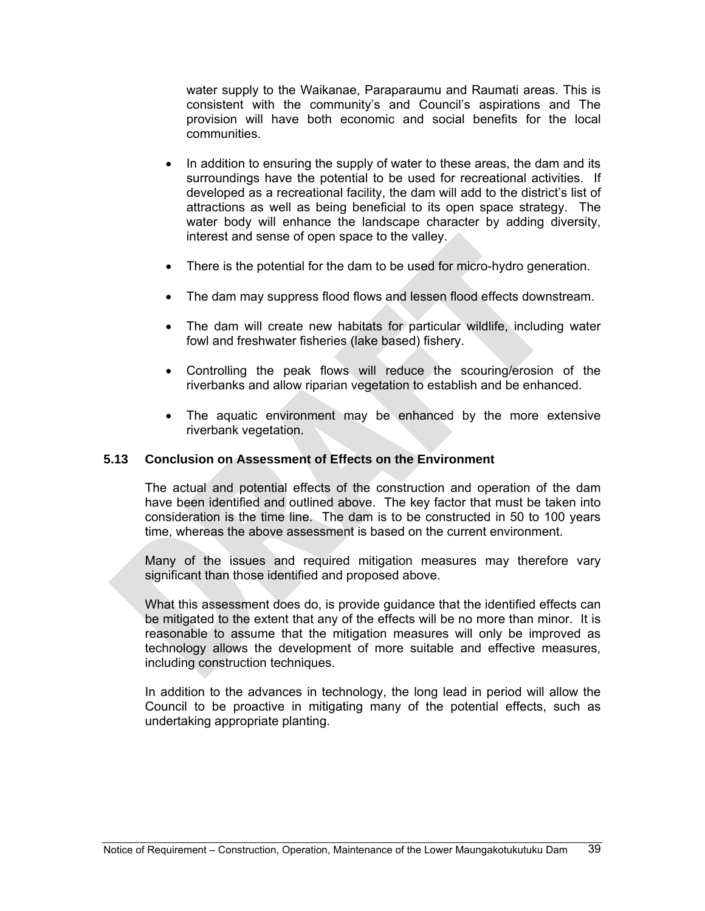water supply to the Waikanae, Paraparaumu and Raumati areas. This is consistent with the community's and Council's aspirations and The provision will have both economic and social benefits for the local communities.

- In addition to ensuring the supply of water to these areas, the dam and its surroundings have the potential to be used for recreational activities. If developed as a recreational facility, the dam will add to the district's list of attractions as well as being beneficial to its open space strategy. The water body will enhance the landscape character by adding diversity, interest and sense of open space to the valley.
- There is the potential for the dam to be used for micro-hydro generation.
- The dam may suppress flood flows and lessen flood effects downstream.
- The dam will create new habitats for particular wildlife, including water fowl and freshwater fisheries (lake based) fishery.
- Controlling the peak flows will reduce the scouring/erosion of the riverbanks and allow riparian vegetation to establish and be enhanced.
- The aquatic environment may be enhanced by the more extensive riverbank vegetation.

### 5.13 Conclusion on Assessment of Effects on the Environment

The actual and potential effects of the construction and operation of the dam have been identified and outlined above. The key factor that must be taken into consideration is the time line. The dam is to be constructed in 50 to 100 years time, whereas the above assessment is based on the current environment.

Many of the issues and required mitigation measures may therefore vary significant than those identified and proposed above.

What this assessment does do, is provide guidance that the identified effects can be mitigated to the extent that any of the effects will be no more than minor. It is reasonable to assume that the mitigation measures will only be improved as technology allows the development of more suitable and effective measures, including construction techniques.

In addition to the advances in technology, the long lead in period will allow the Council to be proactive in mitigating many of the potential effects, such as undertaking appropriate planting.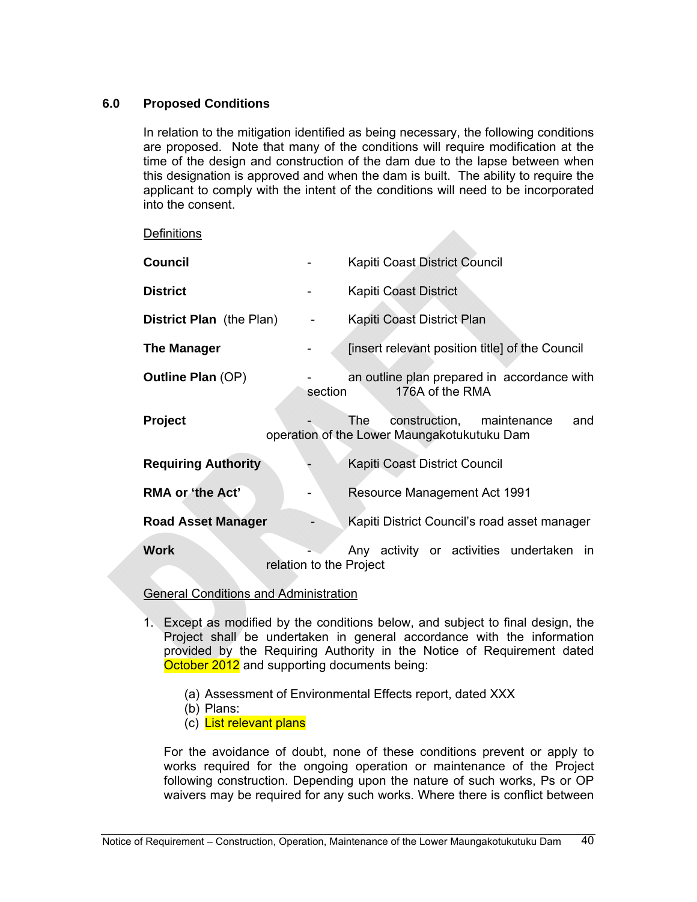## 6.0 Proposed Conditions

In relation to the mitigation identified as being necessary, the following conditions are proposed. Note that many of the conditions will require modification at the time of the design and construction of the dam due to the lapse between when this designation is approved and when the dam is built. The ability to require the applicant to comply with the intent of the conditions will need to be incorporated into the consent.

Definitions

| | | |
|---|---|---|
| **Council** | - | Kapiti Coast District Council |
| **District** | - | Kapiti Coast District |
| **District Plan** (the Plan) | - | Kapiti Coast District Plan |
| **The Manager** | - | [insert relevant position title] of the Council |
| **Outline Plan** (OP) | - | an outline plan prepared in accordance with section 176A of the RMA |
| **Project** | - | The construction, maintenance and operation of the Lower Maungakotukutuku Dam |
| **Requiring Authority** | - | Kapiti Coast District Council |
| **RMA or 'the Act'** | - | Resource Management Act 1991 |
| **Road Asset Manager** | - | Kapiti District Council's road asset manager |
| **Work** | - | Any activity or activities undertaken in relation to the Project |

General Conditions and Administration

1. Except as modified by the conditions below, and subject to final design, the Project shall be undertaken in general accordance with the information provided by the Requiring Authority in the Notice of Requirement dated October 2012 and supporting documents being:

    (a) Assessment of Environmental Effects report, dated XXX
    (b) Plans:
    (c) List relevant plans

    For the avoidance of doubt, none of these conditions prevent or apply to works required for the ongoing operation or maintenance of the Project following construction. Depending upon the nature of such works, Ps or OP waivers may be required for any such works. Where there is conflict between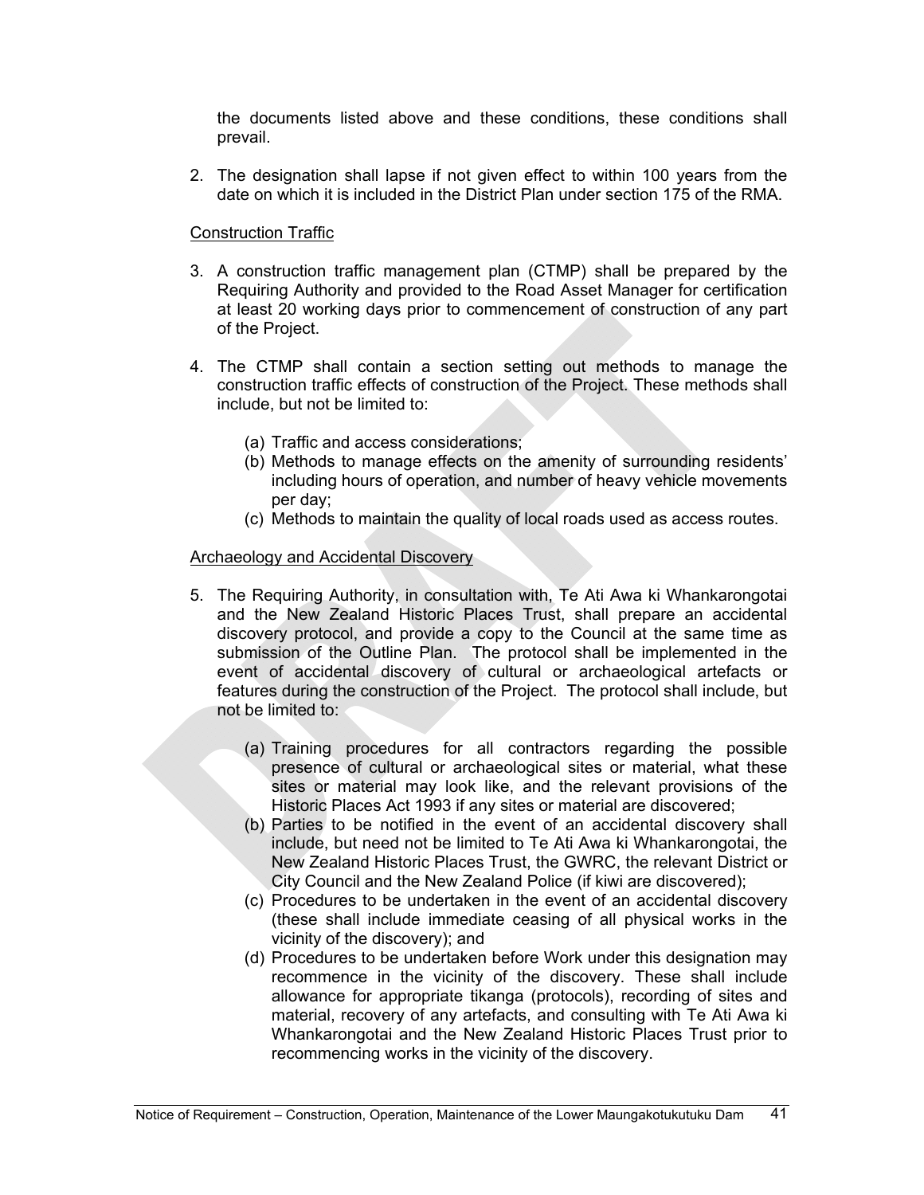the documents listed above and these conditions, these conditions shall prevail.

2. The designation shall lapse if not given effect to within 100 years from the date on which it is included in the District Plan under section 175 of the RMA.

Construction Traffic

3. A construction traffic management plan (CTMP) shall be prepared by the Requiring Authority and provided to the Road Asset Manager for certification at least 20 working days prior to commencement of construction of any part of the Project.

4. The CTMP shall contain a section setting out methods to manage the construction traffic effects of construction of the Project. These methods shall include, but not be limited to:

   (a) Traffic and access considerations;
   (b) Methods to manage effects on the amenity of surrounding residents' including hours of operation, and number of heavy vehicle movements per day;
   (c) Methods to maintain the quality of local roads used as access routes.

Archaeology and Accidental Discovery

5. The Requiring Authority, in consultation with, Te Ati Awa ki Whankarongotai and the New Zealand Historic Places Trust, shall prepare an accidental discovery protocol, and provide a copy to the Council at the same time as submission of the Outline Plan. The protocol shall be implemented in the event of accidental discovery of cultural or archaeological artefacts or features during the construction of the Project. The protocol shall include, but not be limited to:

   (a) Training procedures for all contractors regarding the possible presence of cultural or archaeological sites or material, what these sites or material may look like, and the relevant provisions of the Historic Places Act 1993 if any sites or material are discovered;
   (b) Parties to be notified in the event of an accidental discovery shall include, but need not be limited to Te Ati Awa ki Whankarongotai, the New Zealand Historic Places Trust, the GWRC, the relevant District or City Council and the New Zealand Police (if kiwi are discovered);
   (c) Procedures to be undertaken in the event of an accidental discovery (these shall include immediate ceasing of all physical works in the vicinity of the discovery); and
   (d) Procedures to be undertaken before Work under this designation may recommence in the vicinity of the discovery. These shall include allowance for appropriate tikanga (protocols), recording of sites and material, recovery of any artefacts, and consulting with Te Ati Awa ki Whankarongotai and the New Zealand Historic Places Trust prior to recommencing works in the vicinity of the discovery.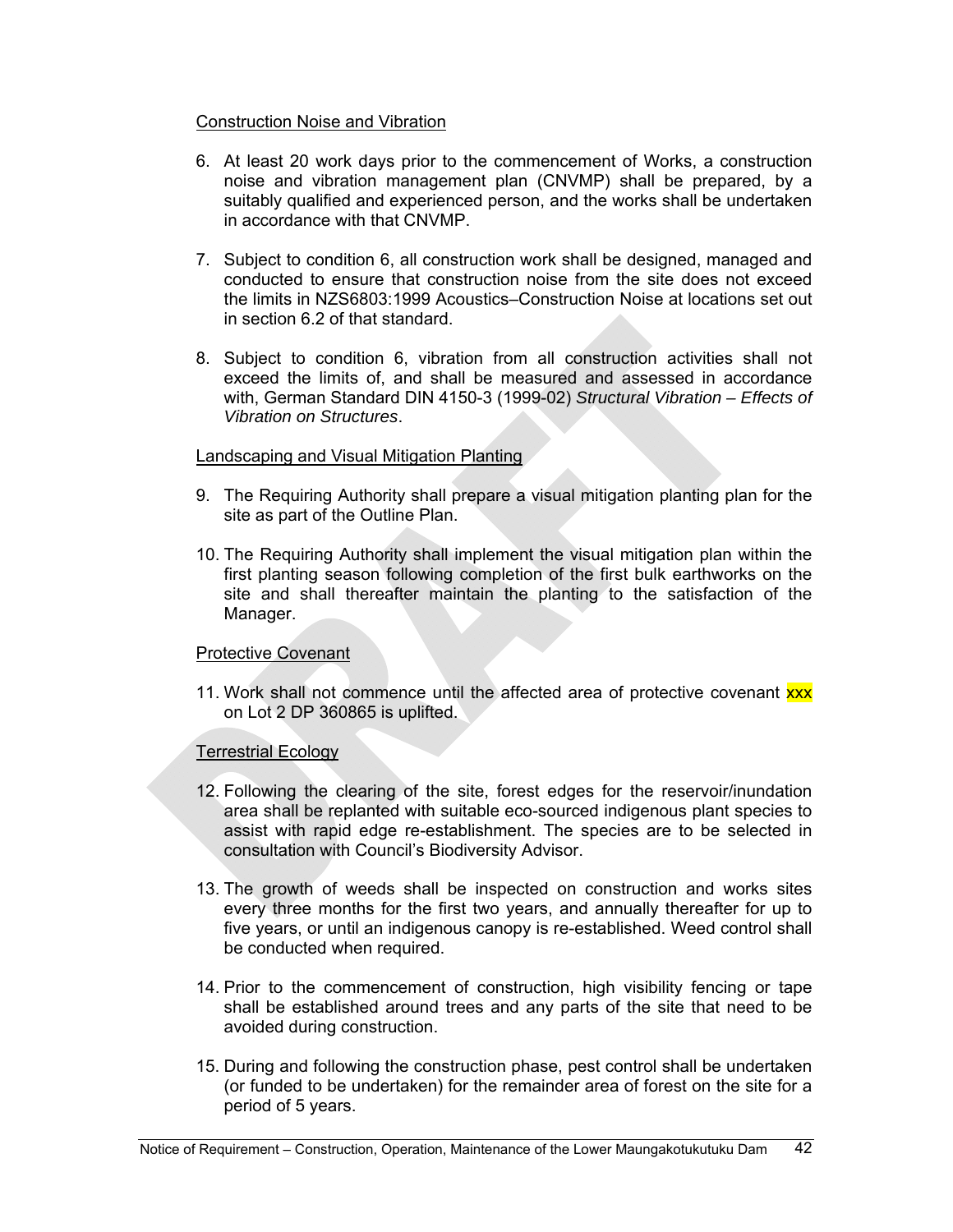Construction Noise and Vibration

6. At least 20 work days prior to the commencement of Works, a construction noise and vibration management plan (CNVMP) shall be prepared, by a suitably qualified and experienced person, and the works shall be undertaken in accordance with that CNVMP.

7. Subject to condition 6, all construction work shall be designed, managed and conducted to ensure that construction noise from the site does not exceed the limits in NZS6803:1999 Acoustics–Construction Noise at locations set out in section 6.2 of that standard.

8. Subject to condition 6, vibration from all construction activities shall not exceed the limits of, and shall be measured and assessed in accordance with, German Standard DIN 4150-3 (1999-02) *Structural Vibration – Effects of Vibration on Structures*.

Landscaping and Visual Mitigation Planting

9. The Requiring Authority shall prepare a visual mitigation planting plan for the site as part of the Outline Plan.

10. The Requiring Authority shall implement the visual mitigation plan within the first planting season following completion of the first bulk earthworks on the site and shall thereafter maintain the planting to the satisfaction of the Manager.

Protective Covenant

11. Work shall not commence until the affected area of protective covenant xxx on Lot 2 DP 360865 is uplifted.

Terrestrial Ecology

12. Following the clearing of the site, forest edges for the reservoir/inundation area shall be replanted with suitable eco-sourced indigenous plant species to assist with rapid edge re-establishment. The species are to be selected in consultation with Council's Biodiversity Advisor.

13. The growth of weeds shall be inspected on construction and works sites every three months for the first two years, and annually thereafter for up to five years, or until an indigenous canopy is re-established. Weed control shall be conducted when required.

14. Prior to the commencement of construction, high visibility fencing or tape shall be established around trees and any parts of the site that need to be avoided during construction.

15. During and following the construction phase, pest control shall be undertaken (or funded to be undertaken) for the remainder area of forest on the site for a period of 5 years.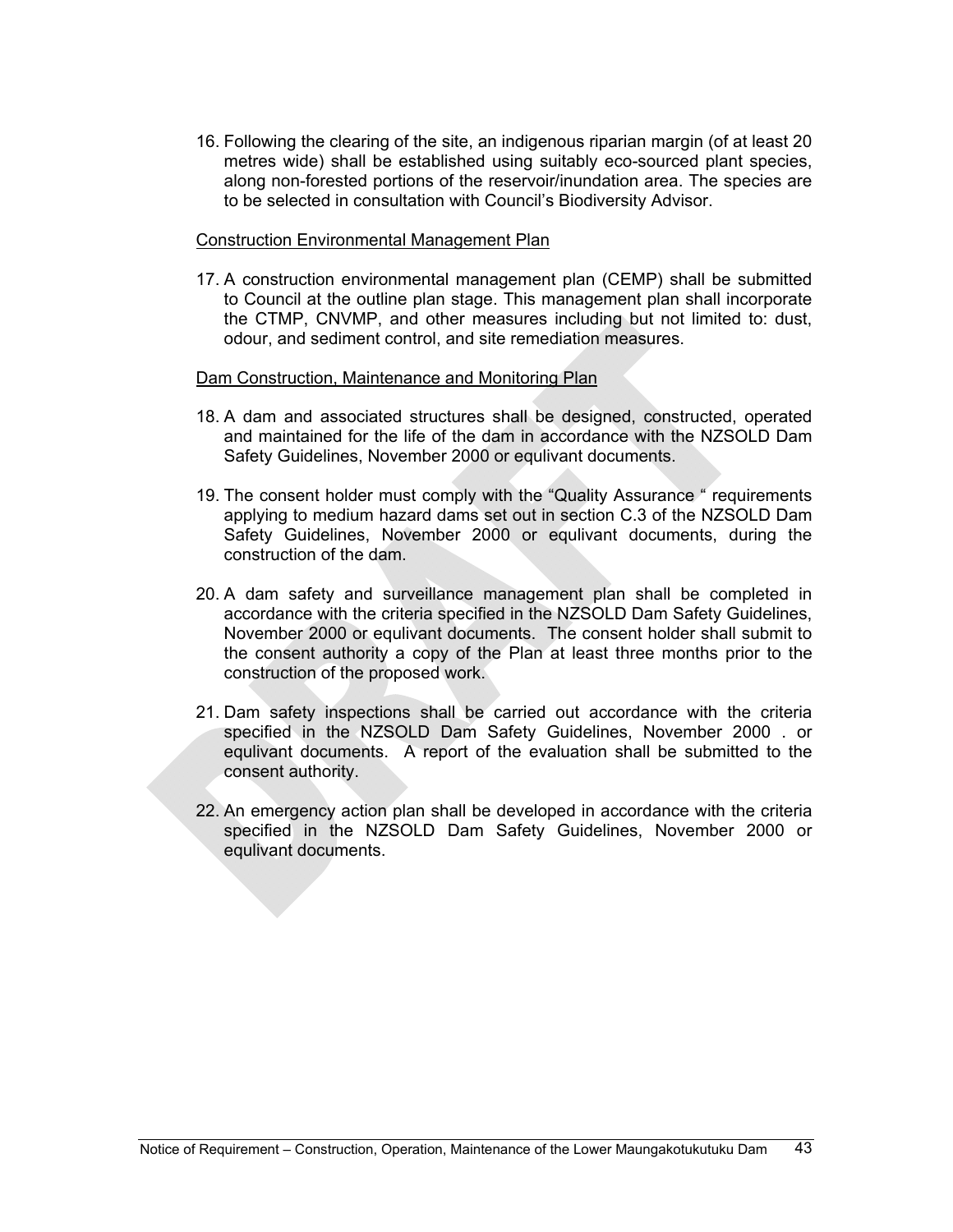16. Following the clearing of the site, an indigenous riparian margin (of at least 20 metres wide) shall be established using suitably eco-sourced plant species, along non-forested portions of the reservoir/inundation area. The species are to be selected in consultation with Council's Biodiversity Advisor.

<u>Construction Environmental Management Plan</u>

17. A construction environmental management plan (CEMP) shall be submitted to Council at the outline plan stage. This management plan shall incorporate the CTMP, CNVMP, and other measures including but not limited to: dust, odour, and sediment control, and site remediation measures.

<u>Dam Construction, Maintenance and Monitoring Plan</u>

18. A dam and associated structures shall be designed, constructed, operated and maintained for the life of the dam in accordance with the NZSOLD Dam Safety Guidelines, November 2000 or equlivant documents.

19. The consent holder must comply with the "Quality Assurance " requirements applying to medium hazard dams set out in section C.3 of the NZSOLD Dam Safety Guidelines, November 2000 or equlivant documents, during the construction of the dam.

20. A dam safety and surveillance management plan shall be completed in accordance with the criteria specified in the NZSOLD Dam Safety Guidelines, November 2000 or equlivant documents. The consent holder shall submit to the consent authority a copy of the Plan at least three months prior to the construction of the proposed work.

21. Dam safety inspections shall be carried out accordance with the criteria specified in the NZSOLD Dam Safety Guidelines, November 2000 . or equlivant documents. A report of the evaluation shall be submitted to the consent authority.

22. An emergency action plan shall be developed in accordance with the criteria specified in the NZSOLD Dam Safety Guidelines, November 2000 or equlivant documents.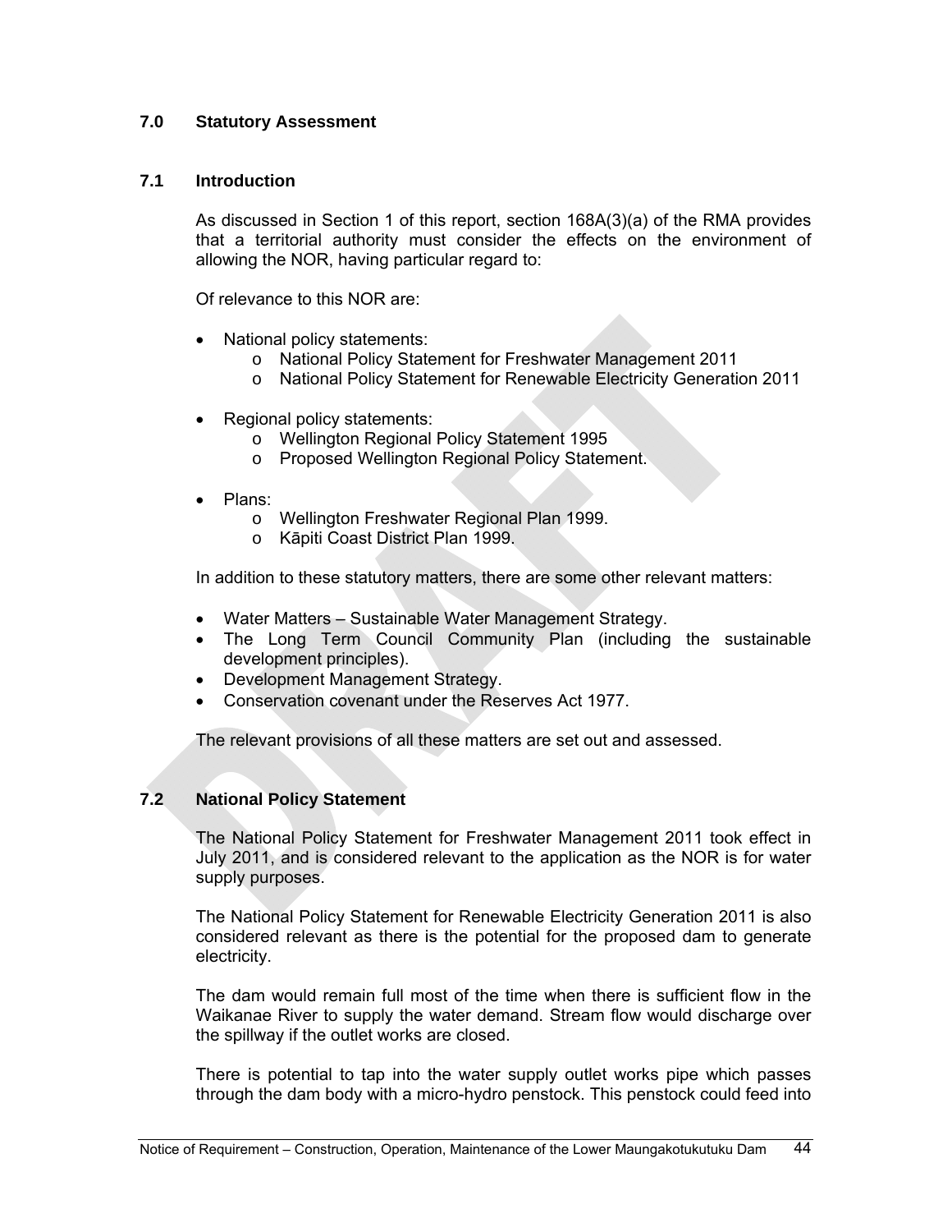## 7.0 Statutory Assessment

### 7.1 Introduction

As discussed in Section 1 of this report, section 168A(3)(a) of the RMA provides that a territorial authority must consider the effects on the environment of allowing the NOR, having particular regard to:

Of relevance to this NOR are:

- National policy statements:
  - National Policy Statement for Freshwater Management 2011
  - National Policy Statement for Renewable Electricity Generation 2011
- Regional policy statements:
  - Wellington Regional Policy Statement 1995
  - Proposed Wellington Regional Policy Statement.
- Plans:
  - Wellington Freshwater Regional Plan 1999.
  - Kāpiti Coast District Plan 1999.

In addition to these statutory matters, there are some other relevant matters:

- Water Matters – Sustainable Water Management Strategy.
- The Long Term Council Community Plan (including the sustainable development principles).
- Development Management Strategy.
- Conservation covenant under the Reserves Act 1977.

The relevant provisions of all these matters are set out and assessed.

### 7.2 National Policy Statement

The National Policy Statement for Freshwater Management 2011 took effect in July 2011, and is considered relevant to the application as the NOR is for water supply purposes.

The National Policy Statement for Renewable Electricity Generation 2011 is also considered relevant as there is the potential for the proposed dam to generate electricity.

The dam would remain full most of the time when there is sufficient flow in the Waikanae River to supply the water demand. Stream flow would discharge over the spillway if the outlet works are closed.

There is potential to tap into the water supply outlet works pipe which passes through the dam body with a micro-hydro penstock. This penstock could feed into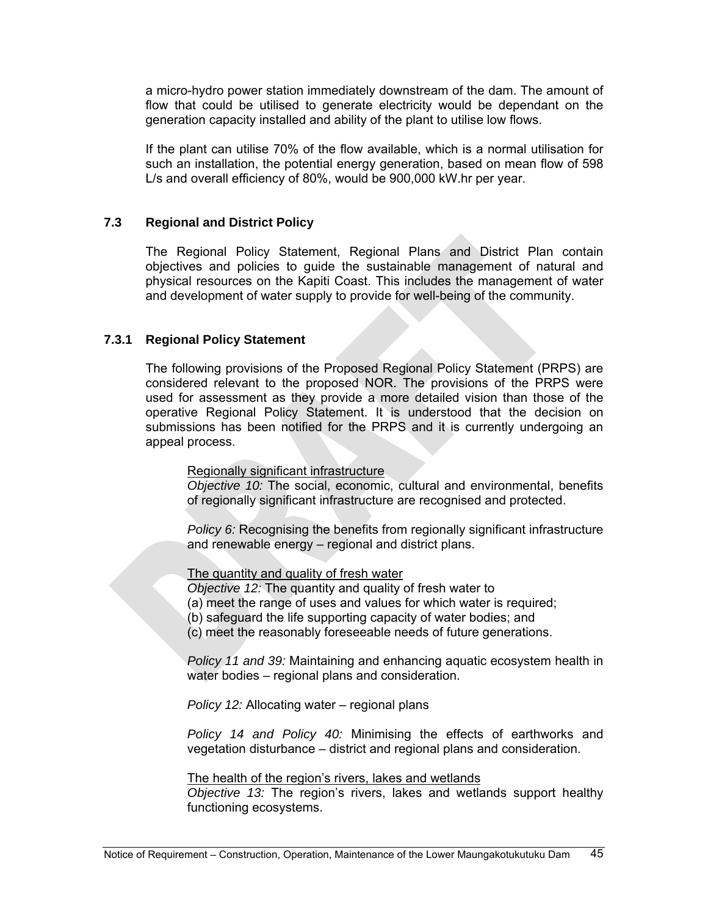a micro-hydro power station immediately downstream of the dam. The amount of flow that could be utilised to generate electricity would be dependant on the generation capacity installed and ability of the plant to utilise low flows.

If the plant can utilise 70% of the flow available, which is a normal utilisation for such an installation, the potential energy generation, based on mean flow of 598 L/s and overall efficiency of 80%, would be 900,000 kW.hr per year.

## 7.3 Regional and District Policy

The Regional Policy Statement, Regional Plans and District Plan contain objectives and policies to guide the sustainable management of natural and physical resources on the Kapiti Coast. This includes the management of water and development of water supply to provide for well-being of the community.

### 7.3.1 Regional Policy Statement

The following provisions of the Proposed Regional Policy Statement (PRPS) are considered relevant to the proposed NOR. The provisions of the PRPS were used for assessment as they provide a more detailed vision than those of the operative Regional Policy Statement. It is understood that the decision on submissions has been notified for the PRPS and it is currently undergoing an appeal process.

<u>Regionally significant infrastructure</u>
*Objective 10:* The social, economic, cultural and environmental, benefits of regionally significant infrastructure are recognised and protected.

*Policy 6:* Recognising the benefits from regionally significant infrastructure and renewable energy – regional and district plans.

<u>The quantity and quality of fresh water</u>
*Objective 12:* The quantity and quality of fresh water to
(a) meet the range of uses and values for which water is required;
(b) safeguard the life supporting capacity of water bodies; and
(c) meet the reasonably foreseeable needs of future generations.

*Policy 11 and 39:* Maintaining and enhancing aquatic ecosystem health in water bodies – regional plans and consideration.

*Policy 12:* Allocating water – regional plans

*Policy 14 and Policy 40:* Minimising the effects of earthworks and vegetation disturbance – district and regional plans and consideration.

<u>The health of the region's rivers, lakes and wetlands</u>
*Objective 13:* The region's rivers, lakes and wetlands support healthy functioning ecosystems.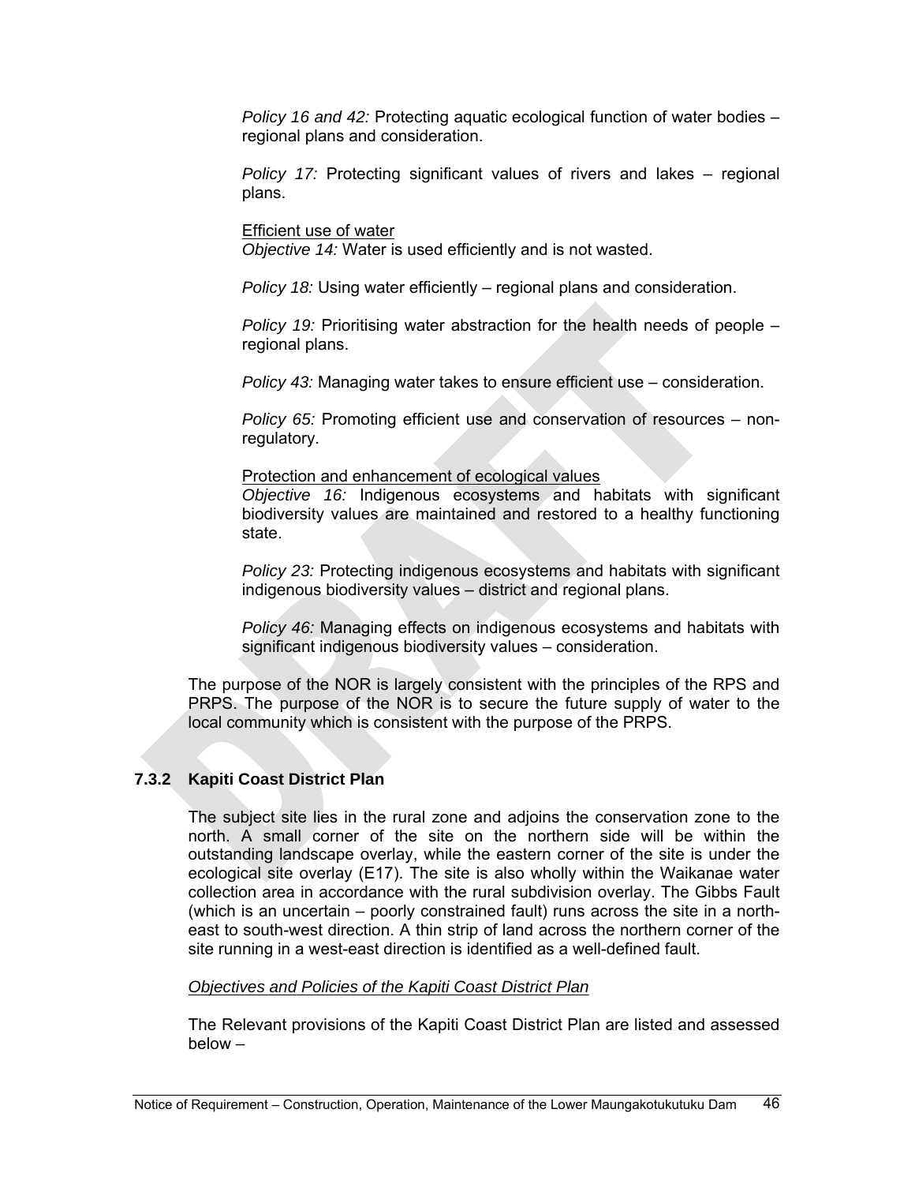*Policy 16 and 42:* Protecting aquatic ecological function of water bodies – regional plans and consideration.

*Policy 17:* Protecting significant values of rivers and lakes – regional plans.

<u>Efficient use of water</u>
*Objective 14:* Water is used efficiently and is not wasted.

*Policy 18:* Using water efficiently – regional plans and consideration.

*Policy 19:* Prioritising water abstraction for the health needs of people – regional plans.

*Policy 43:* Managing water takes to ensure efficient use – consideration.

*Policy 65:* Promoting efficient use and conservation of resources – non-regulatory.

<u>Protection and enhancement of ecological values</u>
*Objective 16:* Indigenous ecosystems and habitats with significant biodiversity values are maintained and restored to a healthy functioning state.

*Policy 23:* Protecting indigenous ecosystems and habitats with significant indigenous biodiversity values – district and regional plans.

*Policy 46:* Managing effects on indigenous ecosystems and habitats with significant indigenous biodiversity values – consideration.

The purpose of the NOR is largely consistent with the principles of the RPS and PRPS. The purpose of the NOR is to secure the future supply of water to the local community which is consistent with the purpose of the PRPS.

### 7.3.2 Kapiti Coast District Plan

The subject site lies in the rural zone and adjoins the conservation zone to the north. A small corner of the site on the northern side will be within the outstanding landscape overlay, while the eastern corner of the site is under the ecological site overlay (E17). The site is also wholly within the Waikanae water collection area in accordance with the rural subdivision overlay. The Gibbs Fault (which is an uncertain – poorly constrained fault) runs across the site in a north-east to south-west direction. A thin strip of land across the northern corner of the site running in a west-east direction is identified as a well-defined fault.

*<u>Objectives and Policies of the Kapiti Coast District Plan</u>*

The Relevant provisions of the Kapiti Coast District Plan are listed and assessed below –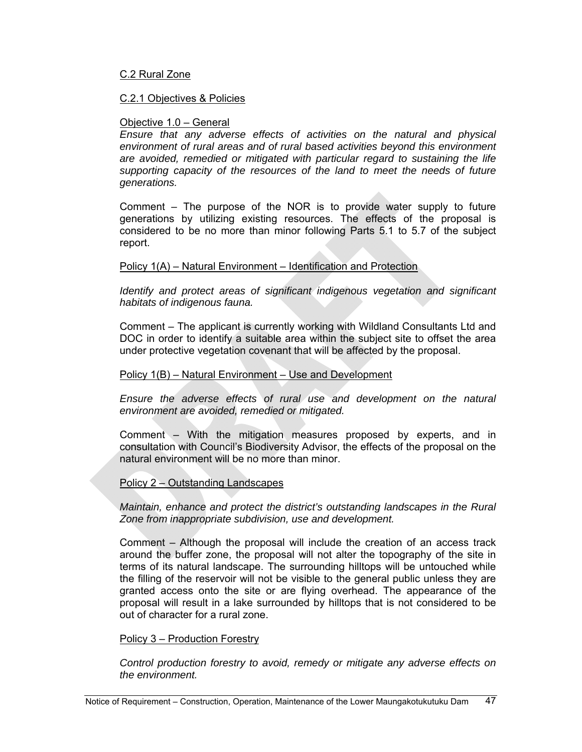C.2 Rural Zone

C.2.1 Objectives & Policies

Objective 1.0 – General

*Ensure that any adverse effects of activities on the natural and physical environment of rural areas and of rural based activities beyond this environment are avoided, remedied or mitigated with particular regard to sustaining the life supporting capacity of the resources of the land to meet the needs of future generations.*

Comment – The purpose of the NOR is to provide water supply to future generations by utilizing existing resources. The effects of the proposal is considered to be no more than minor following Parts 5.1 to 5.7 of the subject report.

Policy 1(A) – Natural Environment – Identification and Protection

*Identify and protect areas of significant indigenous vegetation and significant habitats of indigenous fauna.*

Comment – The applicant is currently working with Wildland Consultants Ltd and DOC in order to identify a suitable area within the subject site to offset the area under protective vegetation covenant that will be affected by the proposal.

Policy 1(B) – Natural Environment – Use and Development

*Ensure the adverse effects of rural use and development on the natural environment are avoided, remedied or mitigated.*

Comment – With the mitigation measures proposed by experts, and in consultation with Council's Biodiversity Advisor, the effects of the proposal on the natural environment will be no more than minor.

Policy 2 – Outstanding Landscapes

*Maintain, enhance and protect the district's outstanding landscapes in the Rural Zone from inappropriate subdivision, use and development.*

Comment – Although the proposal will include the creation of an access track around the buffer zone, the proposal will not alter the topography of the site in terms of its natural landscape. The surrounding hilltops will be untouched while the filling of the reservoir will not be visible to the general public unless they are granted access onto the site or are flying overhead. The appearance of the proposal will result in a lake surrounded by hilltops that is not considered to be out of character for a rural zone.

Policy 3 – Production Forestry

*Control production forestry to avoid, remedy or mitigate any adverse effects on the environment.*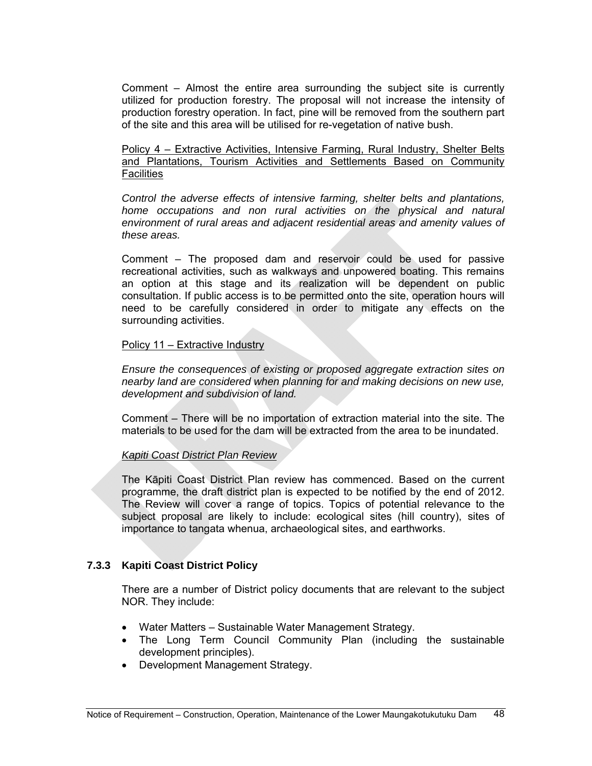Comment – Almost the entire area surrounding the subject site is currently utilized for production forestry. The proposal will not increase the intensity of production forestry operation. In fact, pine will be removed from the southern part of the site and this area will be utilised for re-vegetation of native bush.

Policy 4 – Extractive Activities, Intensive Farming, Rural Industry, Shelter Belts and Plantations, Tourism Activities and Settlements Based on Community Facilities

*Control the adverse effects of intensive farming, shelter belts and plantations, home occupations and non rural activities on the physical and natural environment of rural areas and adjacent residential areas and amenity values of these areas.*

Comment – The proposed dam and reservoir could be used for passive recreational activities, such as walkways and unpowered boating. This remains an option at this stage and its realization will be dependent on public consultation. If public access is to be permitted onto the site, operation hours will need to be carefully considered in order to mitigate any effects on the surrounding activities.

Policy 11 – Extractive Industry

*Ensure the consequences of existing or proposed aggregate extraction sites on nearby land are considered when planning for and making decisions on new use, development and subdivision of land.*

Comment – There will be no importation of extraction material into the site. The materials to be used for the dam will be extracted from the area to be inundated.

*Kapiti Coast District Plan Review*

The Kāpiti Coast District Plan review has commenced. Based on the current programme, the draft district plan is expected to be notified by the end of 2012. The Review will cover a range of topics. Topics of potential relevance to the subject proposal are likely to include: ecological sites (hill country), sites of importance to tangata whenua, archaeological sites, and earthworks.

### 7.3.3 Kapiti Coast District Policy

There are a number of District policy documents that are relevant to the subject NOR. They include:

- Water Matters – Sustainable Water Management Strategy.
- The Long Term Council Community Plan (including the sustainable development principles).
- Development Management Strategy.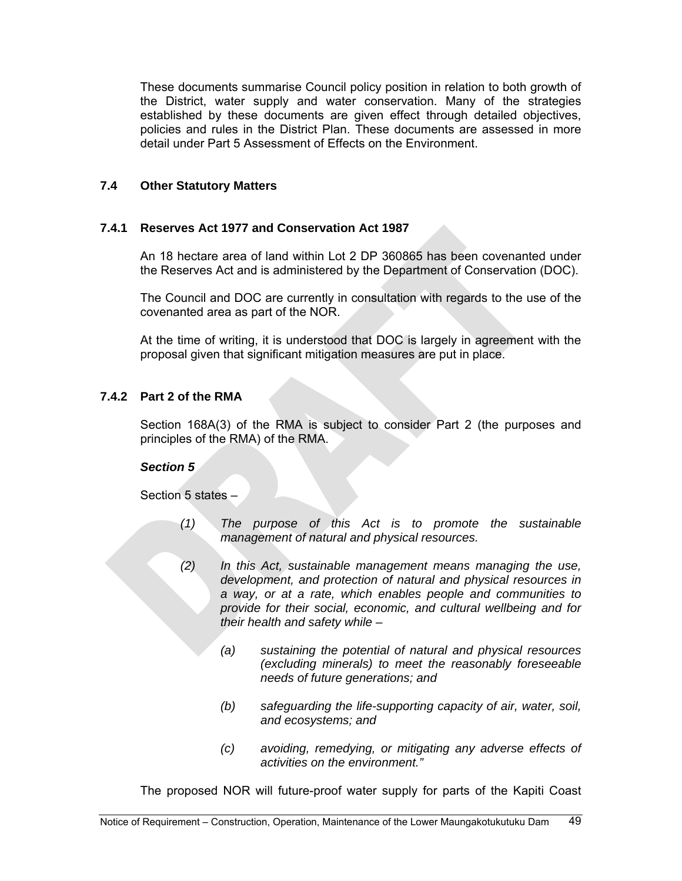These documents summarise Council policy position in relation to both growth of the District, water supply and water conservation. Many of the strategies established by these documents are given effect through detailed objectives, policies and rules in the District Plan. These documents are assessed in more detail under Part 5 Assessment of Effects on the Environment.

## 7.4 Other Statutory Matters

### 7.4.1 Reserves Act 1977 and Conservation Act 1987

An 18 hectare area of land within Lot 2 DP 360865 has been covenanted under the Reserves Act and is administered by the Department of Conservation (DOC).

The Council and DOC are currently in consultation with regards to the use of the covenanted area as part of the NOR.

At the time of writing, it is understood that DOC is largely in agreement with the proposal given that significant mitigation measures are put in place.

### 7.4.2 Part 2 of the RMA

Section 168A(3) of the RMA is subject to consider Part 2 (the purposes and principles of the RMA) of the RMA.

***Section 5***

Section 5 states –

> *(1) The purpose of this Act is to promote the sustainable management of natural and physical resources.*
>
> *(2) In this Act, sustainable management means managing the use, development, and protection of natural and physical resources in a way, or at a rate, which enables people and communities to provide for their social, economic, and cultural wellbeing and for their health and safety while –*
>
> > *(a) sustaining the potential of natural and physical resources (excluding minerals) to meet the reasonably foreseeable needs of future generations; and*
> >
> > *(b) safeguarding the life-supporting capacity of air, water, soil, and ecosystems; and*
> >
> > *(c) avoiding, remedying, or mitigating any adverse effects of activities on the environment."*

The proposed NOR will future-proof water supply for parts of the Kapiti Coast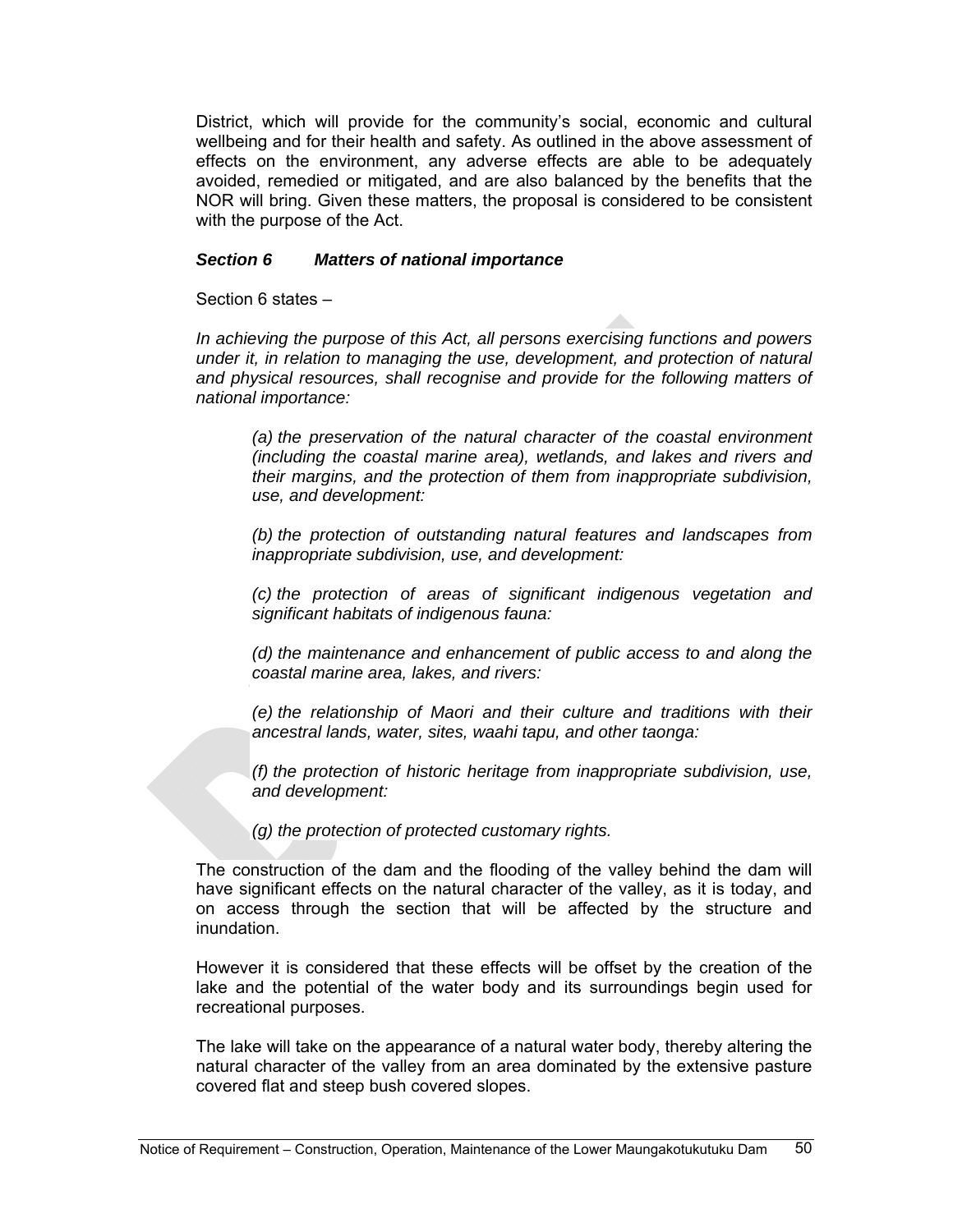District, which will provide for the community's social, economic and cultural wellbeing and for their health and safety. As outlined in the above assessment of effects on the environment, any adverse effects are able to be adequately avoided, remedied or mitigated, and are also balanced by the benefits that the NOR will bring. Given these matters, the proposal is considered to be consistent with the purpose of the Act.

***Section 6 Matters of national importance***

Section 6 states –

*In achieving the purpose of this Act, all persons exercising functions and powers under it, in relation to managing the use, development, and protection of natural and physical resources, shall recognise and provide for the following matters of national importance:*

> *(a) the preservation of the natural character of the coastal environment (including the coastal marine area), wetlands, and lakes and rivers and their margins, and the protection of them from inappropriate subdivision, use, and development:*
>
> *(b) the protection of outstanding natural features and landscapes from inappropriate subdivision, use, and development:*
>
> *(c) the protection of areas of significant indigenous vegetation and significant habitats of indigenous fauna:*
>
> *(d) the maintenance and enhancement of public access to and along the coastal marine area, lakes, and rivers:*
>
> *(e) the relationship of Maori and their culture and traditions with their ancestral lands, water, sites, waahi tapu, and other taonga:*
>
> *(f) the protection of historic heritage from inappropriate subdivision, use, and development:*
>
> *(g) the protection of protected customary rights.*

The construction of the dam and the flooding of the valley behind the dam will have significant effects on the natural character of the valley, as it is today, and on access through the section that will be affected by the structure and inundation.

However it is considered that these effects will be offset by the creation of the lake and the potential of the water body and its surroundings begin used for recreational purposes.

The lake will take on the appearance of a natural water body, thereby altering the natural character of the valley from an area dominated by the extensive pasture covered flat and steep bush covered slopes.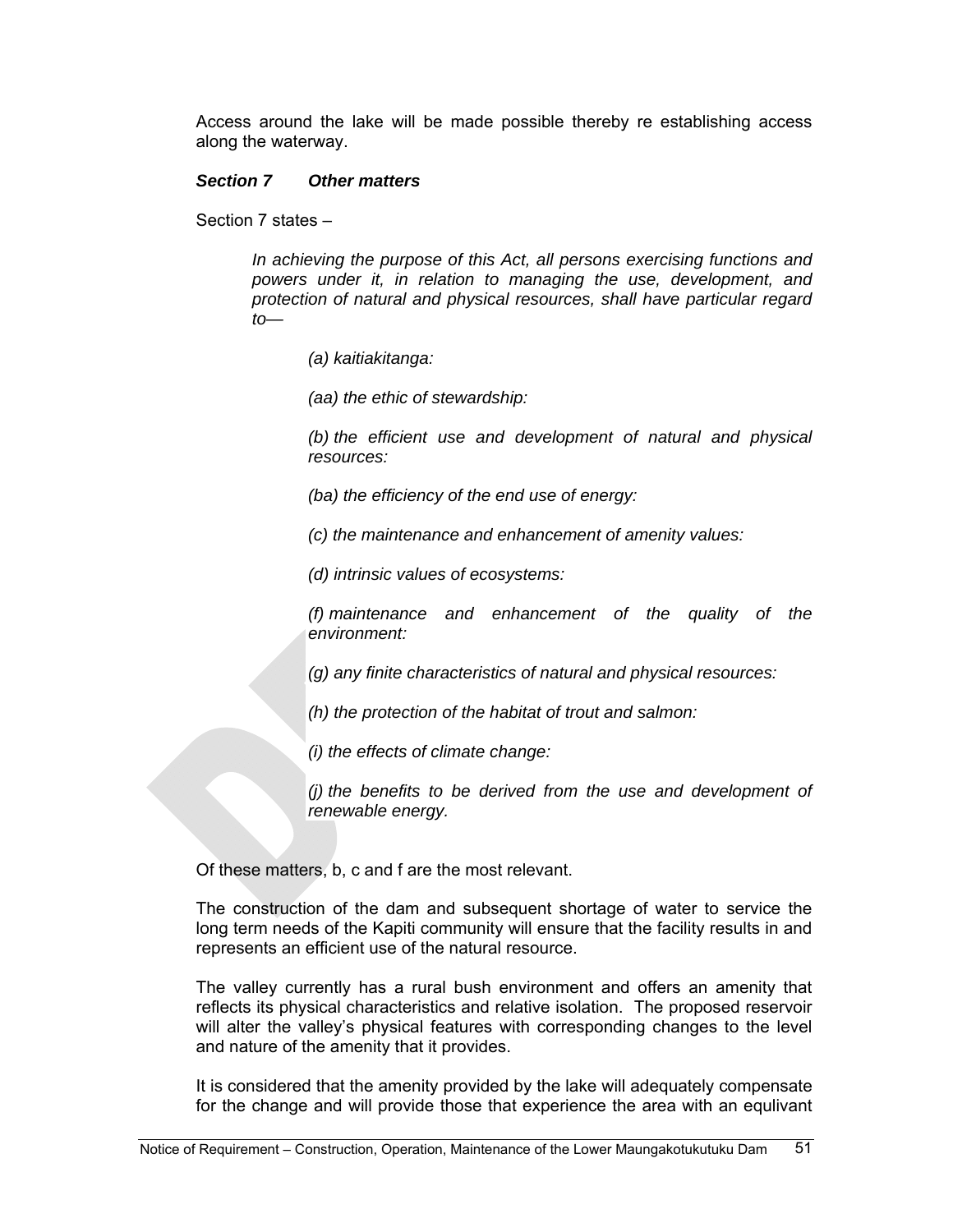Access around the lake will be made possible thereby re establishing access along the waterway.

### *Section 7 Other matters*

Section 7 states –

> *In achieving the purpose of this Act, all persons exercising functions and powers under it, in relation to managing the use, development, and protection of natural and physical resources, shall have particular regard to—*
>
> *(a) kaitiakitanga:*
>
> *(aa) the ethic of stewardship:*
>
> *(b) the efficient use and development of natural and physical resources:*
>
> *(ba) the efficiency of the end use of energy:*
>
> *(c) the maintenance and enhancement of amenity values:*
>
> *(d) intrinsic values of ecosystems:*
>
> *(f) maintenance and enhancement of the quality of the environment:*
>
> *(g) any finite characteristics of natural and physical resources:*
>
> *(h) the protection of the habitat of trout and salmon:*
>
> *(i) the effects of climate change:*
>
> *(j) the benefits to be derived from the use and development of renewable energy.*

Of these matters, b, c and f are the most relevant.

The construction of the dam and subsequent shortage of water to service the long term needs of the Kapiti community will ensure that the facility results in and represents an efficient use of the natural resource.

The valley currently has a rural bush environment and offers an amenity that reflects its physical characteristics and relative isolation. The proposed reservoir will alter the valley's physical features with corresponding changes to the level and nature of the amenity that it provides.

It is considered that the amenity provided by the lake will adequately compensate for the change and will provide those that experience the area with an equlivant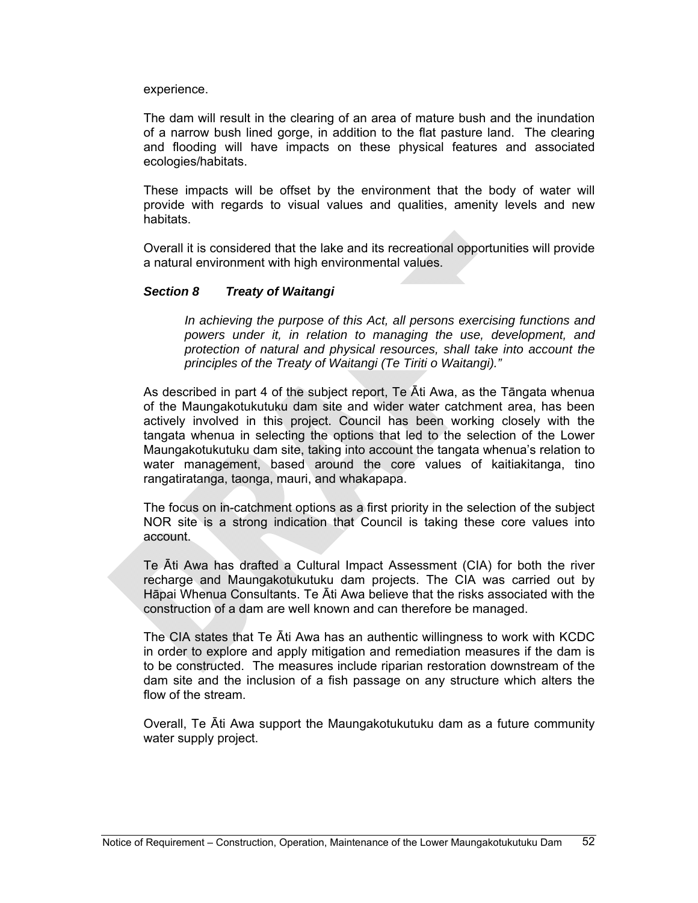experience.

The dam will result in the clearing of an area of mature bush and the inundation of a narrow bush lined gorge, in addition to the flat pasture land. The clearing and flooding will have impacts on these physical features and associated ecologies/habitats.

These impacts will be offset by the environment that the body of water will provide with regards to visual values and qualities, amenity levels and new habitats.

Overall it is considered that the lake and its recreational opportunities will provide a natural environment with high environmental values.

***Section 8 Treaty of Waitangi***

> *In achieving the purpose of this Act, all persons exercising functions and powers under it, in relation to managing the use, development, and protection of natural and physical resources, shall take into account the principles of the Treaty of Waitangi (Te Tiriti o Waitangi)."*

As described in part 4 of the subject report, Te Āti Awa, as the Tāngata whenua of the Maungakotukutuku dam site and wider water catchment area, has been actively involved in this project. Council has been working closely with the tangata whenua in selecting the options that led to the selection of the Lower Maungakotukutuku dam site, taking into account the tangata whenua's relation to water management, based around the core values of kaitiakitanga, tino rangatiratanga, taonga, mauri, and whakapapa.

The focus on in-catchment options as a first priority in the selection of the subject NOR site is a strong indication that Council is taking these core values into account.

Te Āti Awa has drafted a Cultural Impact Assessment (CIA) for both the river recharge and Maungakotukutuku dam projects. The CIA was carried out by Hāpai Whenua Consultants. Te Āti Awa believe that the risks associated with the construction of a dam are well known and can therefore be managed.

The CIA states that Te Āti Awa has an authentic willingness to work with KCDC in order to explore and apply mitigation and remediation measures if the dam is to be constructed. The measures include riparian restoration downstream of the dam site and the inclusion of a fish passage on any structure which alters the flow of the stream.

Overall, Te Āti Awa support the Maungakotukutuku dam as a future community water supply project.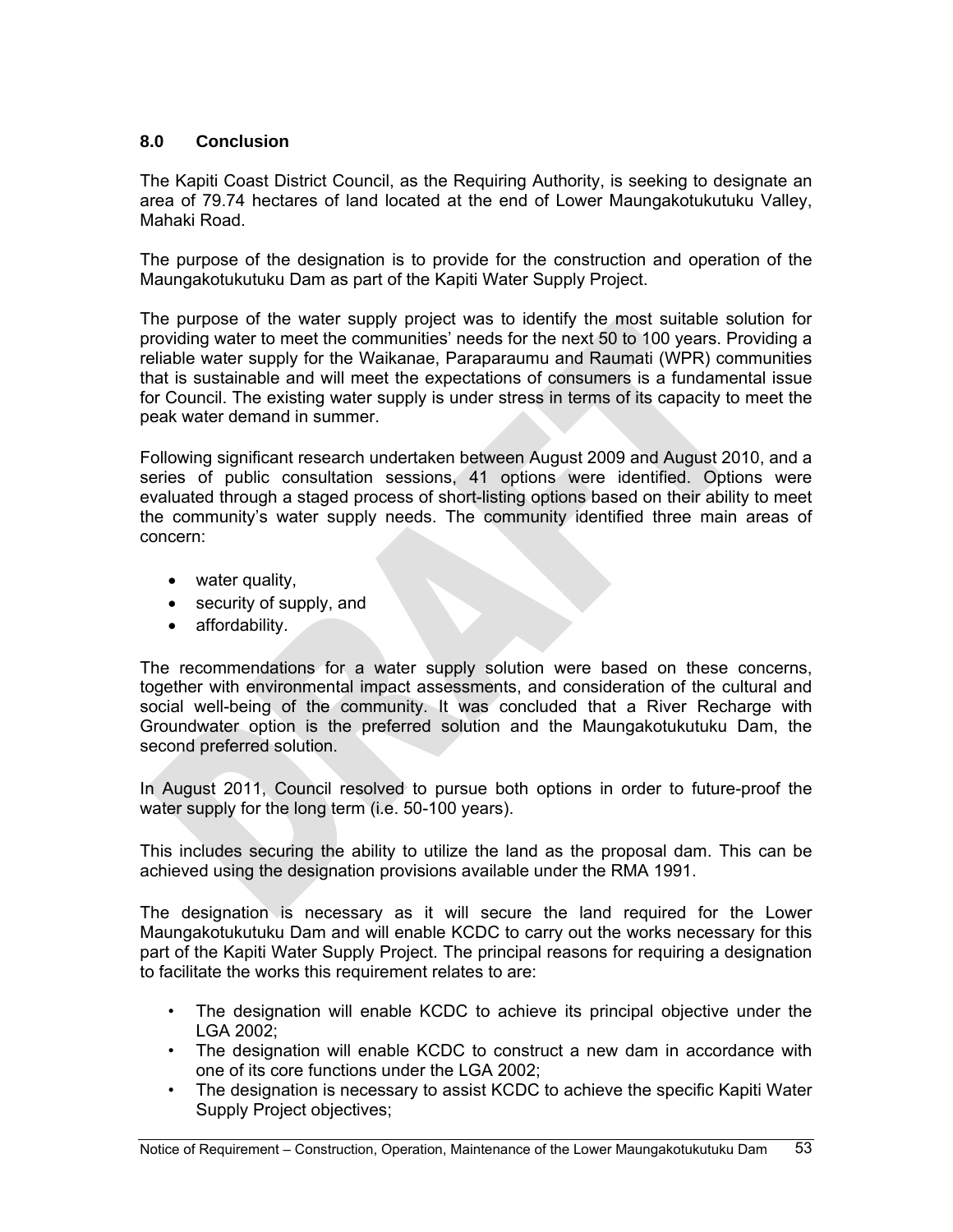## 8.0 Conclusion

The Kapiti Coast District Council, as the Requiring Authority, is seeking to designate an area of 79.74 hectares of land located at the end of Lower Maungakotukutuku Valley, Mahaki Road.

The purpose of the designation is to provide for the construction and operation of the Maungakotukutuku Dam as part of the Kapiti Water Supply Project.

The purpose of the water supply project was to identify the most suitable solution for providing water to meet the communities' needs for the next 50 to 100 years. Providing a reliable water supply for the Waikanae, Paraparaumu and Raumati (WPR) communities that is sustainable and will meet the expectations of consumers is a fundamental issue for Council. The existing water supply is under stress in terms of its capacity to meet the peak water demand in summer.

Following significant research undertaken between August 2009 and August 2010, and a series of public consultation sessions, 41 options were identified. Options were evaluated through a staged process of short-listing options based on their ability to meet the community's water supply needs. The community identified three main areas of concern:

- water quality,
- security of supply, and
- affordability.

The recommendations for a water supply solution were based on these concerns, together with environmental impact assessments, and consideration of the cultural and social well-being of the community. It was concluded that a River Recharge with Groundwater option is the preferred solution and the Maungakotukutuku Dam, the second preferred solution.

In August 2011, Council resolved to pursue both options in order to future-proof the water supply for the long term (i.e. 50-100 years).

This includes securing the ability to utilize the land as the proposal dam. This can be achieved using the designation provisions available under the RMA 1991.

The designation is necessary as it will secure the land required for the Lower Maungakotukutuku Dam and will enable KCDC to carry out the works necessary for this part of the Kapiti Water Supply Project. The principal reasons for requiring a designation to facilitate the works this requirement relates to are:

- The designation will enable KCDC to achieve its principal objective under the LGA 2002;
- The designation will enable KCDC to construct a new dam in accordance with one of its core functions under the LGA 2002;
- The designation is necessary to assist KCDC to achieve the specific Kapiti Water Supply Project objectives;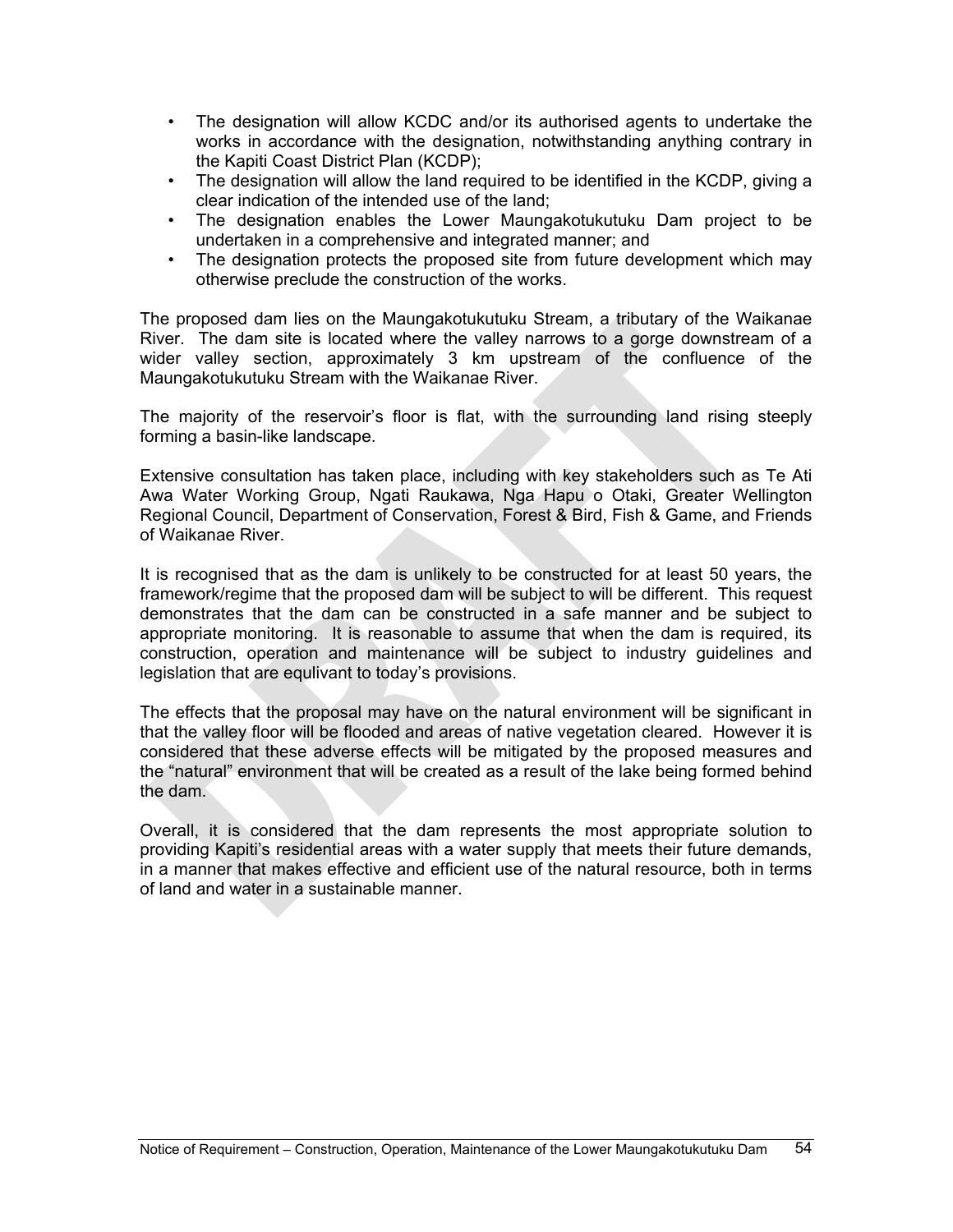- The designation will allow KCDC and/or its authorised agents to undertake the works in accordance with the designation, notwithstanding anything contrary in the Kapiti Coast District Plan (KCDP);
- The designation will allow the land required to be identified in the KCDP, giving a clear indication of the intended use of the land;
- The designation enables the Lower Maungakotukutuku Dam project to be undertaken in a comprehensive and integrated manner; and
- The designation protects the proposed site from future development which may otherwise preclude the construction of the works.

The proposed dam lies on the Maungakotukutuku Stream, a tributary of the Waikanae River. The dam site is located where the valley narrows to a gorge downstream of a wider valley section, approximately 3 km upstream of the confluence of the Maungakotukutuku Stream with the Waikanae River.

The majority of the reservoir's floor is flat, with the surrounding land rising steeply forming a basin-like landscape.

Extensive consultation has taken place, including with key stakeholders such as Te Ati Awa Water Working Group, Ngati Raukawa, Nga Hapu o Otaki, Greater Wellington Regional Council, Department of Conservation, Forest & Bird, Fish & Game, and Friends of Waikanae River.

It is recognised that as the dam is unlikely to be constructed for at least 50 years, the framework/regime that the proposed dam will be subject to will be different. This request demonstrates that the dam can be constructed in a safe manner and be subject to appropriate monitoring. It is reasonable to assume that when the dam is required, its construction, operation and maintenance will be subject to industry guidelines and legislation that are equlivant to today's provisions.

The effects that the proposal may have on the natural environment will be significant in that the valley floor will be flooded and areas of native vegetation cleared. However it is considered that these adverse effects will be mitigated by the proposed measures and the "natural" environment that will be created as a result of the lake being formed behind the dam.

Overall, it is considered that the dam represents the most appropriate solution to providing Kapiti's residential areas with a water supply that meets their future demands, in a manner that makes effective and efficient use of the natural resource, both in terms of land and water in a sustainable manner.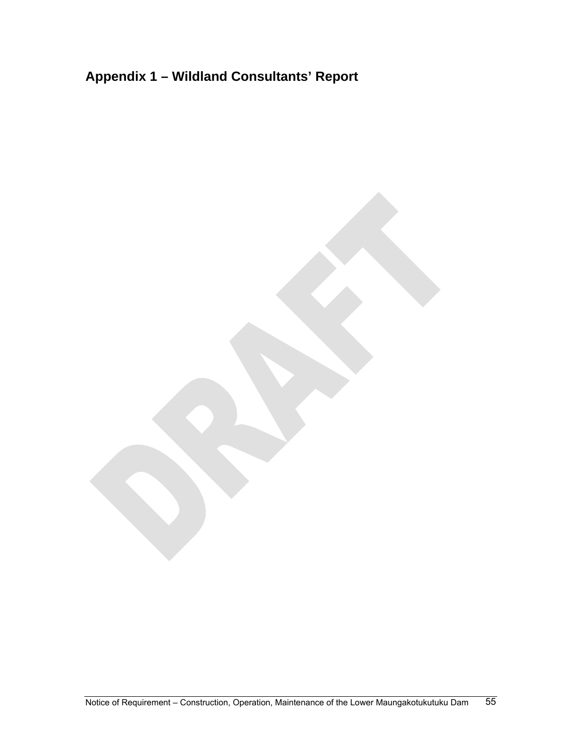## Appendix 1 – Wildland Consultants’ Report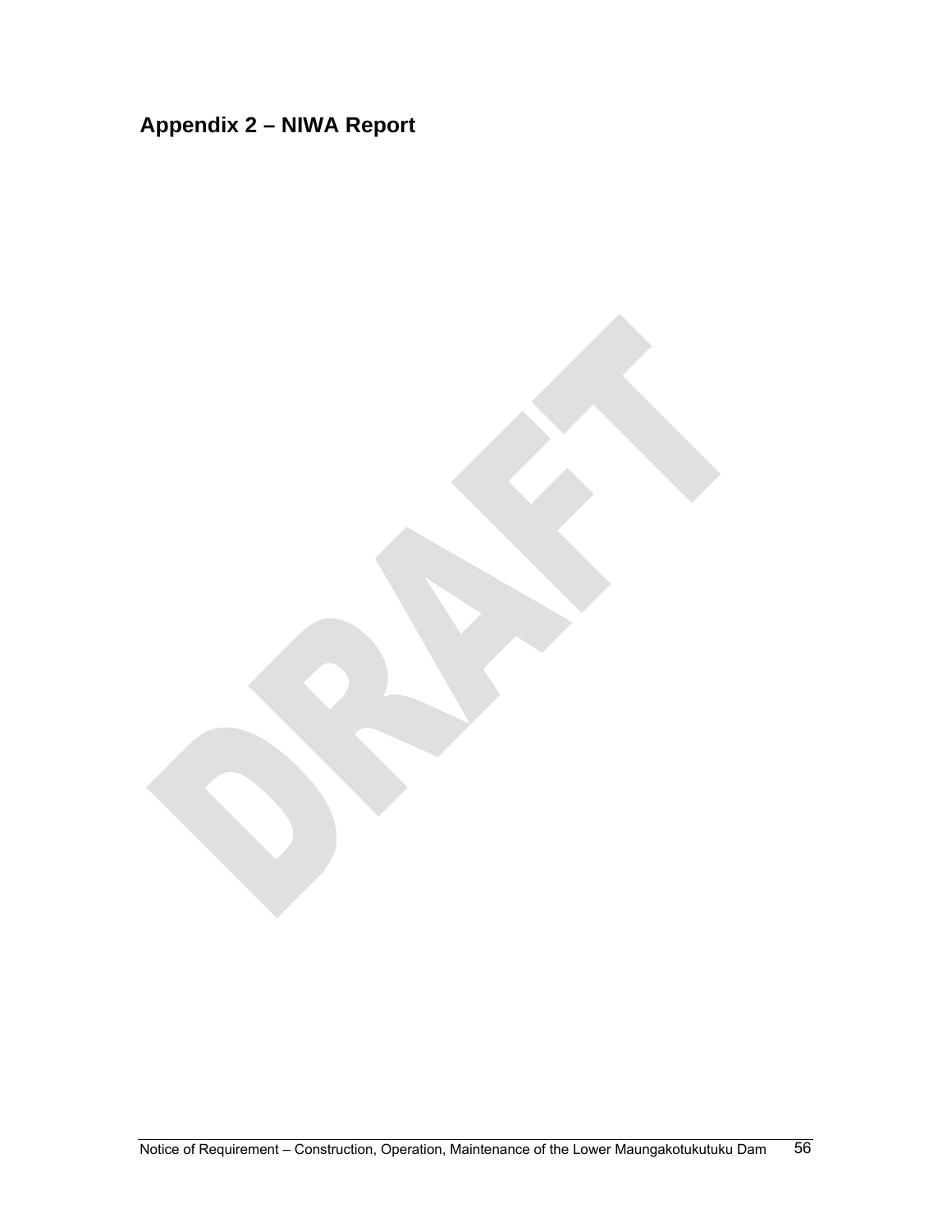# Appendix 2 – NIWA Report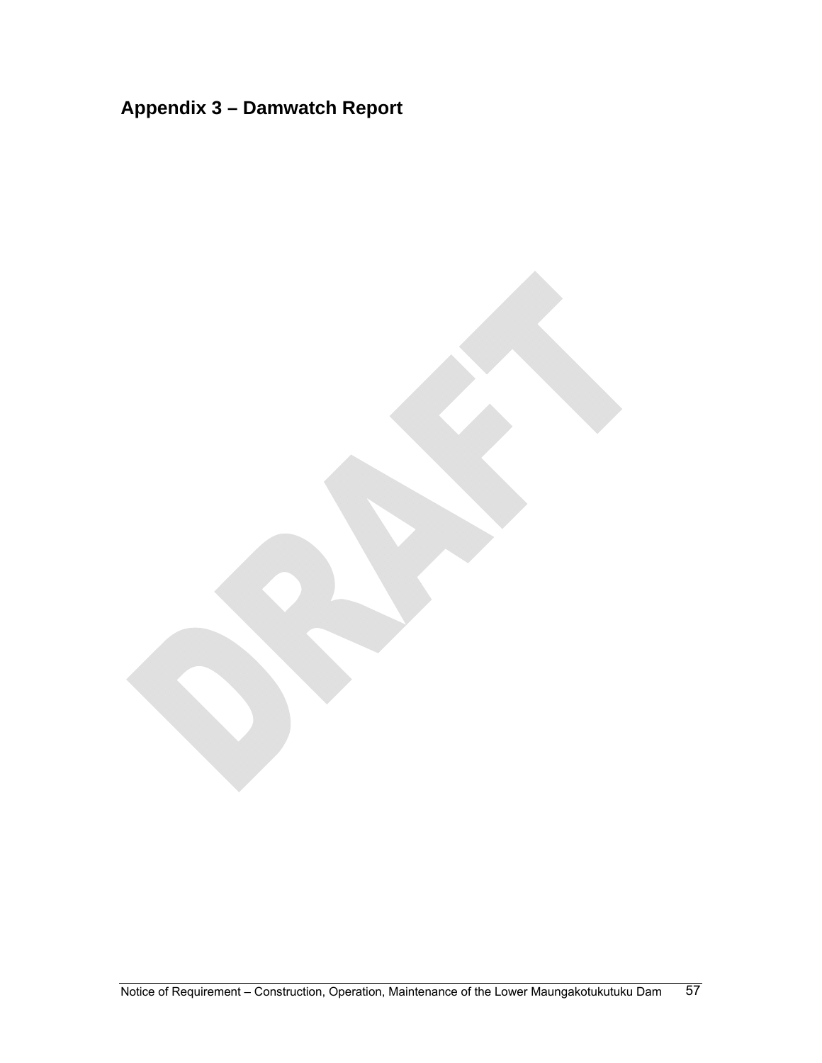## Appendix 3 – Damwatch Report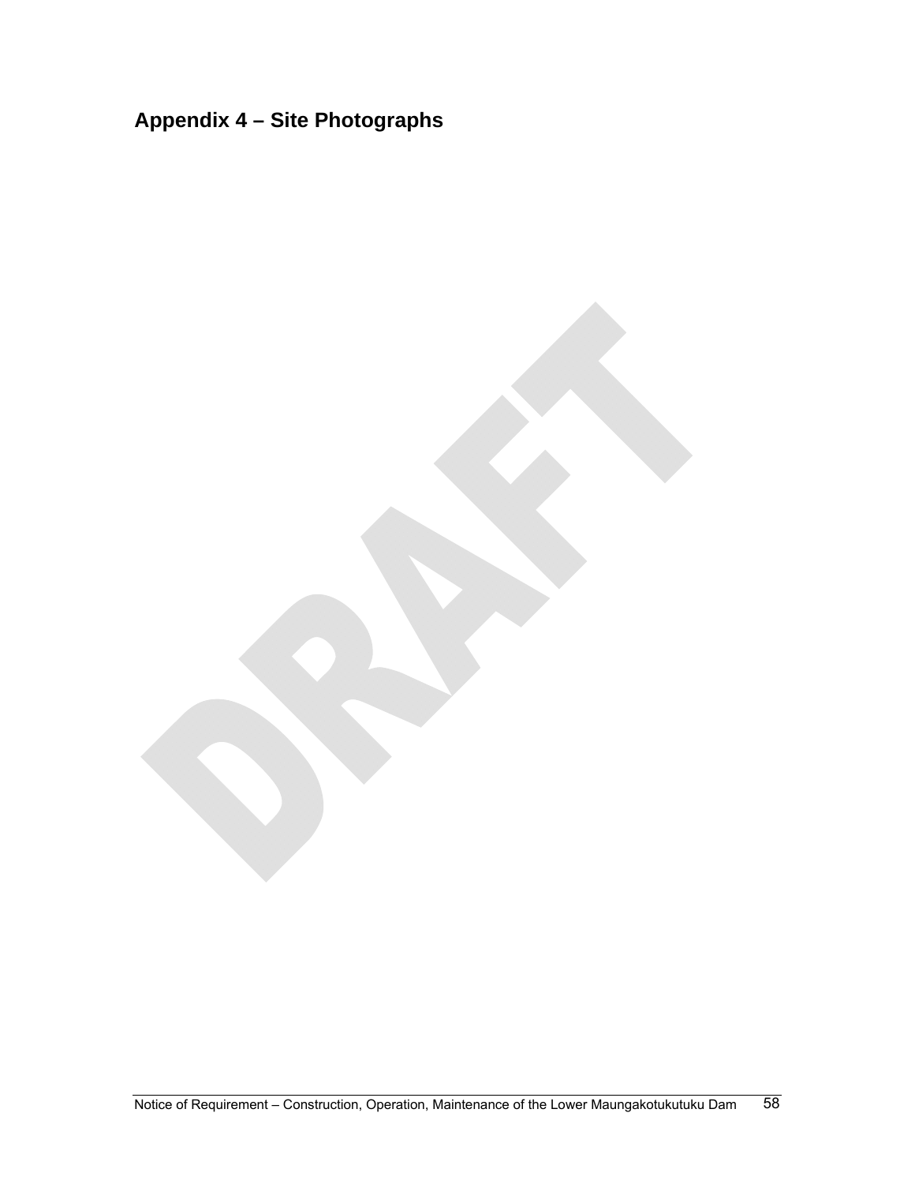## Appendix 4 – Site Photographs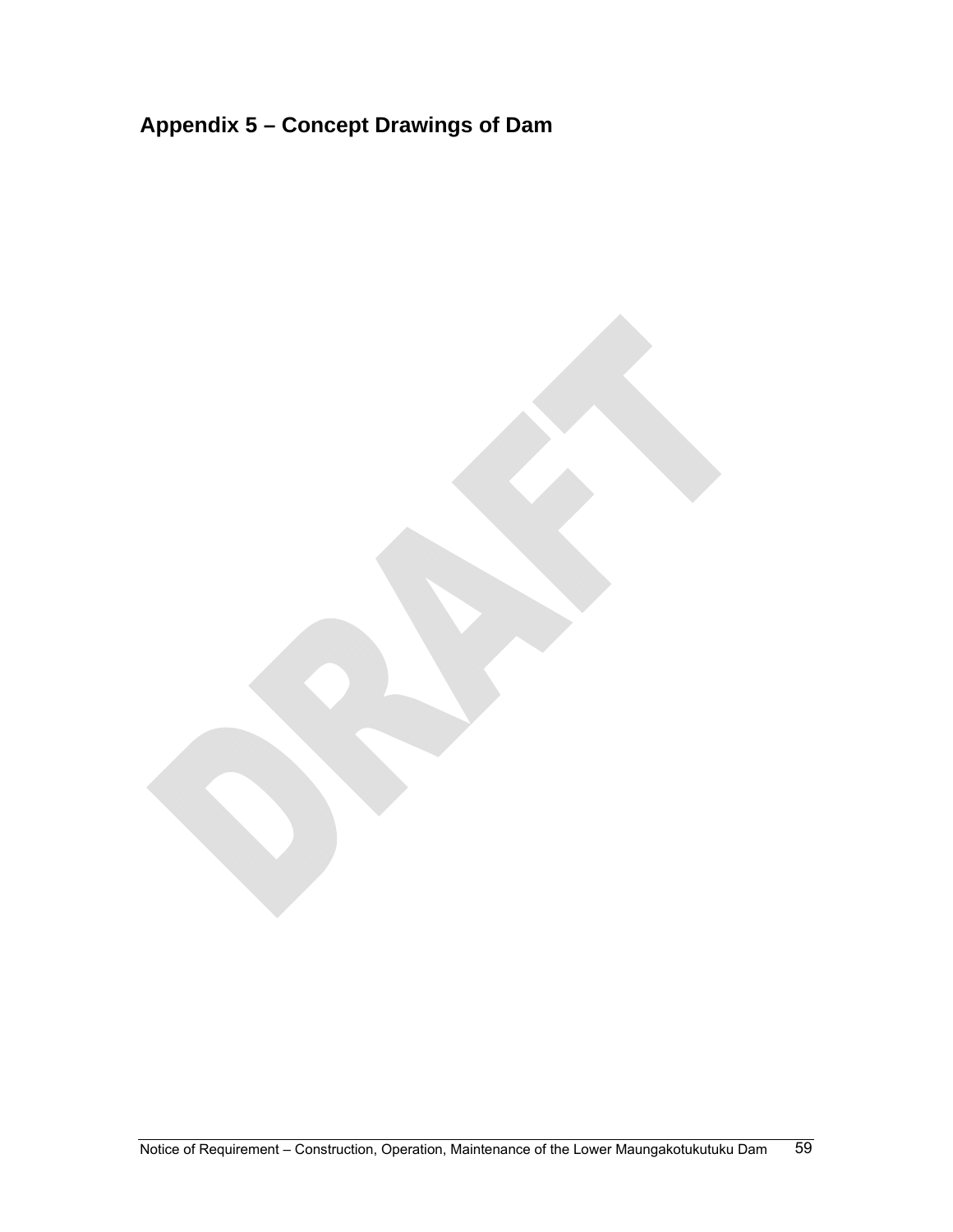## Appendix 5 – Concept Drawings of Dam

DRAFT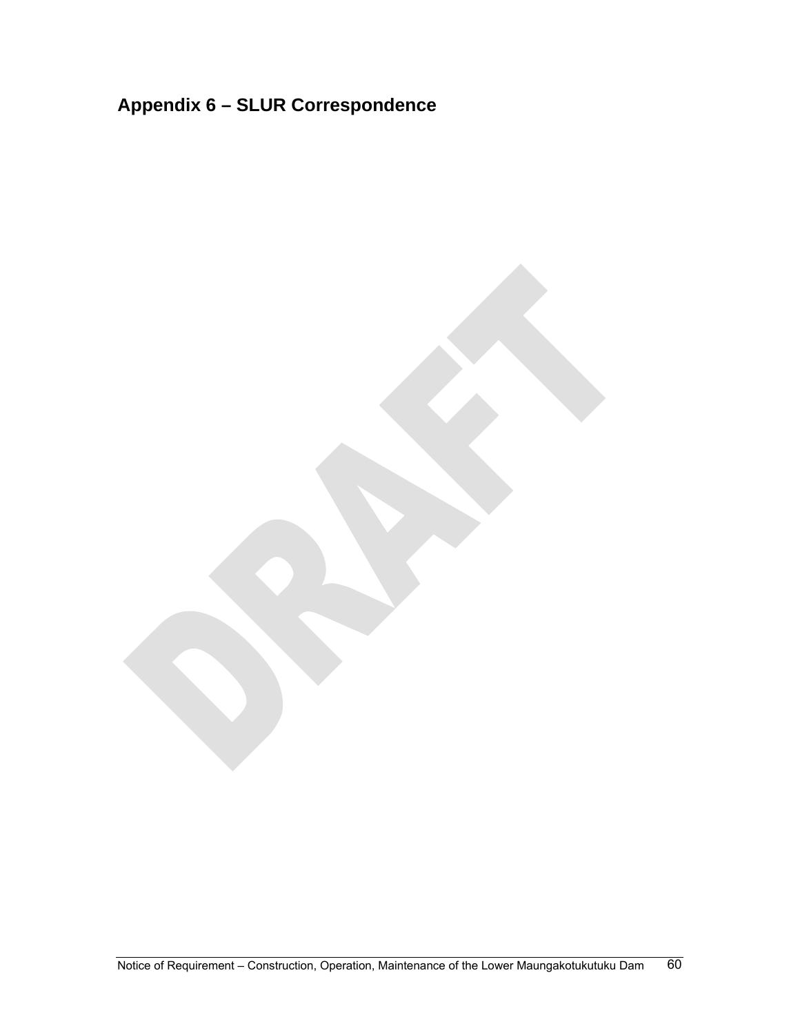## Appendix 6 – SLUR Correspondence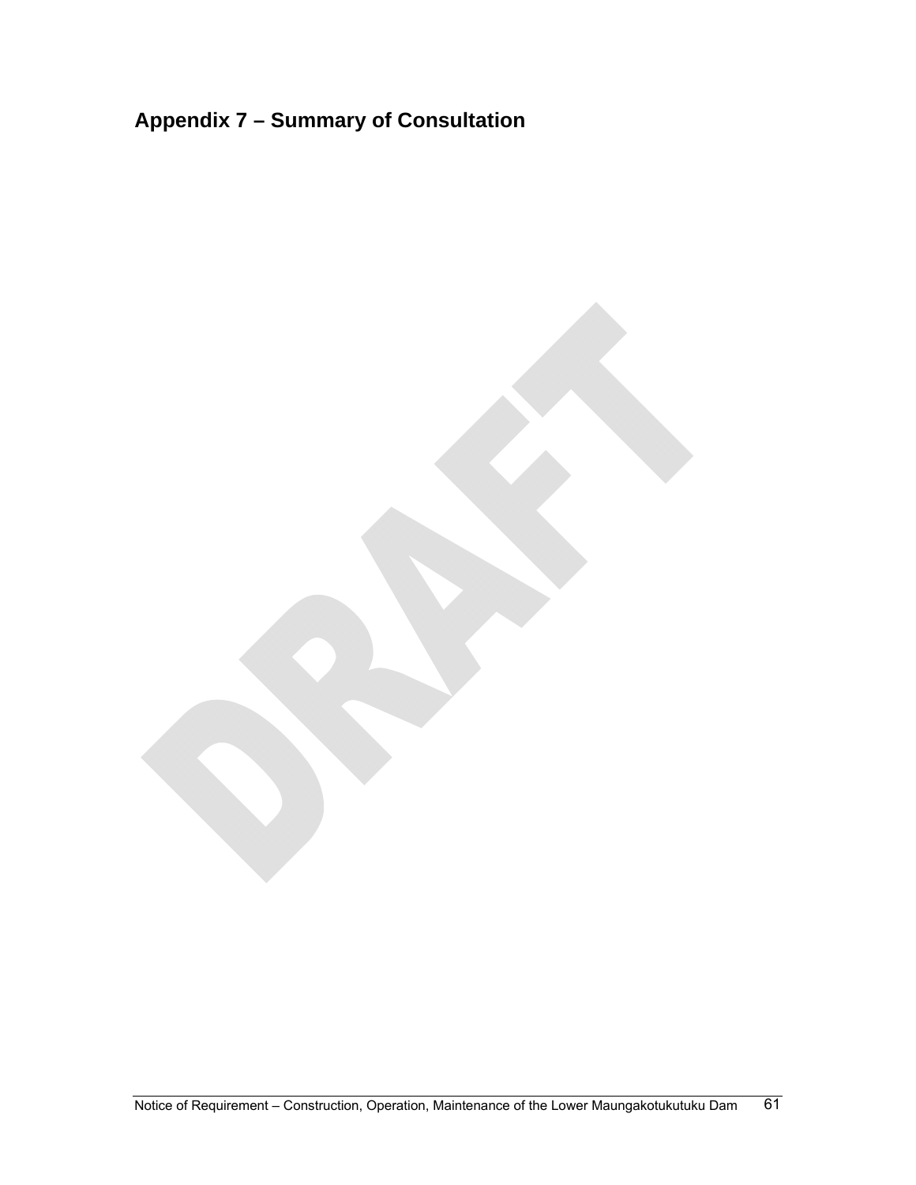## Appendix 7 – Summary of Consultation